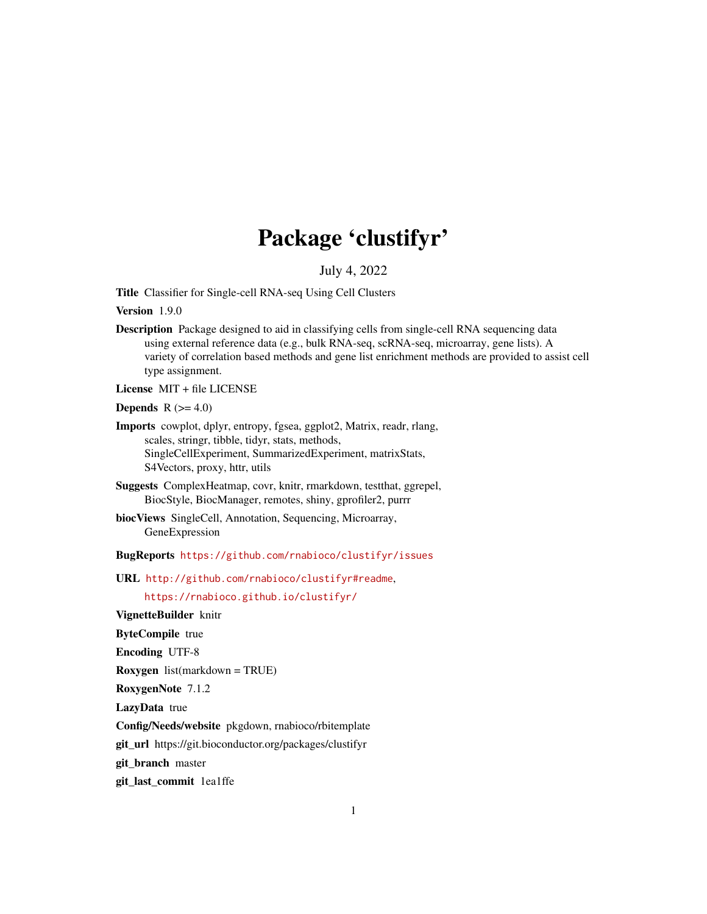# Package 'clustifyr'

July 4, 2022

**Title** Classifier for Single-cell RNA-seq Using Cell Clusters

**Version** 1.9.0

**Description** Package designed to aid in classifying cells from single-cell RNA sequencing data using external reference data (e.g., bulk RNA-seq, scRNA-seq, microarray, gene lists). A variety of correlation based methods and gene list enrichment methods are provided to assist cell type assignment.

**License** MIT + file LICENSE

**Depends** R (>= 4.0)

**Imports** cowplot, dplyr, entropy, fgsea, ggplot2, Matrix, readr, rlang, scales, stringr, tibble, tidyr, stats, methods, SingleCellExperiment, SummarizedExperiment, matrixStats, S4Vectors, proxy, httr, utils

**Suggests** ComplexHeatmap, covr, knitr, rmarkdown, testthat, ggrepel, BiocStyle, BiocManager, remotes, shiny, gprofiler2, purrr

**biocViews** SingleCell, Annotation, Sequencing, Microarray, GeneExpression

**BugReports** https://github.com/rnabioco/clustifyr/issues

**URL** http://github.com/rnabioco/clustifyr#readme, https://rnabioco.github.io/clustifyr/

**VignetteBuilder** knitr

**ByteCompile** true

**Encoding** UTF-8

**Roxygen** list(markdown = TRUE)

**RoxygenNote** 7.1.2

**LazyData** true

**Config/Needs/website** pkgdown, rnabioco/rbitemplate

**git_url** https://git.bioconductor.org/packages/clustifyr

**git_branch** master

**git_last_commit** 1ea1ffe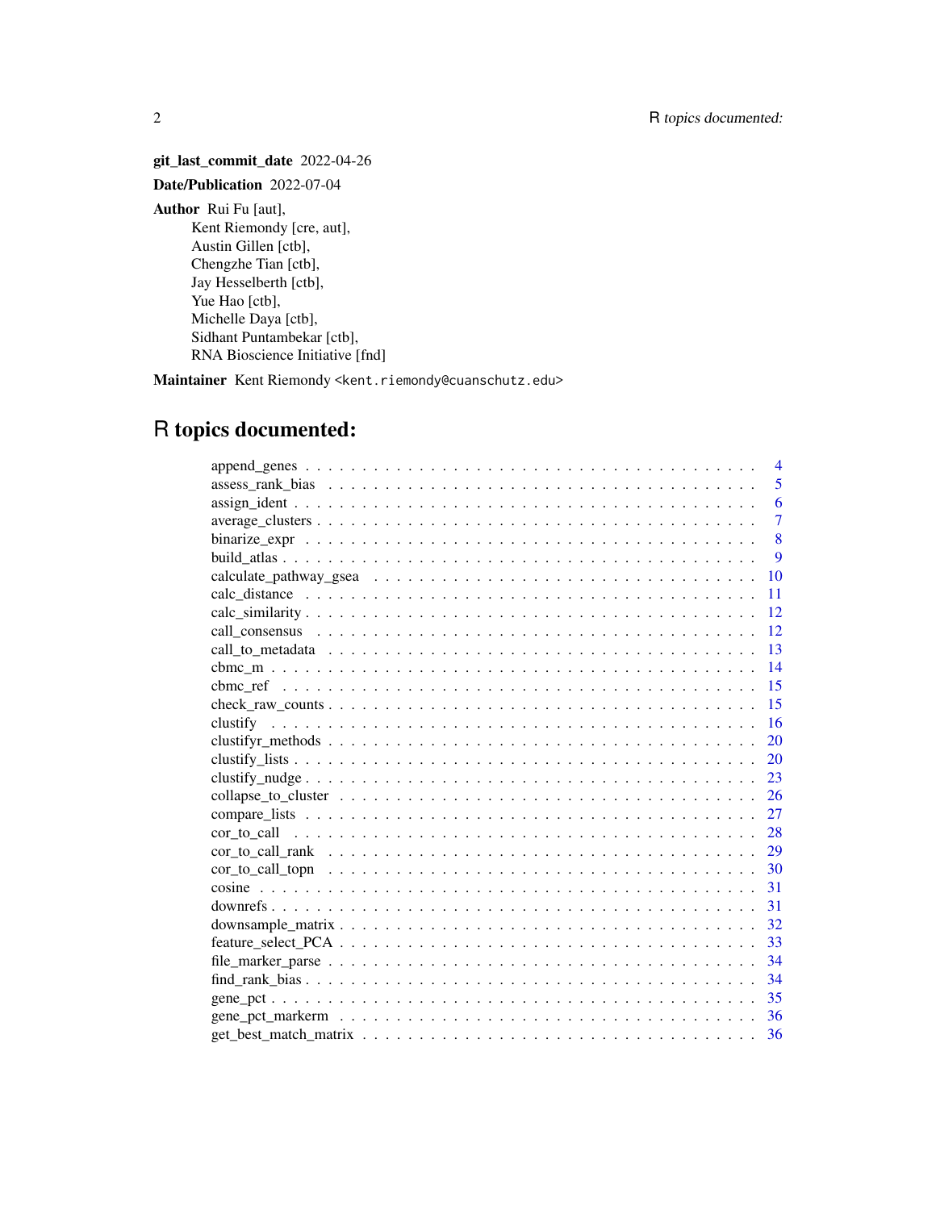**git_last_commit_date** 2022-04-26

**Date/Publication** 2022-07-04

**Author** Rui Fu [aut],
Kent Riemondy [cre, aut],
Austin Gillen [ctb],
Chengzhe Tian [ctb],
Jay Hesselberth [ctb],
Yue Hao [ctb],
Michelle Daya [ctb],
Sidhant Puntambekar [ctb],
RNA Bioscience Initiative [fnd]

**Maintainer** Kent Riemondy <kent.riemondy@cuanschutz.edu>

# R topics documented:

| | |
|---|---|
| append_genes | 4 |
| assess_rank_bias | 5 |
| assign_ident | 6 |
| average_clusters | 7 |
| binarize_expr | 8 |
| build_atlas | 9 |
| calculate_pathway_gsea | 10 |
| calc_distance | 11 |
| calc_similarity | 12 |
| call_consensus | 12 |
| call_to_metadata | 13 |
| cbmc_m | 14 |
| cbmc_ref | 15 |
| check_raw_counts | 15 |
| clustify | 16 |
| clustifyr_methods | 20 |
| clustify_lists | 20 |
| clustify_nudge | 23 |
| collapse_to_cluster | 26 |
| compare_lists | 27 |
| cor_to_call | 28 |
| cor_to_call_rank | 29 |
| cor_to_call_topn | 30 |
| cosine | 31 |
| downrefs | 31 |
| downsample_matrix | 32 |
| feature_select_PCA | 33 |
| file_marker_parse | 34 |
| find_rank_bias | 34 |
| gene_pct | 35 |
| gene_pct_markerm | 36 |
| get_best_match_matrix | 36 |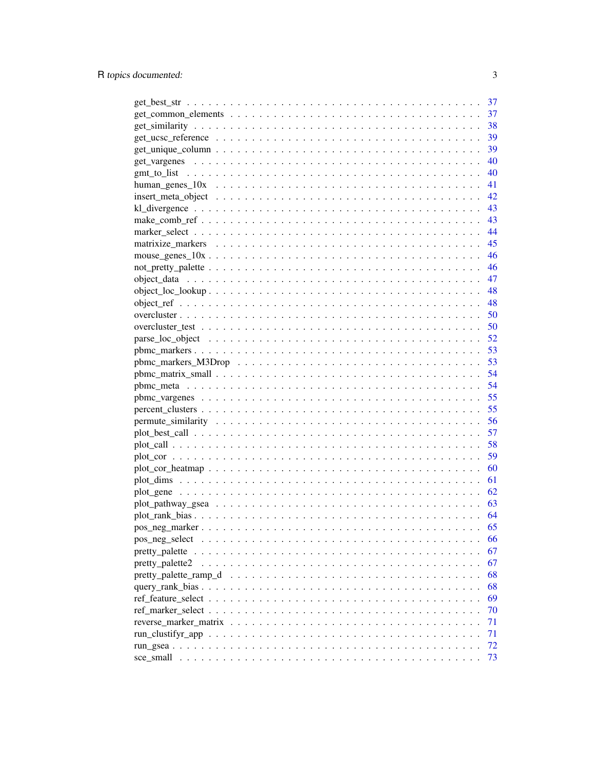get_best_str . . . . . . . . . . . . . . . . . . . . . . . . . . . . . . . . . . . . . . . 37
get_common_elements . . . . . . . . . . . . . . . . . . . . . . . . . . . . . . . . . . 37
get_similarity . . . . . . . . . . . . . . . . . . . . . . . . . . . . . . . . . . . . . . . 38
get_ucsc_reference . . . . . . . . . . . . . . . . . . . . . . . . . . . . . . . . . . . 39
get_unique_column . . . . . . . . . . . . . . . . . . . . . . . . . . . . . . . . . . . 39
get_vargenes . . . . . . . . . . . . . . . . . . . . . . . . . . . . . . . . . . . . . . . 40
gmt_to_list . . . . . . . . . . . . . . . . . . . . . . . . . . . . . . . . . . . . . . . . 40
human_genes_10x . . . . . . . . . . . . . . . . . . . . . . . . . . . . . . . . . . . . 41
insert_meta_object . . . . . . . . . . . . . . . . . . . . . . . . . . . . . . . . . . . 42
kl_divergence . . . . . . . . . . . . . . . . . . . . . . . . . . . . . . . . . . . . . . 43
make_comb_ref . . . . . . . . . . . . . . . . . . . . . . . . . . . . . . . . . . . . . 43
marker_select . . . . . . . . . . . . . . . . . . . . . . . . . . . . . . . . . . . . . . 44
matrixize_markers . . . . . . . . . . . . . . . . . . . . . . . . . . . . . . . . . . . . 45
mouse_genes_10x . . . . . . . . . . . . . . . . . . . . . . . . . . . . . . . . . . . . 46
not_pretty_palette . . . . . . . . . . . . . . . . . . . . . . . . . . . . . . . . . . . . 46
object_data . . . . . . . . . . . . . . . . . . . . . . . . . . . . . . . . . . . . . . . 47
object_loc_lookup . . . . . . . . . . . . . . . . . . . . . . . . . . . . . . . . . . . . 48
object_ref . . . . . . . . . . . . . . . . . . . . . . . . . . . . . . . . . . . . . . . . 48
overcluster . . . . . . . . . . . . . . . . . . . . . . . . . . . . . . . . . . . . . . . 50
overcluster_test . . . . . . . . . . . . . . . . . . . . . . . . . . . . . . . . . . . . . 50
parse_loc_object . . . . . . . . . . . . . . . . . . . . . . . . . . . . . . . . . . . . 52
pbmc_markers . . . . . . . . . . . . . . . . . . . . . . . . . . . . . . . . . . . . . . 53
pbmc_markers_M3Drop . . . . . . . . . . . . . . . . . . . . . . . . . . . . . . . . . 53
pbmc_matrix_small . . . . . . . . . . . . . . . . . . . . . . . . . . . . . . . . . . . 54
pbmc_meta . . . . . . . . . . . . . . . . . . . . . . . . . . . . . . . . . . . . . . . 54
pbmc_vargenes . . . . . . . . . . . . . . . . . . . . . . . . . . . . . . . . . . . . . 55
percent_clusters . . . . . . . . . . . . . . . . . . . . . . . . . . . . . . . . . . . . 55
permute_similarity . . . . . . . . . . . . . . . . . . . . . . . . . . . . . . . . . . . 56
plot_best_call . . . . . . . . . . . . . . . . . . . . . . . . . . . . . . . . . . . . . . 57
plot_call . . . . . . . . . . . . . . . . . . . . . . . . . . . . . . . . . . . . . . . . . 58
plot_cor . . . . . . . . . . . . . . . . . . . . . . . . . . . . . . . . . . . . . . . . . 59
plot_cor_heatmap . . . . . . . . . . . . . . . . . . . . . . . . . . . . . . . . . . . . 60
plot_dims . . . . . . . . . . . . . . . . . . . . . . . . . . . . . . . . . . . . . . . . 61
plot_gene . . . . . . . . . . . . . . . . . . . . . . . . . . . . . . . . . . . . . . . . 62
plot_pathway_gsea . . . . . . . . . . . . . . . . . . . . . . . . . . . . . . . . . . . 63
plot_rank_bias . . . . . . . . . . . . . . . . . . . . . . . . . . . . . . . . . . . . . 64
pos_neg_marker . . . . . . . . . . . . . . . . . . . . . . . . . . . . . . . . . . . . . 65
pos_neg_select . . . . . . . . . . . . . . . . . . . . . . . . . . . . . . . . . . . . . 66
pretty_palette . . . . . . . . . . . . . . . . . . . . . . . . . . . . . . . . . . . . . . 67
pretty_palette2 . . . . . . . . . . . . . . . . . . . . . . . . . . . . . . . . . . . . . 67
pretty_palette_ramp_d . . . . . . . . . . . . . . . . . . . . . . . . . . . . . . . . . 68
query_rank_bias . . . . . . . . . . . . . . . . . . . . . . . . . . . . . . . . . . . . . 68
ref_feature_select . . . . . . . . . . . . . . . . . . . . . . . . . . . . . . . . . . . 69
ref_marker_select . . . . . . . . . . . . . . . . . . . . . . . . . . . . . . . . . . . . 70
reverse_marker_matrix . . . . . . . . . . . . . . . . . . . . . . . . . . . . . . . . . 71
run_clustifyr_app . . . . . . . . . . . . . . . . . . . . . . . . . . . . . . . . . . . . 71
run_gsea . . . . . . . . . . . . . . . . . . . . . . . . . . . . . . . . . . . . . . . . . 72
sce_small . . . . . . . . . . . . . . . . . . . . . . . . . . . . . . . . . . . . . . . . 73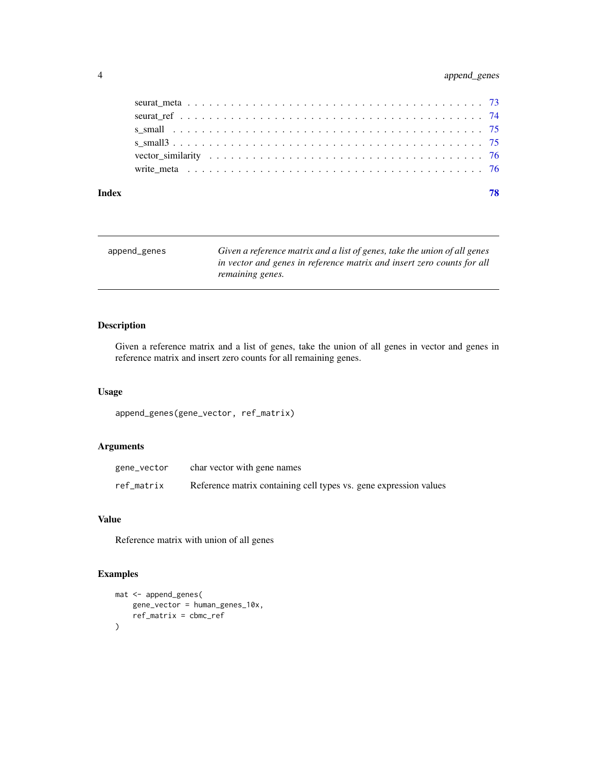seurat_meta . . . . . . . . . . . . . . . . . . . . . . . . . . . . . . . . . . . . . 73
seurat_ref . . . . . . . . . . . . . . . . . . . . . . . . . . . . . . . . . . . . . . 74
s_small . . . . . . . . . . . . . . . . . . . . . . . . . . . . . . . . . . . . . . . 75
s_small3 . . . . . . . . . . . . . . . . . . . . . . . . . . . . . . . . . . . . . . . 75
vector_similarity . . . . . . . . . . . . . . . . . . . . . . . . . . . . . . . . . . 76
write_meta . . . . . . . . . . . . . . . . . . . . . . . . . . . . . . . . . . . . . . 76

**Index** **78**

---

`append_genes` *Given a reference matrix and a list of genes, take the union of all genes in vector and genes in reference matrix and insert zero counts for all remaining genes.*

---

## Description

Given a reference matrix and a list of genes, take the union of all genes in vector and genes in reference matrix and insert zero counts for all remaining genes.

## Usage

```
append_genes(gene_vector, ref_matrix)
```

## Arguments

| | |
|---|---|
| `gene_vector` | char vector with gene names |
| `ref_matrix` | Reference matrix containing cell types vs. gene expression values |

## Value

Reference matrix with union of all genes

## Examples

```
mat <- append_genes(
    gene_vector = human_genes_10x,
    ref_matrix = cbmc_ref
)
```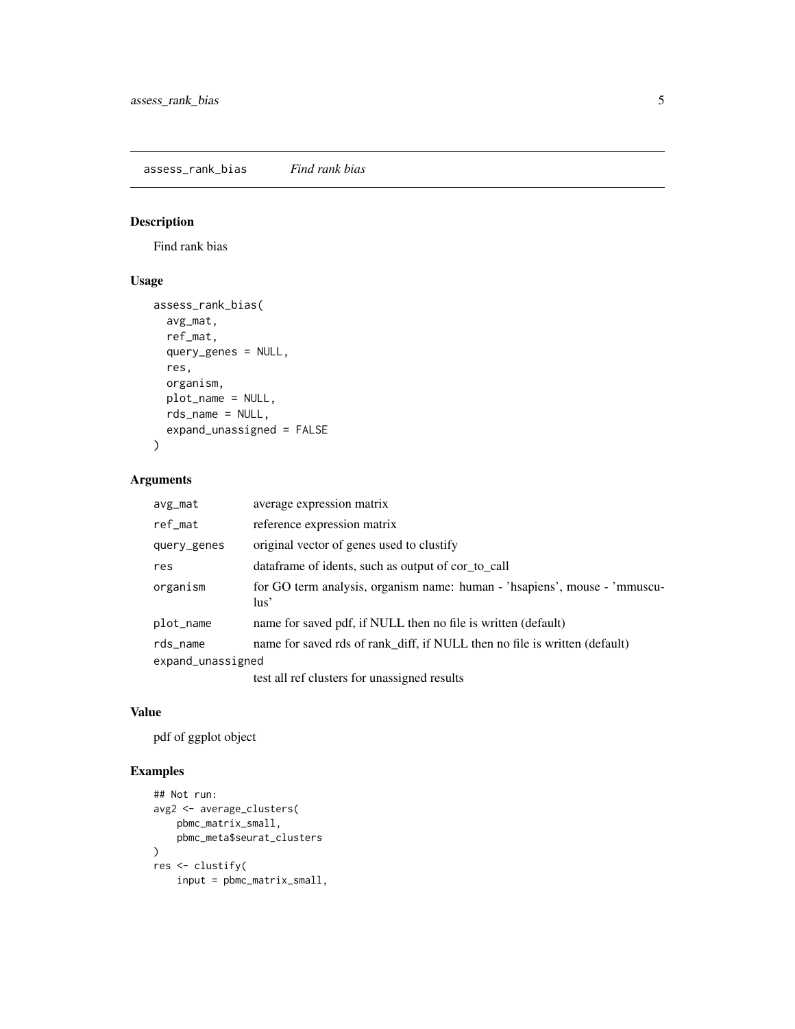assess_rank_bias *Find rank bias*

## Description

Find rank bias

## Usage

```
assess_rank_bias(
  avg_mat,
  ref_mat,
  query_genes = NULL,
  res,
  organism,
  plot_name = NULL,
  rds_name = NULL,
  expand_unassigned = FALSE
)
```

## Arguments

| | |
|---|---|
| avg_mat | average expression matrix |
| ref_mat | reference expression matrix |
| query_genes | original vector of genes used to clustify |
| res | dataframe of idents, such as output of cor_to_call |
| organism | for GO term analysis, organism name: human - 'hsapiens', mouse - 'mmusculus' |
| plot_name | name for saved pdf, if NULL then no file is written (default) |
| rds_name | name for saved rds of rank_diff, if NULL then no file is written (default) |
| expand_unassigned | test all ref clusters for unassigned results |

## Value

pdf of ggplot object

## Examples

```
## Not run:
avg2 <- average_clusters(
    pbmc_matrix_small,
    pbmc_meta$seurat_clusters
)
res <- clustify(
    input = pbmc_matrix_small,
```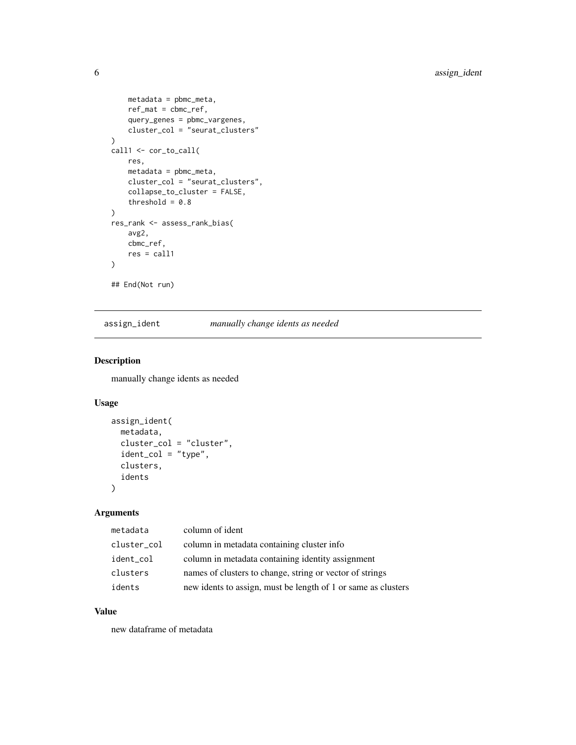```
    metadata = pbmc_meta,
    ref_mat = cbmc_ref,
    query_genes = pbmc_vargenes,
    cluster_col = "seurat_clusters"
)
call1 <- cor_to_call(
    res,
    metadata = pbmc_meta,
    cluster_col = "seurat_clusters",
    collapse_to_cluster = FALSE,
    threshold = 0.8
)
res_rank <- assess_rank_bias(
    avg2,
    cbmc_ref,
    res = call1
)

## End(Not run)
```

---

## assign_ident — *manually change idents as needed*

### Description

manually change idents as needed

### Usage

```
assign_ident(
  metadata,
  cluster_col = "cluster",
  ident_col = "type",
  clusters,
  idents
)
```

### Arguments

| | |
|---|---|
| metadata | column of ident |
| cluster_col | column in metadata containing cluster info |
| ident_col | column in metadata containing identity assignment |
| clusters | names of clusters to change, string or vector of strings |
| idents | new idents to assign, must be length of 1 or same as clusters |

### Value

new dataframe of metadata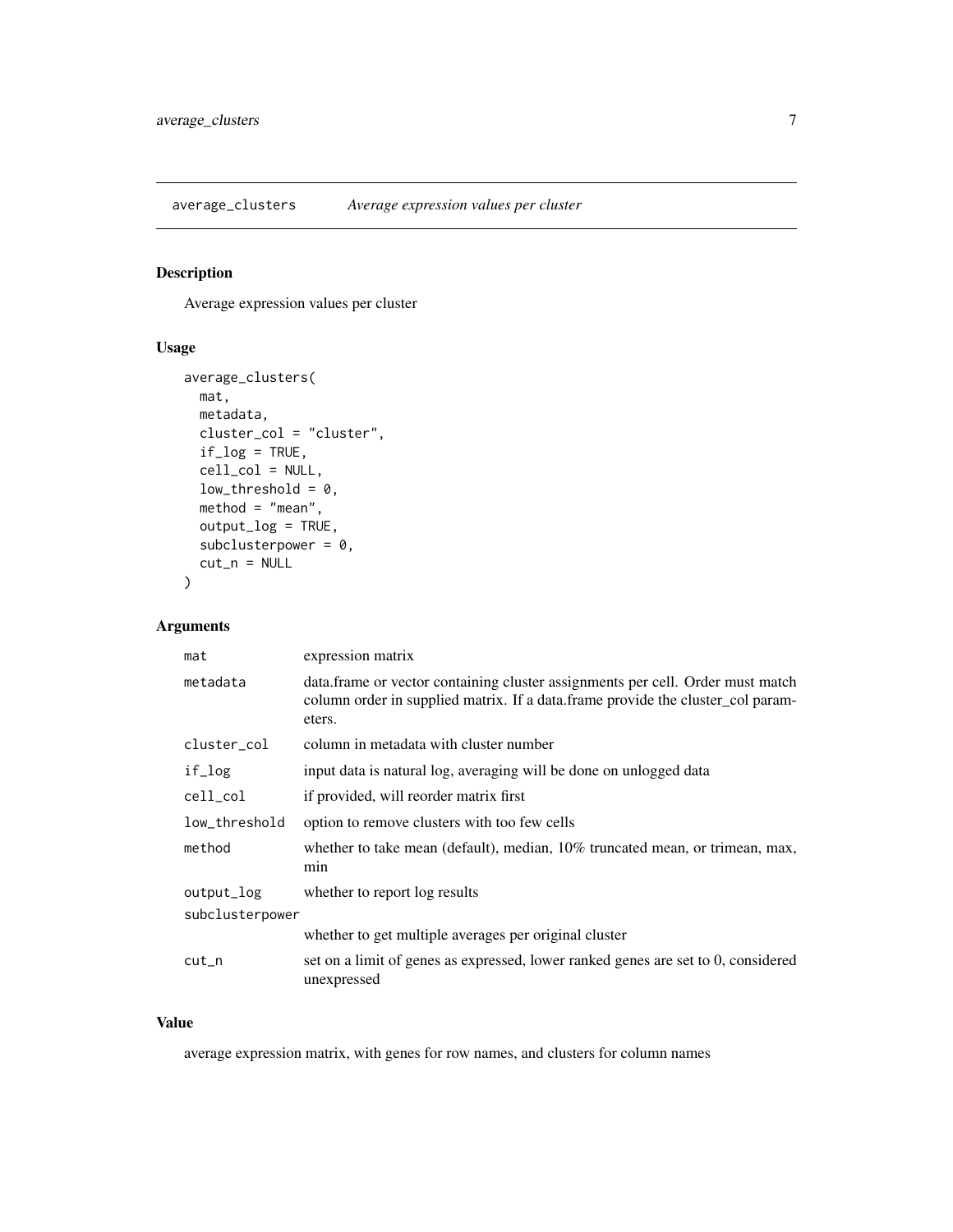## average_clusters *Average expression values per cluster*

### Description

Average expression values per cluster

### Usage

```
average_clusters(
  mat,
  metadata,
  cluster_col = "cluster",
  if_log = TRUE,
  cell_col = NULL,
  low_threshold = 0,
  method = "mean",
  output_log = TRUE,
  subclusterpower = 0,
  cut_n = NULL
)
```

### Arguments

| | |
|---|---|
| `mat` | expression matrix |
| `metadata` | data.frame or vector containing cluster assignments per cell. Order must match column order in supplied matrix. If a data.frame provide the cluster_col parameters. |
| `cluster_col` | column in metadata with cluster number |
| `if_log` | input data is natural log, averaging will be done on unlogged data |
| `cell_col` | if provided, will reorder matrix first |
| `low_threshold` | option to remove clusters with too few cells |
| `method` | whether to take mean (default), median, 10% truncated mean, or trimean, max, min |
| `output_log` | whether to report log results |
| `subclusterpower` | whether to get multiple averages per original cluster |
| `cut_n` | set on a limit of genes as expressed, lower ranked genes are set to 0, considered unexpressed |

### Value

average expression matrix, with genes for row names, and clusters for column names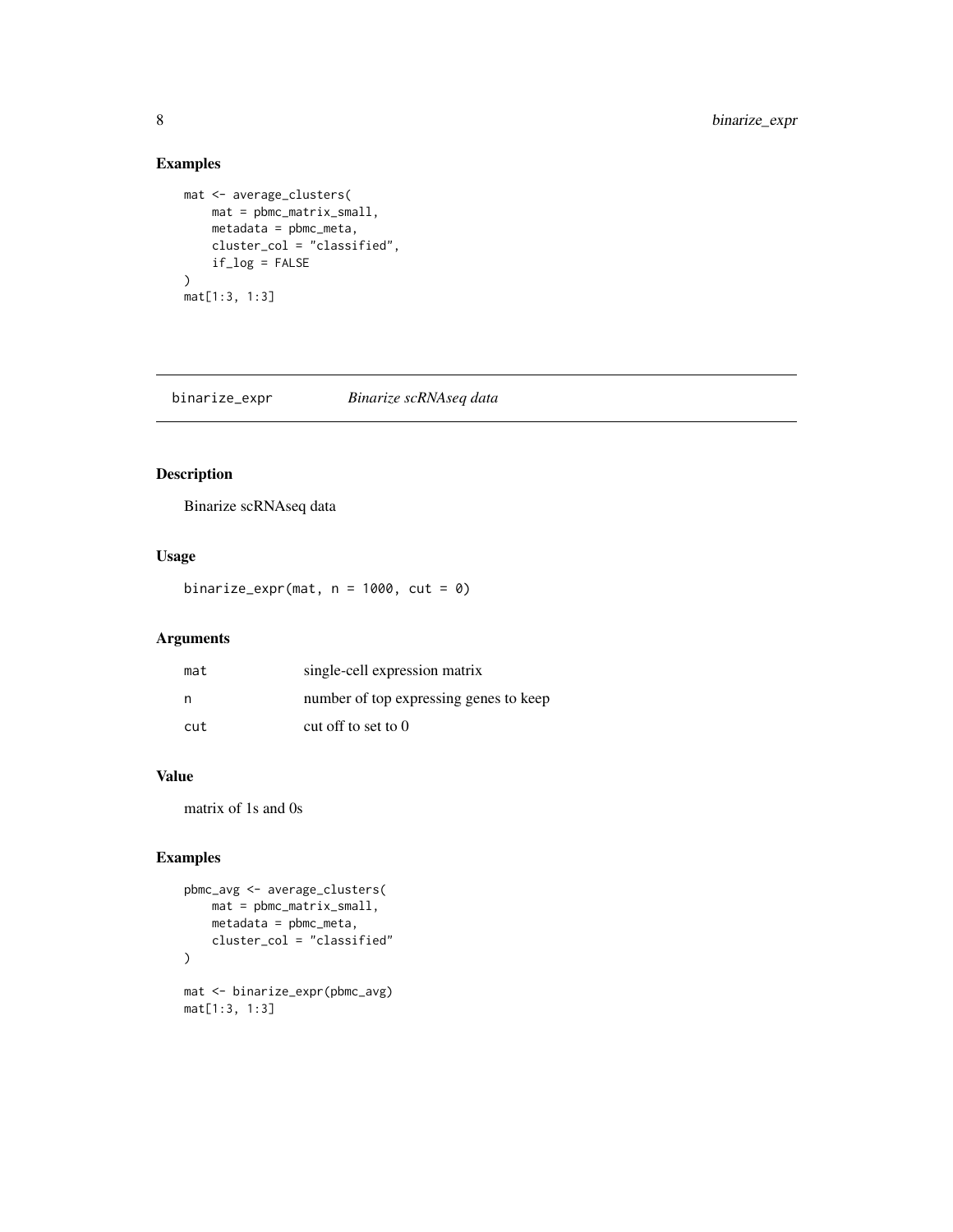## Examples

```
mat <- average_clusters(
    mat = pbmc_matrix_small,
    metadata = pbmc_meta,
    cluster_col = "classified",
    if_log = FALSE
)
mat[1:3, 1:3]
```

---

# binarize_expr    *Binarize scRNAseq data*

## Description

Binarize scRNAseq data

## Usage

```
binarize_expr(mat, n = 1000, cut = 0)
```

## Arguments

| | |
|---|---|
| mat | single-cell expression matrix |
| n | number of top expressing genes to keep |
| cut | cut off to set to 0 |

## Value

matrix of 1s and 0s

## Examples

```
pbmc_avg <- average_clusters(
    mat = pbmc_matrix_small,
    metadata = pbmc_meta,
    cluster_col = "classified"
)

mat <- binarize_expr(pbmc_avg)
mat[1:3, 1:3]
```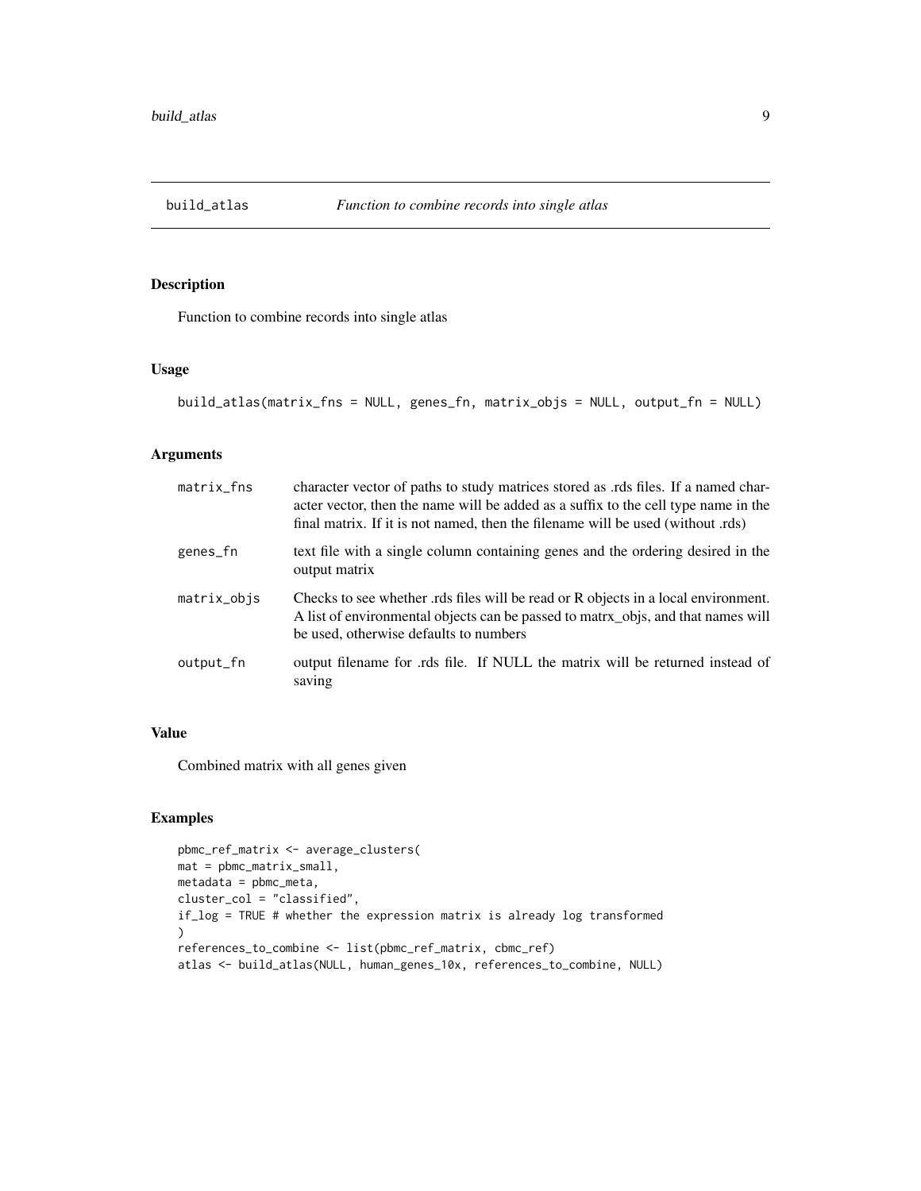# build_atlas — *Function to combine records into single atlas*

## Description

Function to combine records into single atlas

## Usage

```
build_atlas(matrix_fns = NULL, genes_fn, matrix_objs = NULL, output_fn = NULL)
```

## Arguments

| Argument | Description |
| --- | --- |
| `matrix_fns` | character vector of paths to study matrices stored as .rds files. If a named character vector, then the name will be added as a suffix to the cell type name in the final matrix. If it is not named, then the filename will be used (without .rds) |
| `genes_fn` | text file with a single column containing genes and the ordering desired in the output matrix |
| `matrix_objs` | Checks to see whether .rds files will be read or R objects in a local environment. A list of environmental objects can be passed to matrx_objs, and that names will be used, otherwise defaults to numbers |
| `output_fn` | output filename for .rds file. If NULL the matrix will be returned instead of saving |

## Value

Combined matrix with all genes given

## Examples

```
pbmc_ref_matrix <- average_clusters(
mat = pbmc_matrix_small,
metadata = pbmc_meta,
cluster_col = "classified",
if_log = TRUE # whether the expression matrix is already log transformed
)
references_to_combine <- list(pbmc_ref_matrix, cbmc_ref)
atlas <- build_atlas(NULL, human_genes_10x, references_to_combine, NULL)
```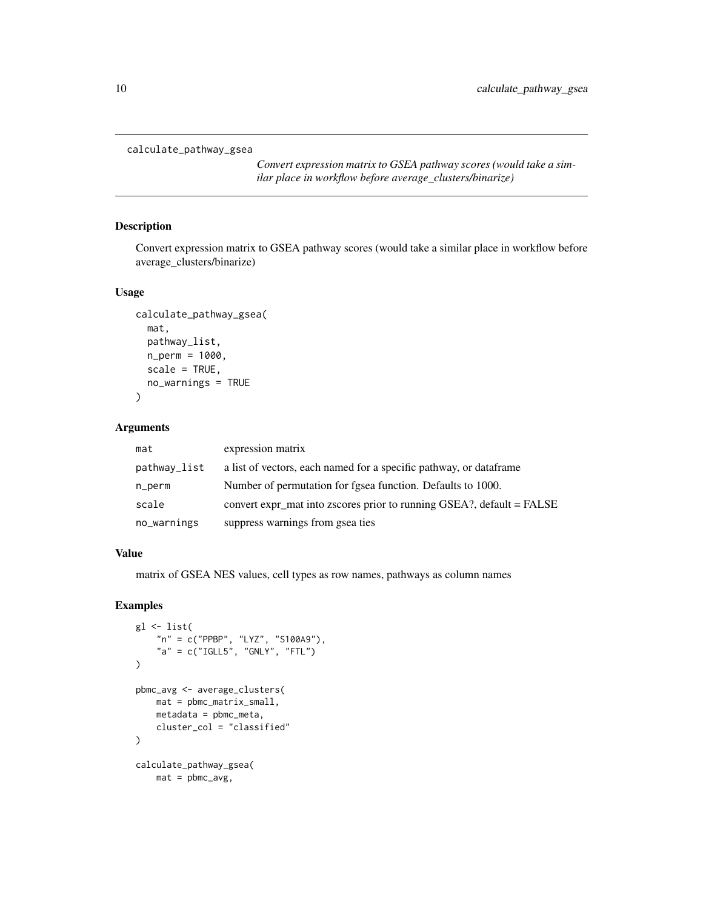## calculate_pathway_gsea

*Convert expression matrix to GSEA pathway scores (would take a similar place in workflow before average_clusters/binarize)*

### Description

Convert expression matrix to GSEA pathway scores (would take a similar place in workflow before average_clusters/binarize)

### Usage

```
calculate_pathway_gsea(
  mat,
  pathway_list,
  n_perm = 1000,
  scale = TRUE,
  no_warnings = TRUE
)
```

### Arguments

| | |
|---|---|
| mat | expression matrix |
| pathway_list | a list of vectors, each named for a specific pathway, or dataframe |
| n_perm | Number of permutation for fgsea function. Defaults to 1000. |
| scale | convert expr_mat into zscores prior to running GSEA?, default = FALSE |
| no_warnings | suppress warnings from gsea ties |

### Value

matrix of GSEA NES values, cell types as row names, pathways as column names

### Examples

```
gl <- list(
    "n" = c("PPBP", "LYZ", "S100A9"),
    "a" = c("IGLL5", "GNLY", "FTL")
)

pbmc_avg <- average_clusters(
    mat = pbmc_matrix_small,
    metadata = pbmc_meta,
    cluster_col = "classified"
)

calculate_pathway_gsea(
    mat = pbmc_avg,
```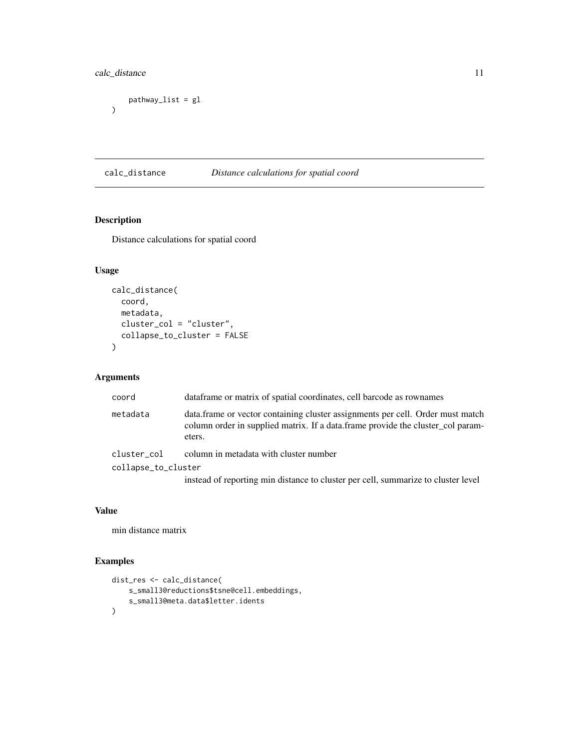```
    pathway_list = gl
)
```

## calc_distance    *Distance calculations for spatial coord*

### Description

Distance calculations for spatial coord

### Usage

```
calc_distance(
  coord,
  metadata,
  cluster_col = "cluster",
  collapse_to_cluster = FALSE
)
```

### Arguments

| | |
|---|---|
| `coord` | dataframe or matrix of spatial coordinates, cell barcode as rownames |
| `metadata` | data.frame or vector containing cluster assignments per cell. Order must match column order in supplied matrix. If a data.frame provide the cluster_col parameters. |
| `cluster_col` | column in metadata with cluster number |
| `collapse_to_cluster` | instead of reporting min distance to cluster per cell, summarize to cluster level |

### Value

min distance matrix

### Examples

```
dist_res <- calc_distance(
    s_small3@reductions$tsne@cell.embeddings,
    s_small3@meta.data$letter.idents
)
```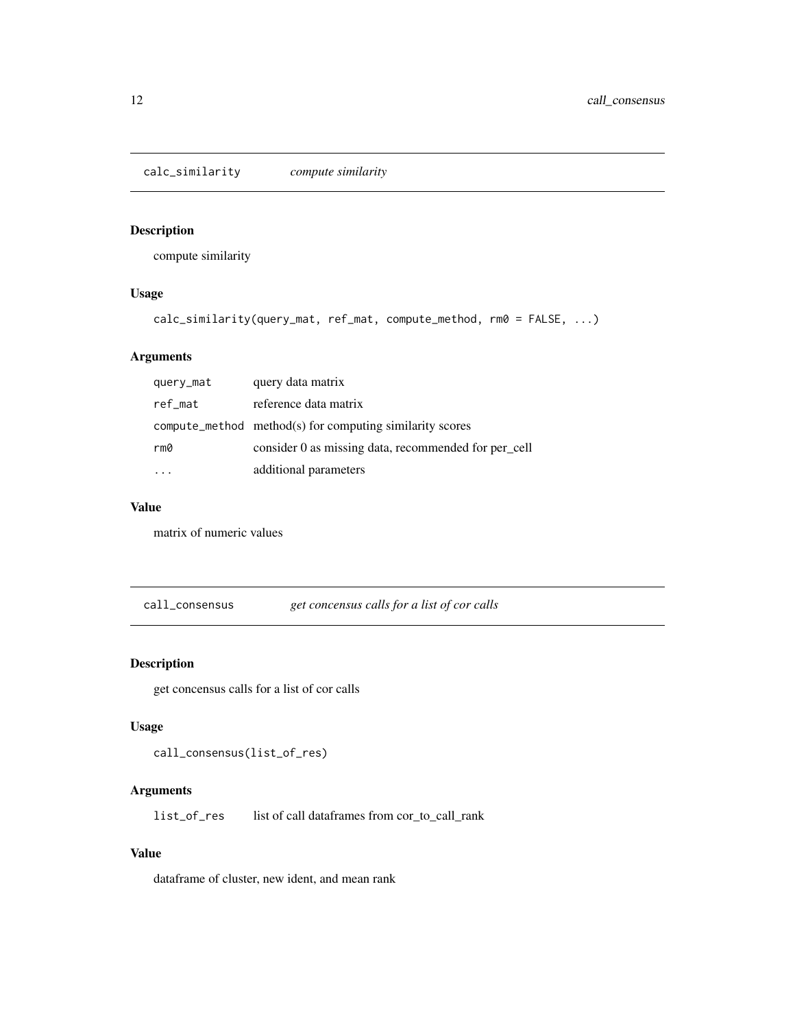## calc_similarity *compute similarity*

### Description

compute similarity

### Usage

```
calc_similarity(query_mat, ref_mat, compute_method, rm0 = FALSE, ...)
```

### Arguments

| | |
|---|---|
| query_mat | query data matrix |
| ref_mat | reference data matrix |
| compute_method | method(s) for computing similarity scores |
| rm0 | consider 0 as missing data, recommended for per_cell |
| ... | additional parameters |

### Value

matrix of numeric values

## call_consensus *get concensus calls for a list of cor calls*

### Description

get concensus calls for a list of cor calls

### Usage

```
call_consensus(list_of_res)
```

### Arguments

| | |
|---|---|
| list_of_res | list of call dataframes from cor_to_call_rank |

### Value

dataframe of cluster, new ident, and mean rank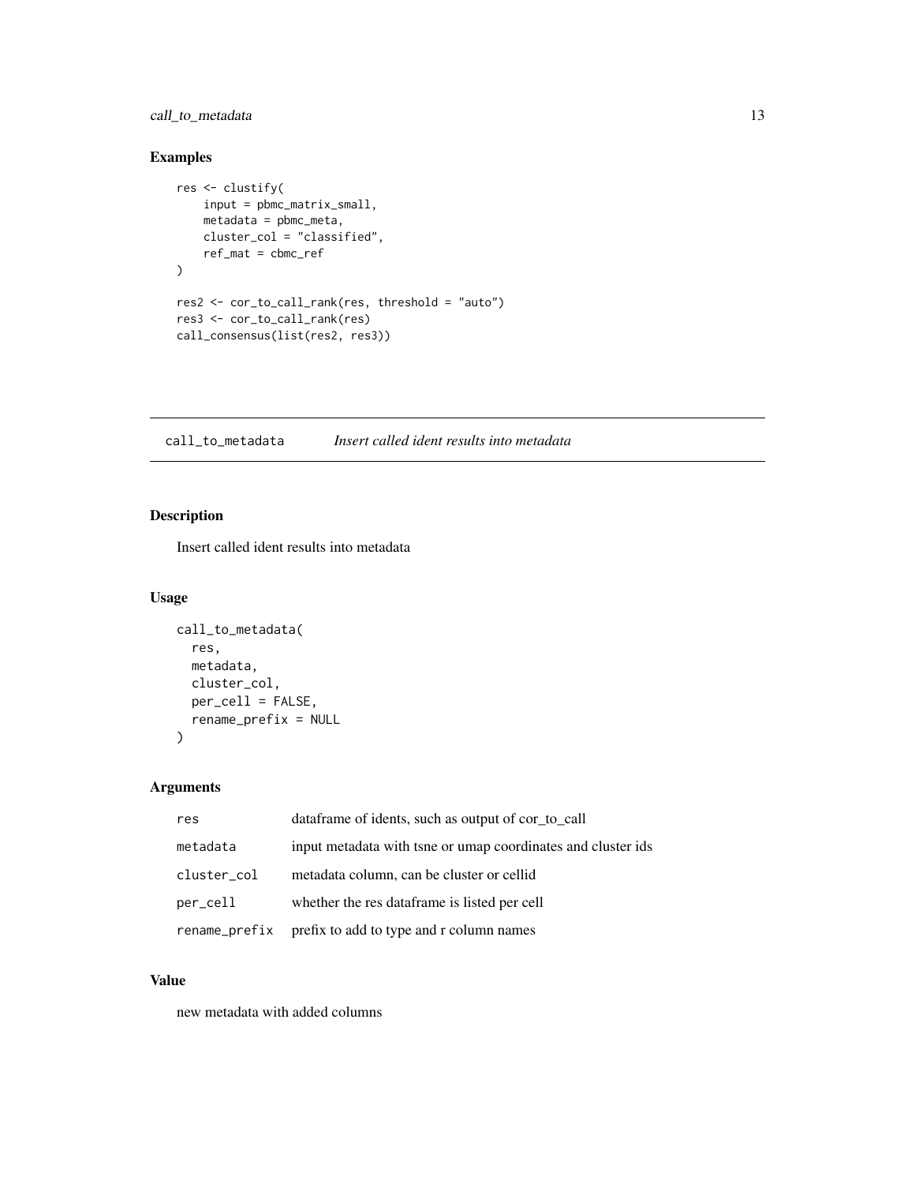## Examples

```
res <- clustify(
    input = pbmc_matrix_small,
    metadata = pbmc_meta,
    cluster_col = "classified",
    ref_mat = cbmc_ref
)

res2 <- cor_to_call_rank(res, threshold = "auto")
res3 <- cor_to_call_rank(res)
call_consensus(list(res2, res3))
```

---

# call_to_metadata *Insert called ident results into metadata*

---

## Description

Insert called ident results into metadata

## Usage

```
call_to_metadata(
  res,
  metadata,
  cluster_col,
  per_cell = FALSE,
  rename_prefix = NULL
)
```

## Arguments

| | |
|---|---|
| res | dataframe of idents, such as output of cor_to_call |
| metadata | input metadata with tsne or umap coordinates and cluster ids |
| cluster_col | metadata column, can be cluster or cellid |
| per_cell | whether the res dataframe is listed per cell |
| rename_prefix | prefix to add to type and r column names |

## Value

new metadata with added columns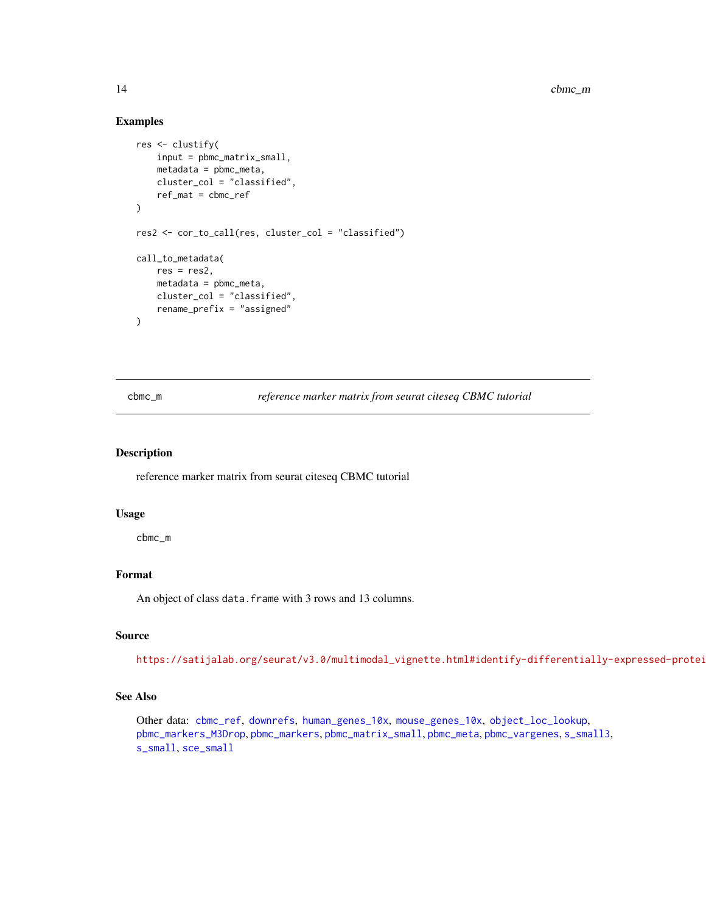## Examples

```
res <- clustify(
    input = pbmc_matrix_small,
    metadata = pbmc_meta,
    cluster_col = "classified",
    ref_mat = cbmc_ref
)

res2 <- cor_to_call(res, cluster_col = "classified")

call_to_metadata(
    res = res2,
    metadata = pbmc_meta,
    cluster_col = "classified",
    rename_prefix = "assigned"
)
```

---

# cbmc_m    *reference marker matrix from seurat citeseq CBMC tutorial*

---

## Description

reference marker matrix from seurat citeseq CBMC tutorial

## Usage

```
cbmc_m
```

## Format

An object of class data.frame with 3 rows and 13 columns.

## Source

https://satijalab.org/seurat/v3.0/multimodal_vignette.html#identify-differentially-expressed-protei

## See Also

Other data: cbmc_ref, downrefs, human_genes_10x, mouse_genes_10x, object_loc_lookup, pbmc_markers_M3Drop, pbmc_markers, pbmc_matrix_small, pbmc_meta, pbmc_vargenes, s_small3, s_small, sce_small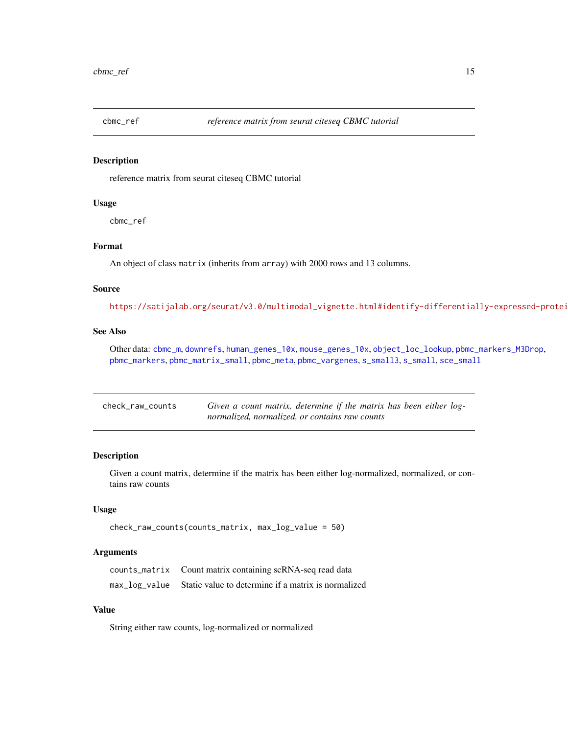## cbmc_ref *reference matrix from seurat citeseq CBMC tutorial*

### Description

reference matrix from seurat citeseq CBMC tutorial

### Usage

```
cbmc_ref
```

### Format

An object of class matrix (inherits from array) with 2000 rows and 13 columns.

### Source

https://satijalab.org/seurat/v3.0/multimodal_vignette.html#identify-differentially-expressed-protei

### See Also

Other data: cbmc_m, downrefs, human_genes_10x, mouse_genes_10x, object_loc_lookup, pbmc_markers_M3Drop, pbmc_markers, pbmc_matrix_small, pbmc_meta, pbmc_vargenes, s_small3, s_small, sce_small

## check_raw_counts *Given a count matrix, determine if the matrix has been either log-normalized, normalized, or contains raw counts*

### Description

Given a count matrix, determine if the matrix has been either log-normalized, normalized, or contains raw counts

### Usage

```
check_raw_counts(counts_matrix, max_log_value = 50)
```

### Arguments

| | |
|---|---|
| counts_matrix | Count matrix containing scRNA-seq read data |
| max_log_value | Static value to determine if a matrix is normalized |

### Value

String either raw counts, log-normalized or normalized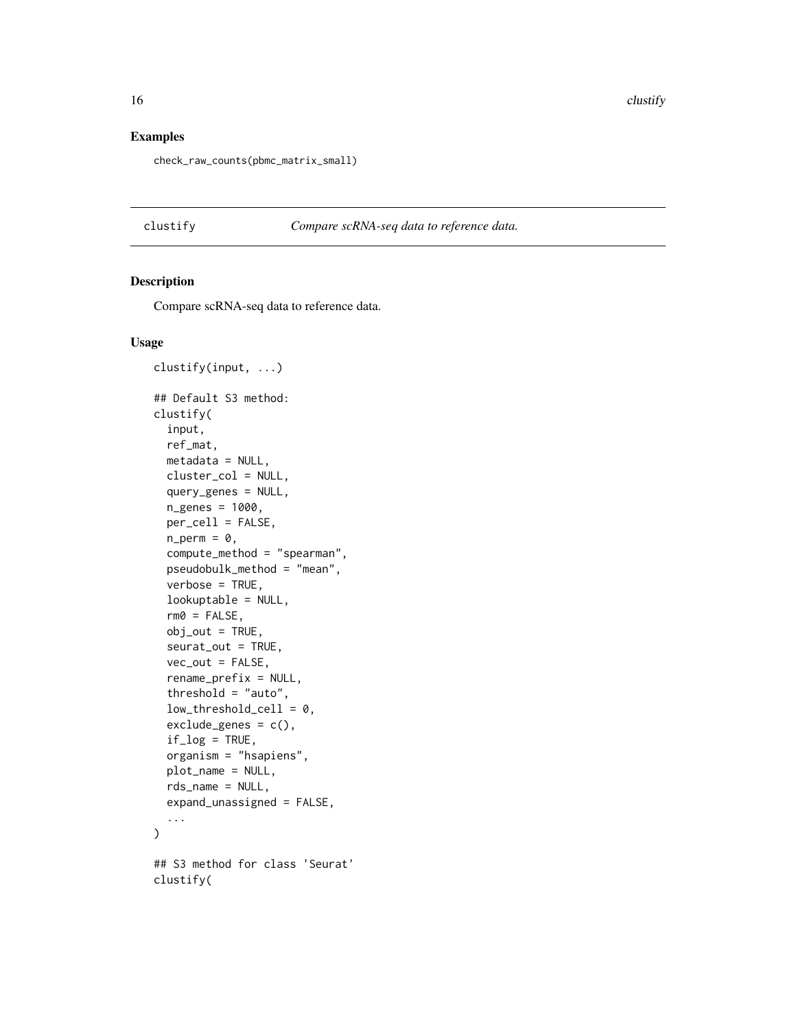## Examples

```
check_raw_counts(pbmc_matrix_small)
```

---

`clustify` *Compare scRNA-seq data to reference data.*

---

### Description

Compare scRNA-seq data to reference data.

### Usage

```
clustify(input, ...)

## Default S3 method:
clustify(
  input,
  ref_mat,
  metadata = NULL,
  cluster_col = NULL,
  query_genes = NULL,
  n_genes = 1000,
  per_cell = FALSE,
  n_perm = 0,
  compute_method = "spearman",
  pseudobulk_method = "mean",
  verbose = TRUE,
  lookuptable = NULL,
  rm0 = FALSE,
  obj_out = TRUE,
  seurat_out = TRUE,
  vec_out = FALSE,
  rename_prefix = NULL,
  threshold = "auto",
  low_threshold_cell = 0,
  exclude_genes = c(),
  if_log = TRUE,
  organism = "hsapiens",
  plot_name = NULL,
  rds_name = NULL,
  expand_unassigned = FALSE,
  ...
)

## S3 method for class 'Seurat'
clustify(
```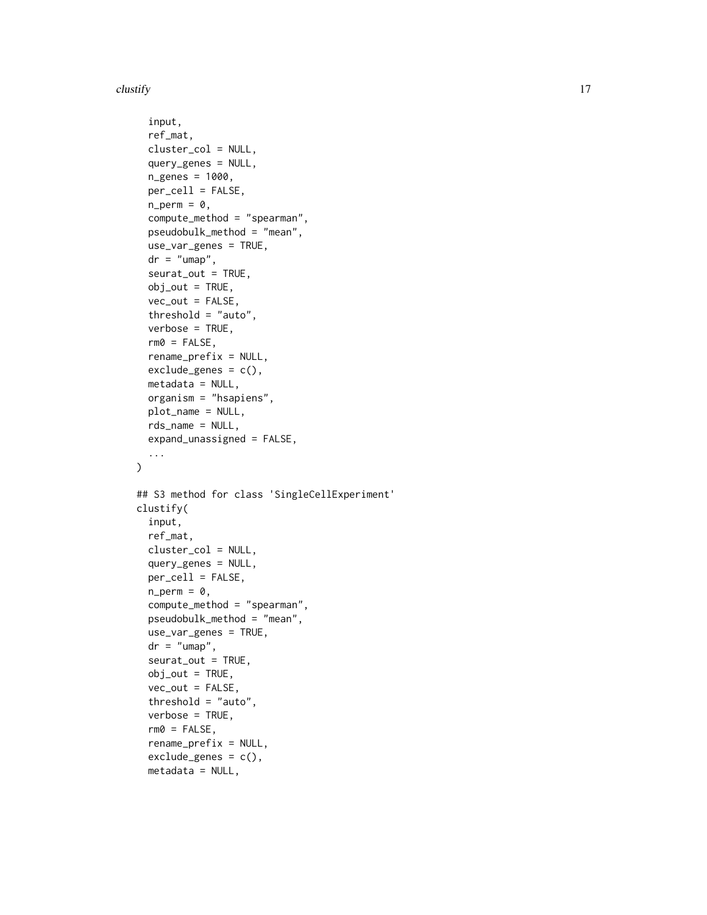```
  input,
  ref_mat,
  cluster_col = NULL,
  query_genes = NULL,
  n_genes = 1000,
  per_cell = FALSE,
  n_perm = 0,
  compute_method = "spearman",
  pseudobulk_method = "mean",
  use_var_genes = TRUE,
  dr = "umap",
  seurat_out = TRUE,
  obj_out = TRUE,
  vec_out = FALSE,
  threshold = "auto",
  verbose = TRUE,
  rm0 = FALSE,
  rename_prefix = NULL,
  exclude_genes = c(),
  metadata = NULL,
  organism = "hsapiens",
  plot_name = NULL,
  rds_name = NULL,
  expand_unassigned = FALSE,
  ...
)

## S3 method for class 'SingleCellExperiment'
clustify(
  input,
  ref_mat,
  cluster_col = NULL,
  query_genes = NULL,
  per_cell = FALSE,
  n_perm = 0,
  compute_method = "spearman",
  pseudobulk_method = "mean",
  use_var_genes = TRUE,
  dr = "umap",
  seurat_out = TRUE,
  obj_out = TRUE,
  vec_out = FALSE,
  threshold = "auto",
  verbose = TRUE,
  rm0 = FALSE,
  rename_prefix = NULL,
  exclude_genes = c(),
  metadata = NULL,
```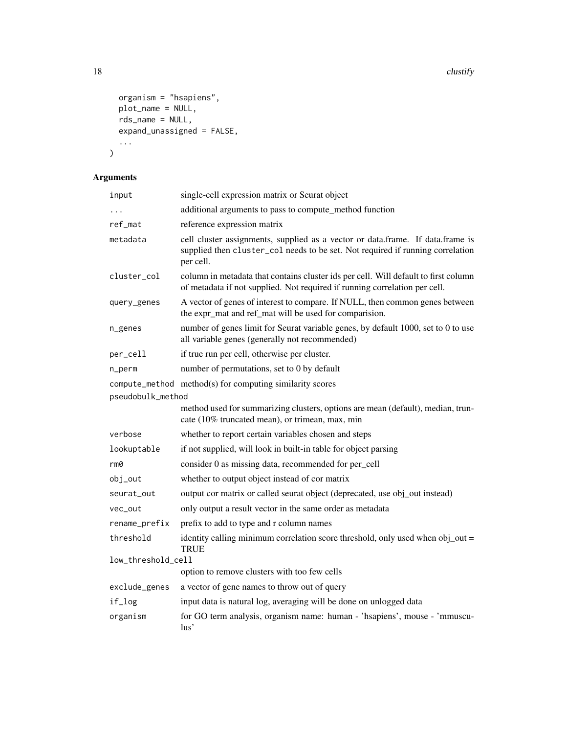```
  organism = "hsapiens",
  plot_name = NULL,
  rds_name = NULL,
  expand_unassigned = FALSE,
  ...
)
```

## Arguments

| | |
|---|---|
| `input` | single-cell expression matrix or Seurat object |
| `...` | additional arguments to pass to compute_method function |
| `ref_mat` | reference expression matrix |
| `metadata` | cell cluster assignments, supplied as a vector or data.frame. If data.frame is supplied then `cluster_col` needs to be set. Not required if running correlation per cell. |
| `cluster_col` | column in metadata that contains cluster ids per cell. Will default to first column of metadata if not supplied. Not required if running correlation per cell. |
| `query_genes` | A vector of genes of interest to compare. If NULL, then common genes between the expr_mat and ref_mat will be used for comparision. |
| `n_genes` | number of genes limit for Seurat variable genes, by default 1000, set to 0 to use all variable genes (generally not recommended) |
| `per_cell` | if true run per cell, otherwise per cluster. |
| `n_perm` | number of permutations, set to 0 by default |
| `compute_method` | method(s) for computing similarity scores |
| `pseudobulk_method` | method used for summarizing clusters, options are mean (default), median, truncate (10% truncated mean), or trimean, max, min |
| `verbose` | whether to report certain variables chosen and steps |
| `lookuptable` | if not supplied, will look in built-in table for object parsing |
| `rm0` | consider 0 as missing data, recommended for per_cell |
| `obj_out` | whether to output object instead of cor matrix |
| `seurat_out` | output cor matrix or called seurat object (deprecated, use obj_out instead) |
| `vec_out` | only output a result vector in the same order as metadata |
| `rename_prefix` | prefix to add to type and r column names |
| `threshold` | identity calling minimum correlation score threshold, only used when obj_out = TRUE |
| `low_threshold_cell` | option to remove clusters with too few cells |
| `exclude_genes` | a vector of gene names to throw out of query |
| `if_log` | input data is natural log, averaging will be done on unlogged data |
| `organism` | for GO term analysis, organism name: human - 'hsapiens', mouse - 'mmusculus' |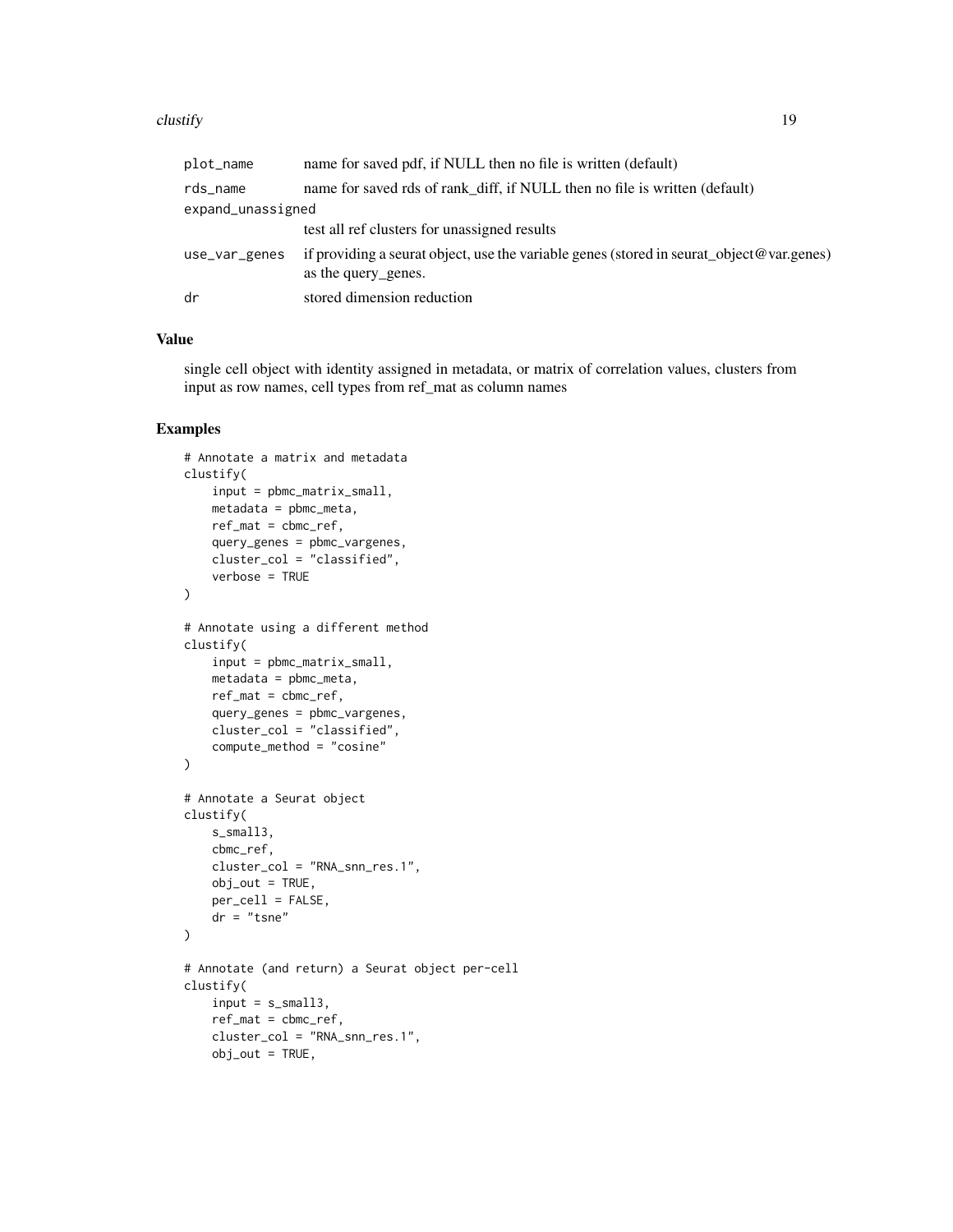| | |
|---|---|
| plot_name | name for saved pdf, if NULL then no file is written (default) |
| rds_name | name for saved rds of rank_diff, if NULL then no file is written (default) |
| expand_unassigned | test all ref clusters for unassigned results |
| use_var_genes | if providing a seurat object, use the variable genes (stored in seurat_object@var.genes) as the query_genes. |
| dr | stored dimension reduction |

## Value

single cell object with identity assigned in metadata, or matrix of correlation values, clusters from input as row names, cell types from ref_mat as column names

## Examples

```
# Annotate a matrix and metadata
clustify(
    input = pbmc_matrix_small,
    metadata = pbmc_meta,
    ref_mat = cbmc_ref,
    query_genes = pbmc_vargenes,
    cluster_col = "classified",
    verbose = TRUE
)

# Annotate using a different method
clustify(
    input = pbmc_matrix_small,
    metadata = pbmc_meta,
    ref_mat = cbmc_ref,
    query_genes = pbmc_vargenes,
    cluster_col = "classified",
    compute_method = "cosine"
)

# Annotate a Seurat object
clustify(
    s_small3,
    cbmc_ref,
    cluster_col = "RNA_snn_res.1",
    obj_out = TRUE,
    per_cell = FALSE,
    dr = "tsne"
)

# Annotate (and return) a Seurat object per-cell
clustify(
    input = s_small3,
    ref_mat = cbmc_ref,
    cluster_col = "RNA_snn_res.1",
    obj_out = TRUE,
```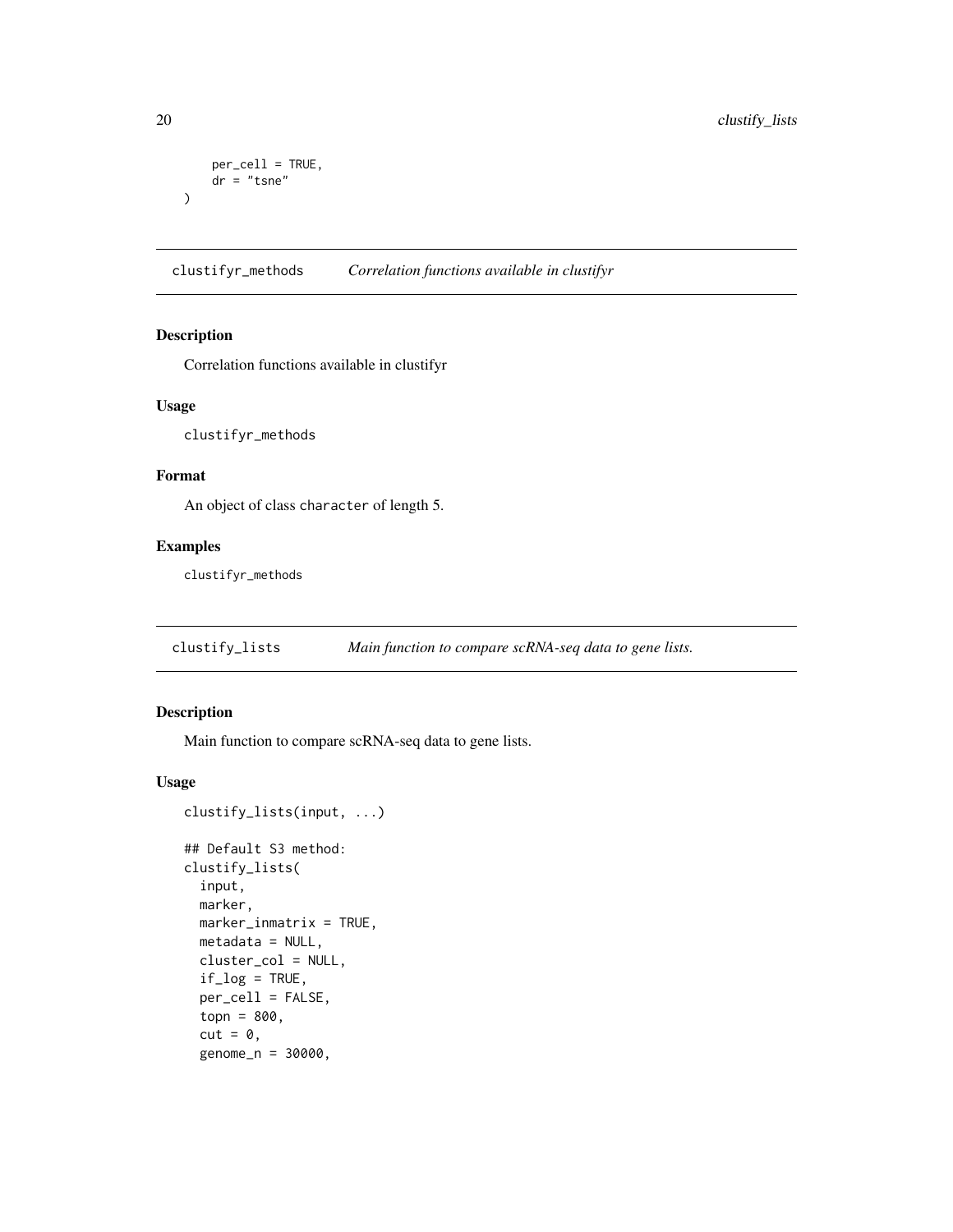```
    per_cell = TRUE,
    dr = "tsne"
)
```

## clustifyr_methods — *Correlation functions available in clustifyr*

### Description

Correlation functions available in clustifyr

### Usage

```
clustifyr_methods
```

### Format

An object of class character of length 5.

### Examples

```
clustifyr_methods
```

## clustify_lists — *Main function to compare scRNA-seq data to gene lists.*

### Description

Main function to compare scRNA-seq data to gene lists.

### Usage

```
clustify_lists(input, ...)

## Default S3 method:
clustify_lists(
  input,
  marker,
  marker_inmatrix = TRUE,
  metadata = NULL,
  cluster_col = NULL,
  if_log = TRUE,
  per_cell = FALSE,
  topn = 800,
  cut = 0,
  genome_n = 30000,
```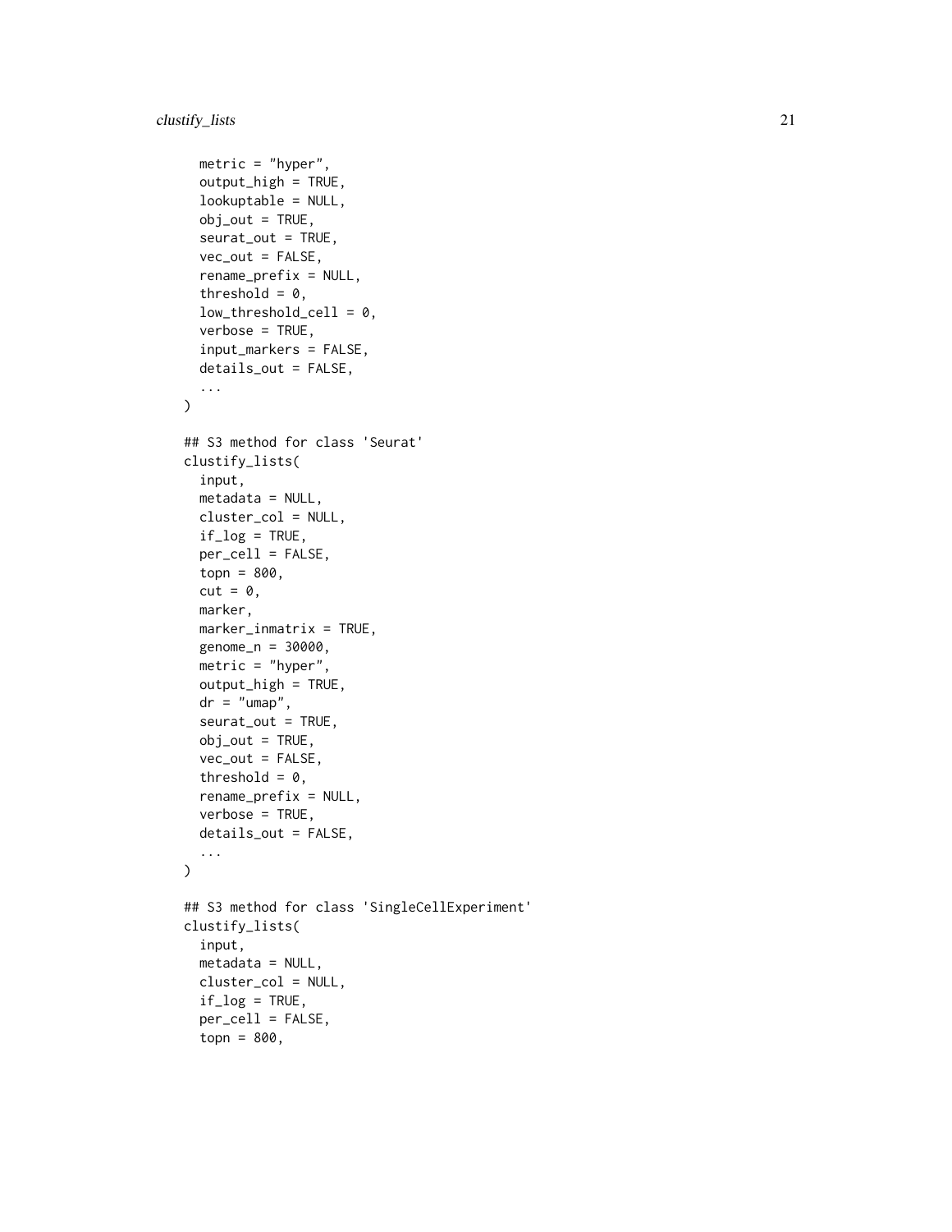```
  metric = "hyper",
  output_high = TRUE,
  lookuptable = NULL,
  obj_out = TRUE,
  seurat_out = TRUE,
  vec_out = FALSE,
  rename_prefix = NULL,
  threshold = 0,
  low_threshold_cell = 0,
  verbose = TRUE,
  input_markers = FALSE,
  details_out = FALSE,
  ...
)

## S3 method for class 'Seurat'
clustify_lists(
  input,
  metadata = NULL,
  cluster_col = NULL,
  if_log = TRUE,
  per_cell = FALSE,
  topn = 800,
  cut = 0,
  marker,
  marker_inmatrix = TRUE,
  genome_n = 30000,
  metric = "hyper",
  output_high = TRUE,
  dr = "umap",
  seurat_out = TRUE,
  obj_out = TRUE,
  vec_out = FALSE,
  threshold = 0,
  rename_prefix = NULL,
  verbose = TRUE,
  details_out = FALSE,
  ...
)

## S3 method for class 'SingleCellExperiment'
clustify_lists(
  input,
  metadata = NULL,
  cluster_col = NULL,
  if_log = TRUE,
  per_cell = FALSE,
  topn = 800,
```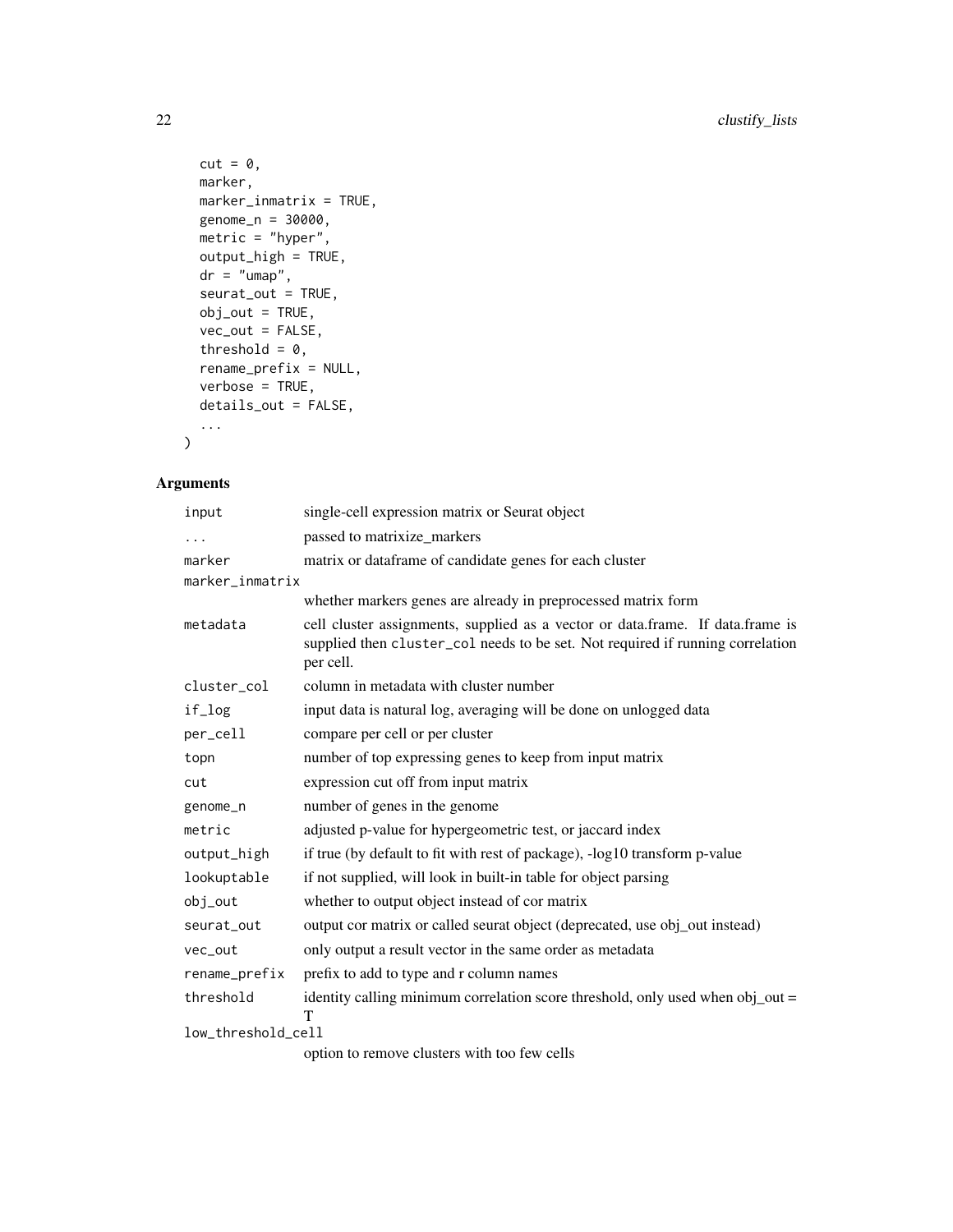```
  cut = 0,
  marker,
  marker_inmatrix = TRUE,
  genome_n = 30000,
  metric = "hyper",
  output_high = TRUE,
  dr = "umap",
  seurat_out = TRUE,
  obj_out = TRUE,
  vec_out = FALSE,
  threshold = 0,
  rename_prefix = NULL,
  verbose = TRUE,
  details_out = FALSE,
  ...
)
```

## Arguments

| Argument | Description |
| --- | --- |
| `input` | single-cell expression matrix or Seurat object |
| `...` | passed to matrixize_markers |
| `marker` | matrix or dataframe of candidate genes for each cluster |
| `marker_inmatrix` | whether markers genes are already in preprocessed matrix form |
| `metadata` | cell cluster assignments, supplied as a vector or data.frame. If data.frame is supplied then `cluster_col` needs to be set. Not required if running correlation per cell. |
| `cluster_col` | column in metadata with cluster number |
| `if_log` | input data is natural log, averaging will be done on unlogged data |
| `per_cell` | compare per cell or per cluster |
| `topn` | number of top expressing genes to keep from input matrix |
| `cut` | expression cut off from input matrix |
| `genome_n` | number of genes in the genome |
| `metric` | adjusted p-value for hypergeometric test, or jaccard index |
| `output_high` | if true (by default to fit with rest of package), -log10 transform p-value |
| `lookuptable` | if not supplied, will look in built-in table for object parsing |
| `obj_out` | whether to output object instead of cor matrix |
| `seurat_out` | output cor matrix or called seurat object (deprecated, use obj_out instead) |
| `vec_out` | only output a result vector in the same order as metadata |
| `rename_prefix` | prefix to add to type and r column names |
| `threshold` | identity calling minimum correlation score threshold, only used when obj_out = T |
| `low_threshold_cell` | option to remove clusters with too few cells |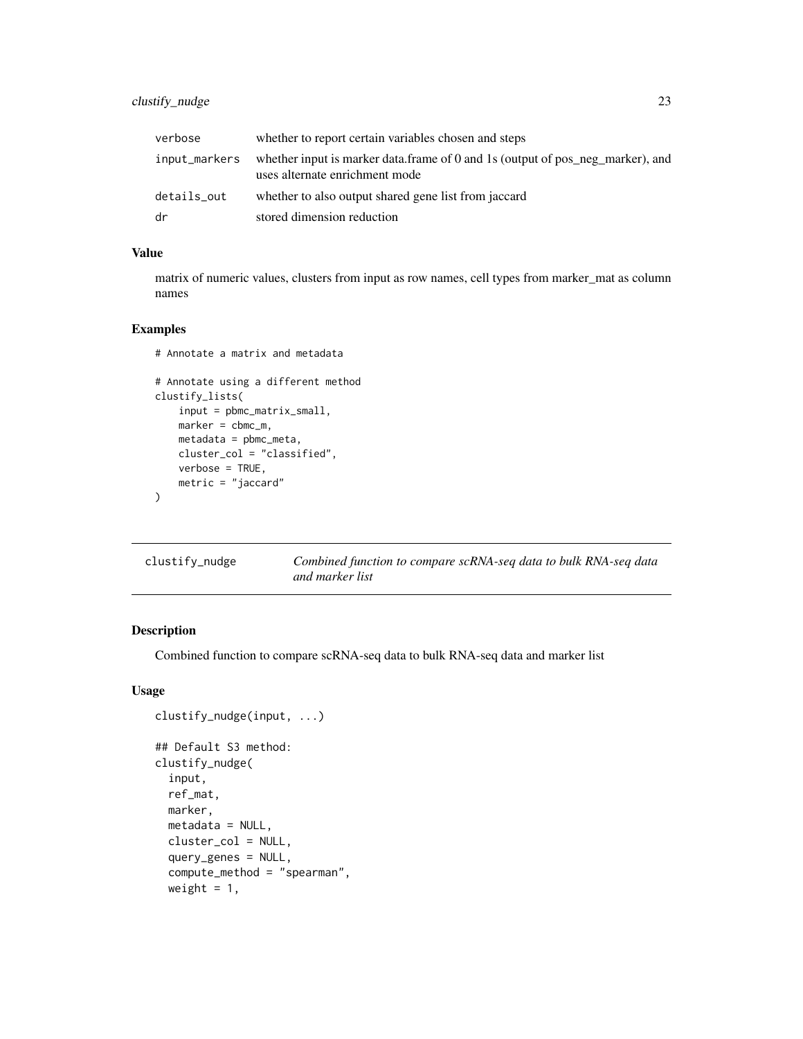| | |
|---|---|
| verbose | whether to report certain variables chosen and steps |
| input_markers | whether input is marker data.frame of 0 and 1s (output of pos_neg_marker), and uses alternate enrichment mode |
| details_out | whether to also output shared gene list from jaccard |
| dr | stored dimension reduction |

### Value

matrix of numeric values, clusters from input as row names, cell types from marker_mat as column names

### Examples

```
# Annotate a matrix and metadata

# Annotate using a different method
clustify_lists(
    input = pbmc_matrix_small,
    marker = cbmc_m,
    metadata = pbmc_meta,
    cluster_col = "classified",
    verbose = TRUE,
    metric = "jaccard"
)
```

---

## clustify_nudge — *Combined function to compare scRNA-seq data to bulk RNA-seq data and marker list*

### Description

Combined function to compare scRNA-seq data to bulk RNA-seq data and marker list

### Usage

```
clustify_nudge(input, ...)

## Default S3 method:
clustify_nudge(
  input,
  ref_mat,
  marker,
  metadata = NULL,
  cluster_col = NULL,
  query_genes = NULL,
  compute_method = "spearman",
  weight = 1,
```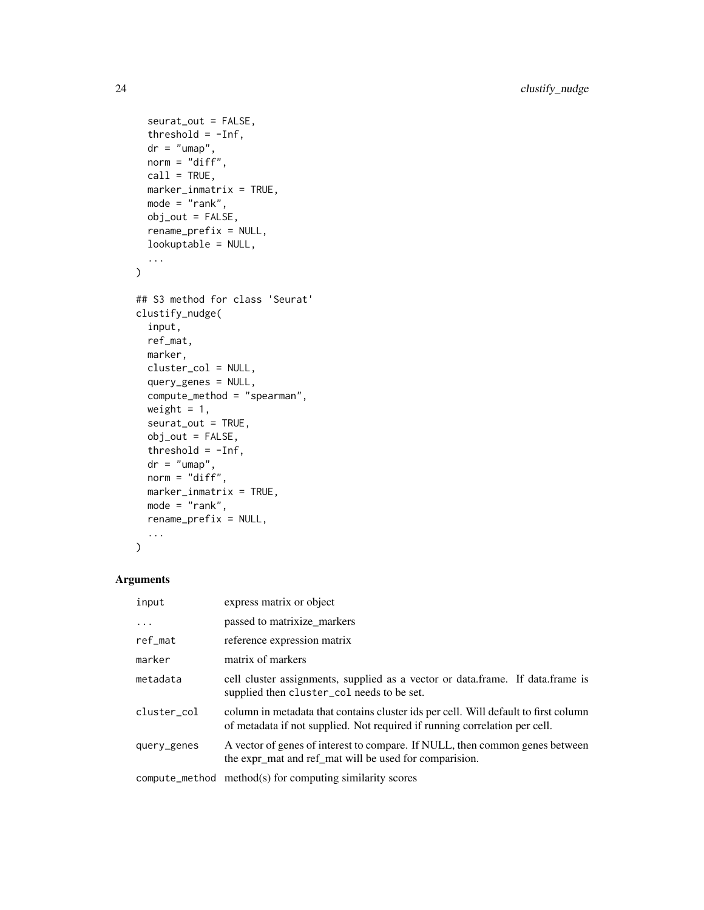```
  seurat_out = FALSE,
  threshold = -Inf,
  dr = "umap",
  norm = "diff",
  call = TRUE,
  marker_inmatrix = TRUE,
  mode = "rank",
  obj_out = FALSE,
  rename_prefix = NULL,
  lookuptable = NULL,
  ...
)

## S3 method for class 'Seurat'
clustify_nudge(
  input,
  ref_mat,
  marker,
  cluster_col = NULL,
  query_genes = NULL,
  compute_method = "spearman",
  weight = 1,
  seurat_out = TRUE,
  obj_out = FALSE,
  threshold = -Inf,
  dr = "umap",
  norm = "diff",
  marker_inmatrix = TRUE,
  mode = "rank",
  rename_prefix = NULL,
  ...
)
```

## Arguments

| | |
|---|---|
| `input` | express matrix or object |
| `...` | passed to matrixize_markers |
| `ref_mat` | reference expression matrix |
| `marker` | matrix of markers |
| `metadata` | cell cluster assignments, supplied as a vector or data.frame. If data.frame is supplied then `cluster_col` needs to be set. |
| `cluster_col` | column in metadata that contains cluster ids per cell. Will default to first column of metadata if not supplied. Not required if running correlation per cell. |
| `query_genes` | A vector of genes of interest to compare. If NULL, then common genes between the expr_mat and ref_mat will be used for comparision. |
| `compute_method` | method(s) for computing similarity scores |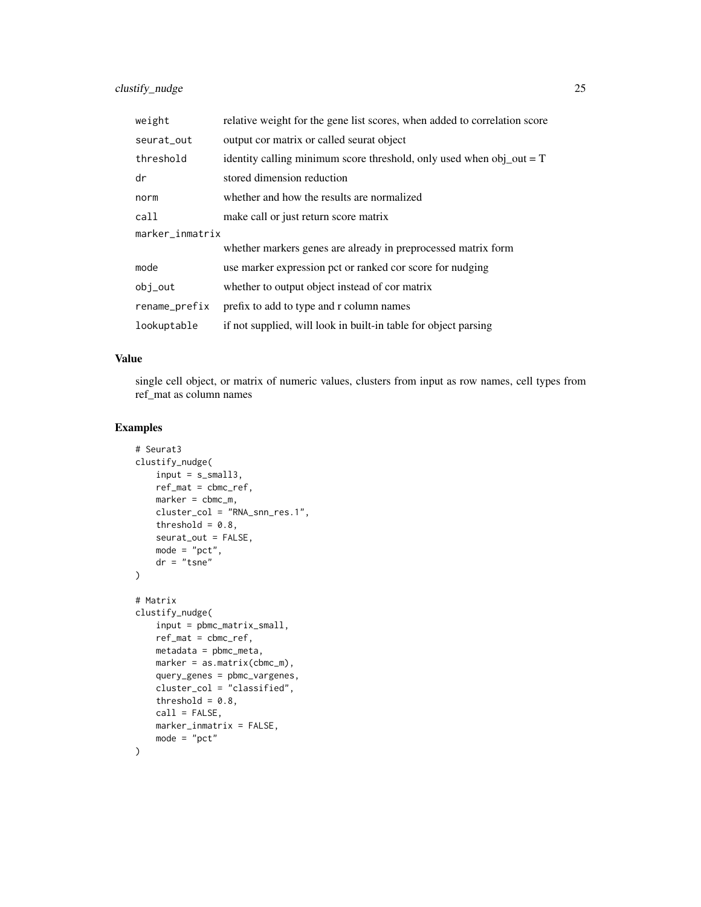| | |
|---|---|
| weight | relative weight for the gene list scores, when added to correlation score |
| seurat_out | output cor matrix or called seurat object |
| threshold | identity calling minimum score threshold, only used when obj_out = T |
| dr | stored dimension reduction |
| norm | whether and how the results are normalized |
| call | make call or just return score matrix |
| marker_inmatrix | whether markers genes are already in preprocessed matrix form |
| mode | use marker expression pct or ranked cor score for nudging |
| obj_out | whether to output object instead of cor matrix |
| rename_prefix | prefix to add to type and r column names |
| lookuptable | if not supplied, will look in built-in table for object parsing |

## Value

single cell object, or matrix of numeric values, clusters from input as row names, cell types from ref_mat as column names

## Examples

```
# Seurat3
clustify_nudge(
    input = s_small3,
    ref_mat = cbmc_ref,
    marker = cbmc_m,
    cluster_col = "RNA_snn_res.1",
    threshold = 0.8,
    seurat_out = FALSE,
    mode = "pct",
    dr = "tsne"
)

# Matrix
clustify_nudge(
    input = pbmc_matrix_small,
    ref_mat = cbmc_ref,
    metadata = pbmc_meta,
    marker = as.matrix(cbmc_m),
    query_genes = pbmc_vargenes,
    cluster_col = "classified",
    threshold = 0.8,
    call = FALSE,
    marker_inmatrix = FALSE,
    mode = "pct"
)
```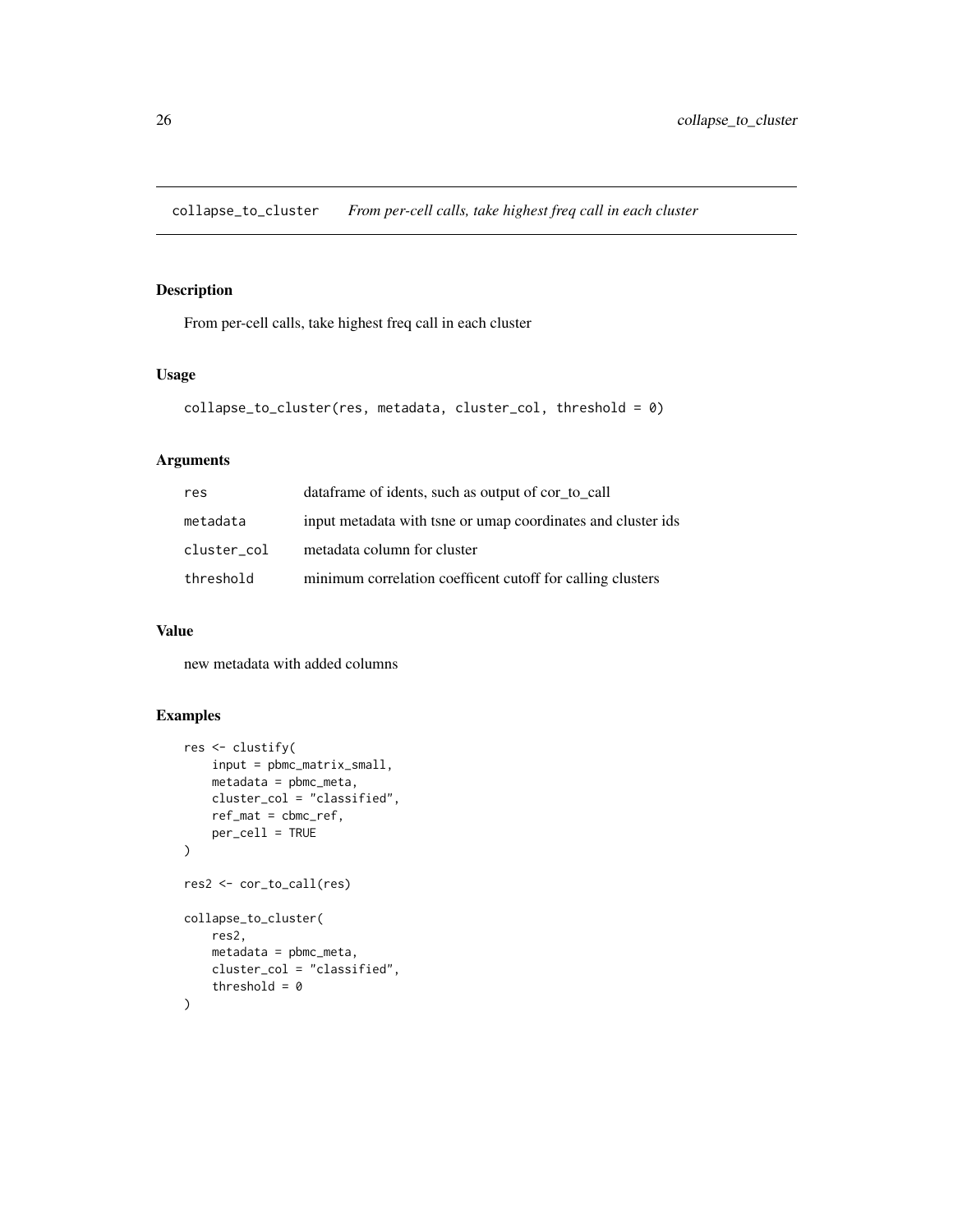## collapse_to_cluster *From per-cell calls, take highest freq call in each cluster*

### Description

From per-cell calls, take highest freq call in each cluster

### Usage

```
collapse_to_cluster(res, metadata, cluster_col, threshold = 0)
```

### Arguments

| | |
|---|---|
| res | dataframe of idents, such as output of cor_to_call |
| metadata | input metadata with tsne or umap coordinates and cluster ids |
| cluster_col | metadata column for cluster |
| threshold | minimum correlation coefficent cutoff for calling clusters |

### Value

new metadata with added columns

### Examples

```
res <- clustify(
    input = pbmc_matrix_small,
    metadata = pbmc_meta,
    cluster_col = "classified",
    ref_mat = cbmc_ref,
    per_cell = TRUE
)

res2 <- cor_to_call(res)

collapse_to_cluster(
    res2,
    metadata = pbmc_meta,
    cluster_col = "classified",
    threshold = 0
)
```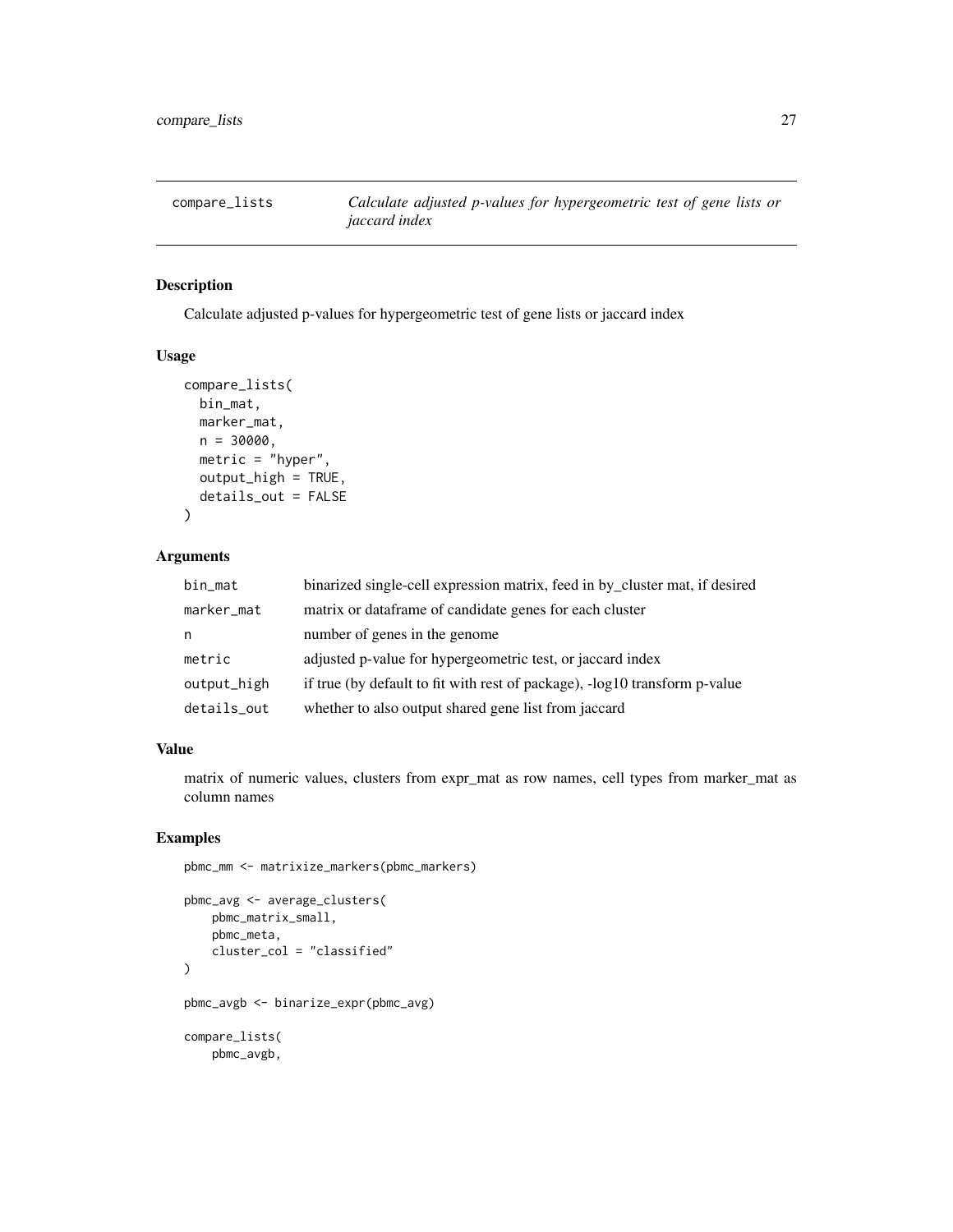## compare_lists — *Calculate adjusted p-values for hypergeometric test of gene lists or jaccard index*

### Description

Calculate adjusted p-values for hypergeometric test of gene lists or jaccard index

### Usage

```
compare_lists(
  bin_mat,
  marker_mat,
  n = 30000,
  metric = "hyper",
  output_high = TRUE,
  details_out = FALSE
)
```

### Arguments

| | |
|---|---|
| bin_mat | binarized single-cell expression matrix, feed in by_cluster mat, if desired |
| marker_mat | matrix or dataframe of candidate genes for each cluster |
| n | number of genes in the genome |
| metric | adjusted p-value for hypergeometric test, or jaccard index |
| output_high | if true (by default to fit with rest of package), -log10 transform p-value |
| details_out | whether to also output shared gene list from jaccard |

### Value

matrix of numeric values, clusters from expr_mat as row names, cell types from marker_mat as column names

### Examples

```
pbmc_mm <- matrixize_markers(pbmc_markers)

pbmc_avg <- average_clusters(
    pbmc_matrix_small,
    pbmc_meta,
    cluster_col = "classified"
)

pbmc_avgb <- binarize_expr(pbmc_avg)

compare_lists(
    pbmc_avgb,
```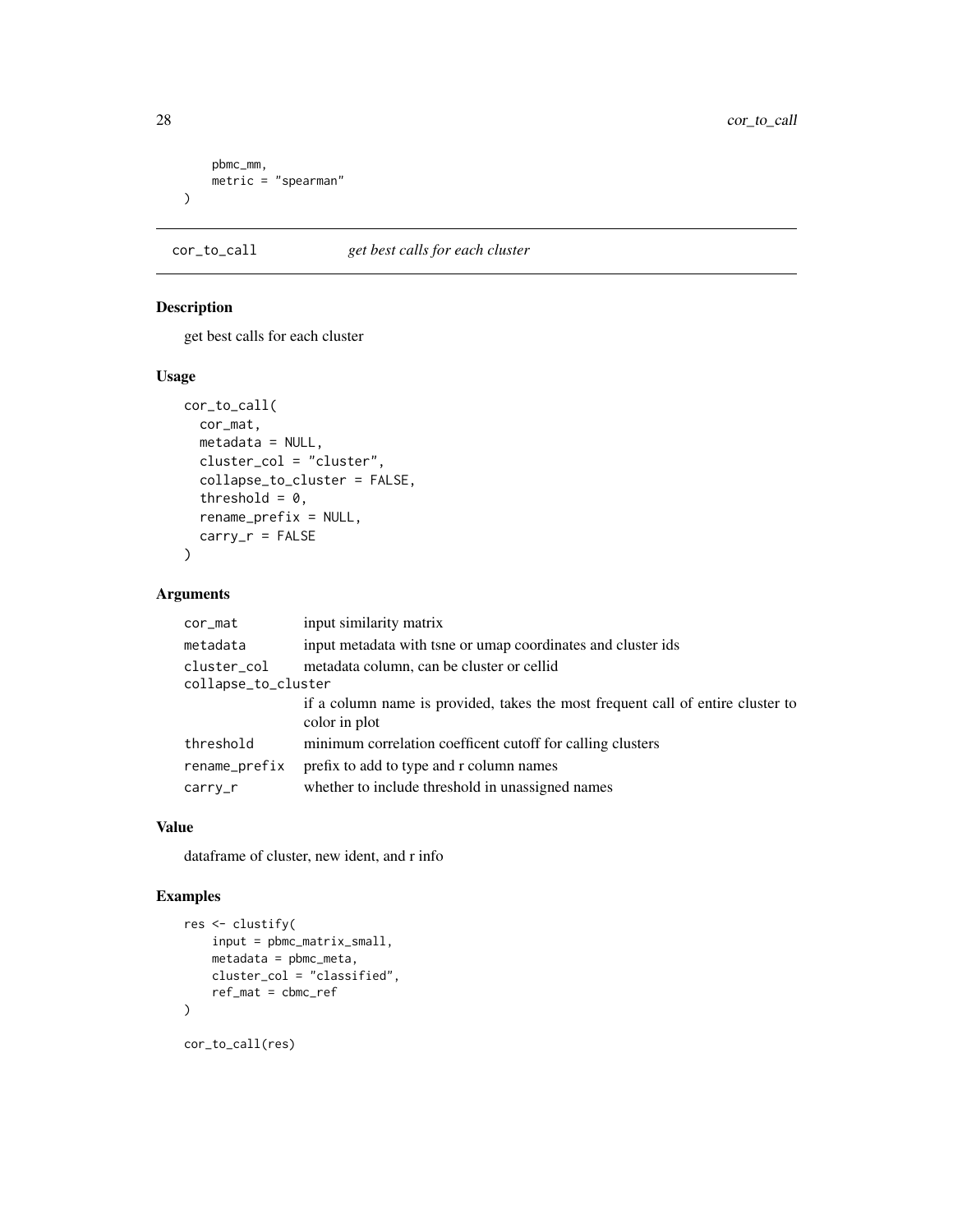```
    pbmc_mm,
    metric = "spearman"
)
```

## cor_to_call *get best calls for each cluster*

### Description

get best calls for each cluster

### Usage

```
cor_to_call(
  cor_mat,
  metadata = NULL,
  cluster_col = "cluster",
  collapse_to_cluster = FALSE,
  threshold = 0,
  rename_prefix = NULL,
  carry_r = FALSE
)
```

### Arguments

| | |
|---|---|
| cor_mat | input similarity matrix |
| metadata | input metadata with tsne or umap coordinates and cluster ids |
| cluster_col | metadata column, can be cluster or cellid |
| collapse_to_cluster | if a column name is provided, takes the most frequent call of entire cluster to color in plot |
| threshold | minimum correlation coefficent cutoff for calling clusters |
| rename_prefix | prefix to add to type and r column names |
| carry_r | whether to include threshold in unassigned names |

### Value

dataframe of cluster, new ident, and r info

### Examples

```
res <- clustify(
    input = pbmc_matrix_small,
    metadata = pbmc_meta,
    cluster_col = "classified",
    ref_mat = cbmc_ref
)

cor_to_call(res)
```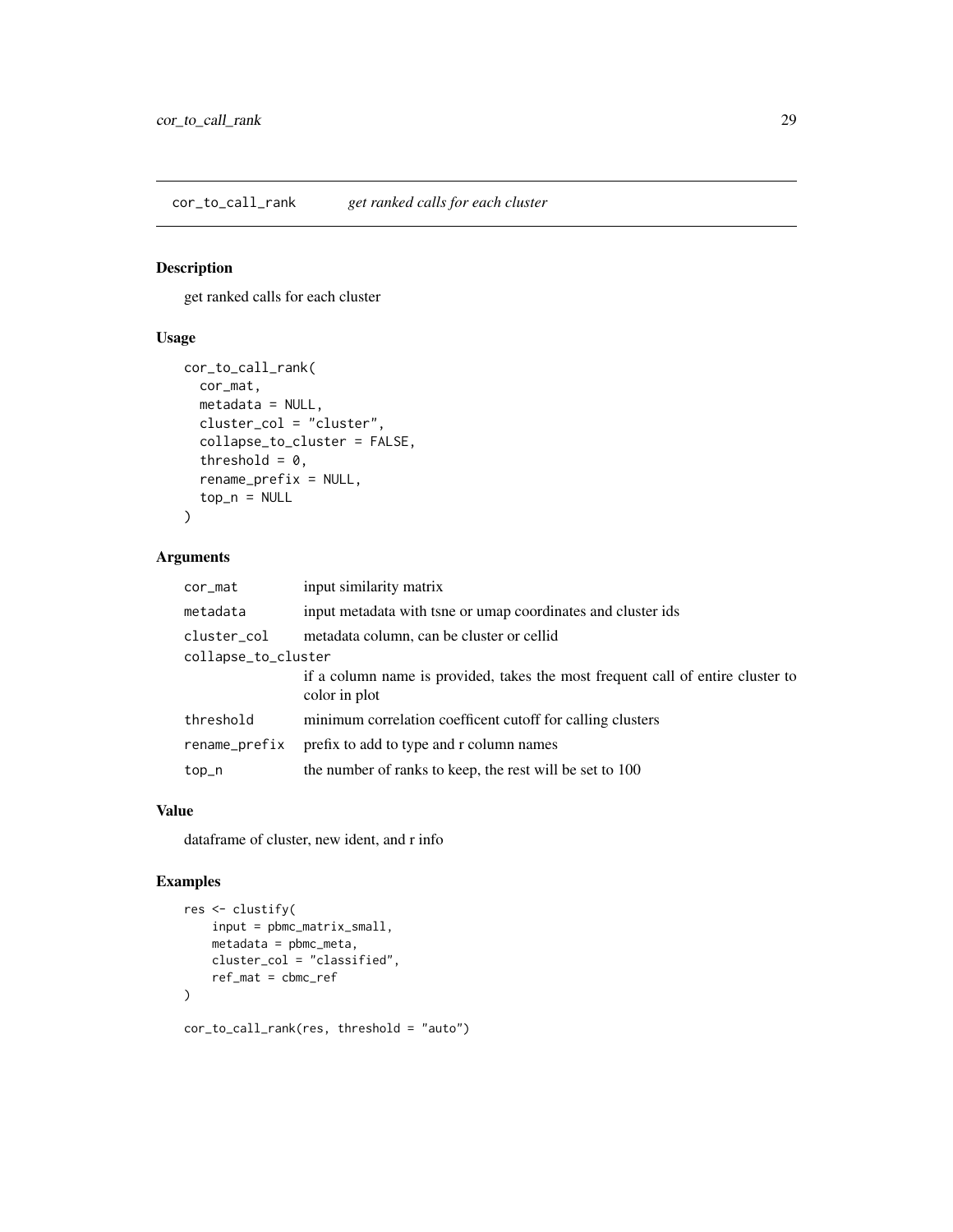## cor_to_call_rank *get ranked calls for each cluster*

### Description

get ranked calls for each cluster

### Usage

```
cor_to_call_rank(
  cor_mat,
  metadata = NULL,
  cluster_col = "cluster",
  collapse_to_cluster = FALSE,
  threshold = 0,
  rename_prefix = NULL,
  top_n = NULL
)
```

### Arguments

| Argument | Description |
|---|---|
| cor_mat | input similarity matrix |
| metadata | input metadata with tsne or umap coordinates and cluster ids |
| cluster_col | metadata column, can be cluster or cellid |
| collapse_to_cluster | if a column name is provided, takes the most frequent call of entire cluster to color in plot |
| threshold | minimum correlation coefficent cutoff for calling clusters |
| rename_prefix | prefix to add to type and r column names |
| top_n | the number of ranks to keep, the rest will be set to 100 |

### Value

dataframe of cluster, new ident, and r info

### Examples

```
res <- clustify(
    input = pbmc_matrix_small,
    metadata = pbmc_meta,
    cluster_col = "classified",
    ref_mat = cbmc_ref
)

cor_to_call_rank(res, threshold = "auto")
```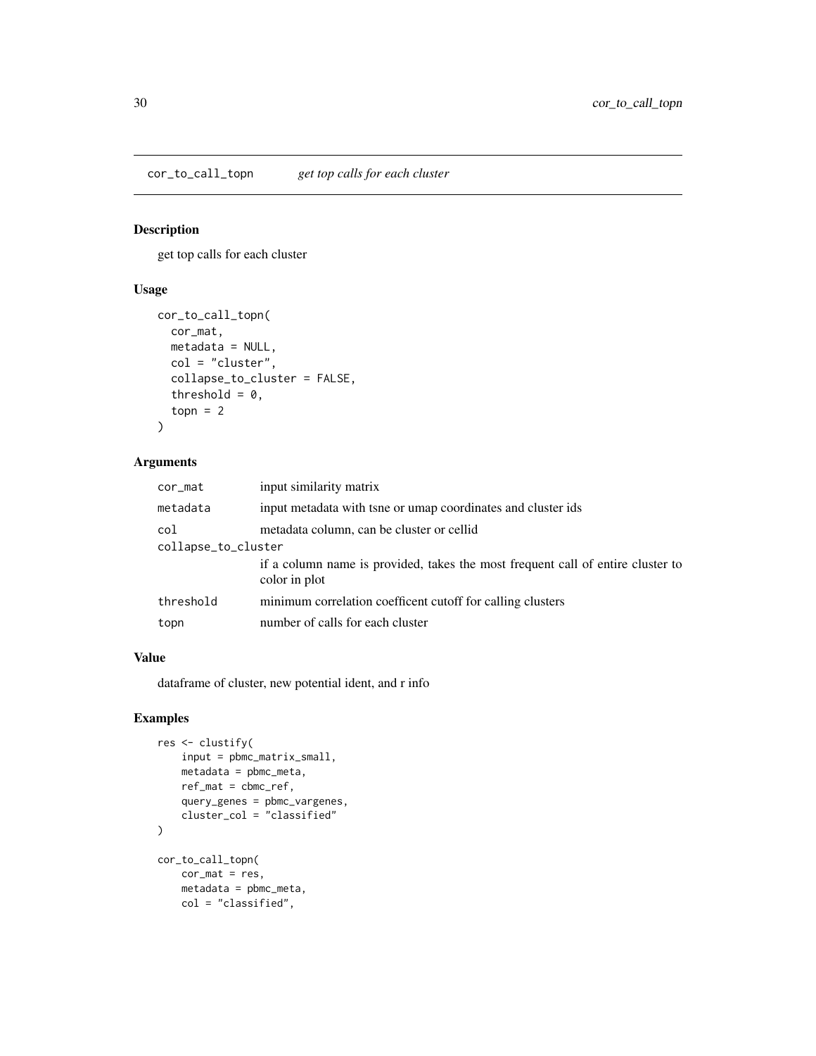## cor_to_call_topn    *get top calls for each cluster*

### Description

get top calls for each cluster

### Usage

```
cor_to_call_topn(
  cor_mat,
  metadata = NULL,
  col = "cluster",
  collapse_to_cluster = FALSE,
  threshold = 0,
  topn = 2
)
```

### Arguments

| | |
|---|---|
| cor_mat | input similarity matrix |
| metadata | input metadata with tsne or umap coordinates and cluster ids |
| col | metadata column, can be cluster or cellid |
| collapse_to_cluster | if a column name is provided, takes the most frequent call of entire cluster to color in plot |
| threshold | minimum correlation coefficent cutoff for calling clusters |
| topn | number of calls for each cluster |

### Value

dataframe of cluster, new potential ident, and r info

### Examples

```
res <- clustify(
    input = pbmc_matrix_small,
    metadata = pbmc_meta,
    ref_mat = cbmc_ref,
    query_genes = pbmc_vargenes,
    cluster_col = "classified"
)

cor_to_call_topn(
    cor_mat = res,
    metadata = pbmc_meta,
    col = "classified",
```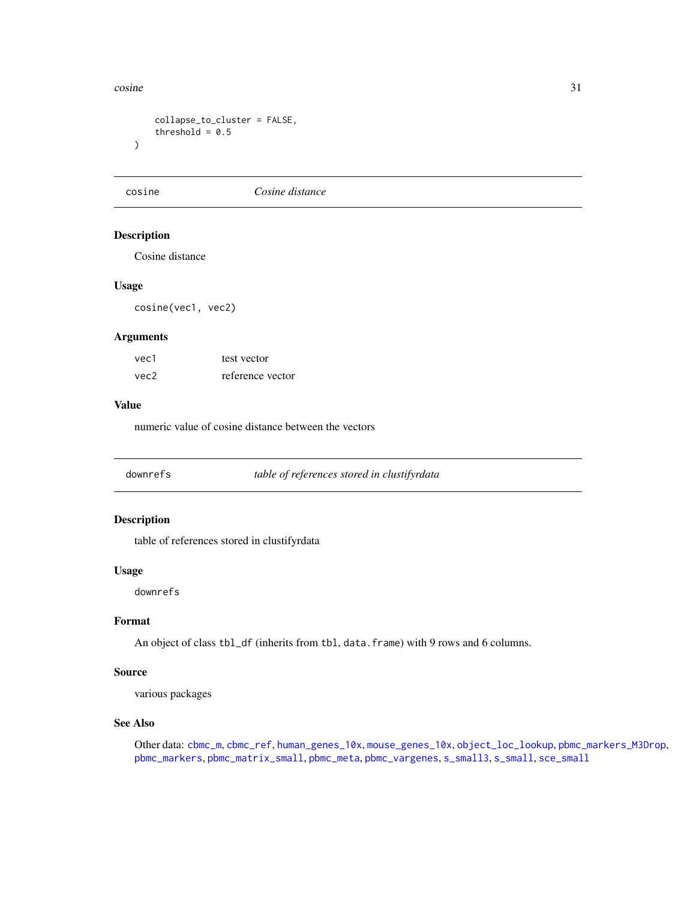```
  collapse_to_cluster = FALSE,
  threshold = 0.5
)
```

## cosine — *Cosine distance*

### Description

Cosine distance

### Usage

```
cosine(vec1, vec2)
```

### Arguments

| | |
|---|---|
| vec1 | test vector |
| vec2 | reference vector |

### Value

numeric value of cosine distance between the vectors

## downrefs — *table of references stored in clustifyrdata*

### Description

table of references stored in clustifyrdata

### Usage

```
downrefs
```

### Format

An object of class `tbl_df` (inherits from `tbl`, `data.frame`) with 9 rows and 6 columns.

### Source

various packages

### See Also

Other data: `cbmc_m`, `cbmc_ref`, `human_genes_10x`, `mouse_genes_10x`, `object_loc_lookup`, `pbmc_markers_M3Drop`, `pbmc_markers`, `pbmc_matrix_small`, `pbmc_meta`, `pbmc_vargenes`, `s_small3`, `s_small`, `sce_small`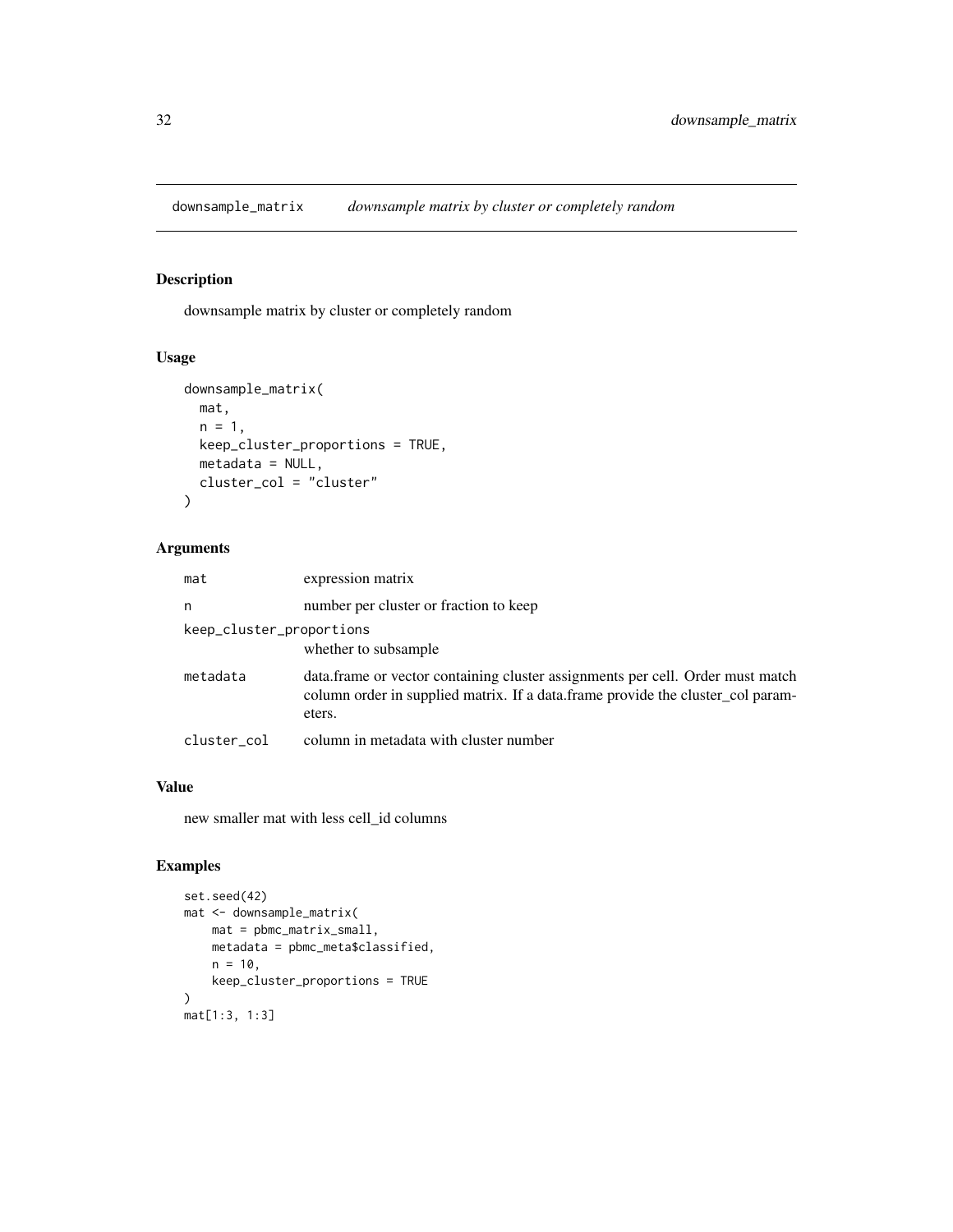# downsample_matrix *downsample matrix by cluster or completely random*

## Description

downsample matrix by cluster or completely random

## Usage

```
downsample_matrix(
  mat,
  n = 1,
  keep_cluster_proportions = TRUE,
  metadata = NULL,
  cluster_col = "cluster"
)
```

## Arguments

| | |
|---|---|
| mat | expression matrix |
| n | number per cluster or fraction to keep |
| keep_cluster_proportions | whether to subsample |
| metadata | data.frame or vector containing cluster assignments per cell. Order must match column order in supplied matrix. If a data.frame provide the cluster_col parameters. |
| cluster_col | column in metadata with cluster number |

## Value

new smaller mat with less cell_id columns

## Examples

```
set.seed(42)
mat <- downsample_matrix(
    mat = pbmc_matrix_small,
    metadata = pbmc_meta$classified,
    n = 10,
    keep_cluster_proportions = TRUE
)
mat[1:3, 1:3]
```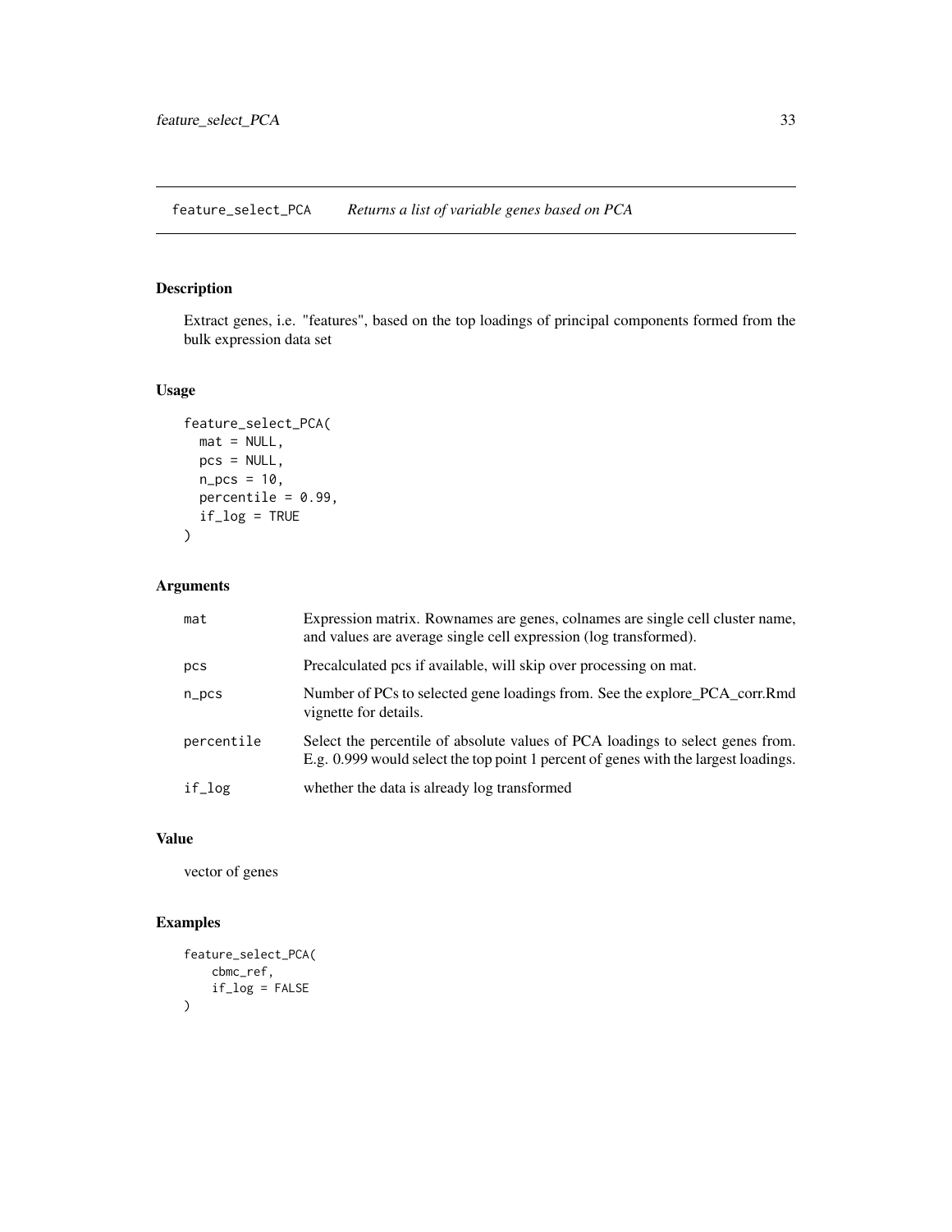## feature_select_PCA *Returns a list of variable genes based on PCA*

### Description

Extract genes, i.e. "features", based on the top loadings of principal components formed from the bulk expression data set

### Usage

```
feature_select_PCA(
  mat = NULL,
  pcs = NULL,
  n_pcs = 10,
  percentile = 0.99,
  if_log = TRUE
)
```

### Arguments

| | |
|---|---|
| mat | Expression matrix. Rownames are genes, colnames are single cell cluster name, and values are average single cell expression (log transformed). |
| pcs | Precalculated pcs if available, will skip over processing on mat. |
| n_pcs | Number of PCs to selected gene loadings from. See the explore_PCA_corr.Rmd vignette for details. |
| percentile | Select the percentile of absolute values of PCA loadings to select genes from. E.g. 0.999 would select the top point 1 percent of genes with the largest loadings. |
| if_log | whether the data is already log transformed |

### Value

vector of genes

### Examples

```
feature_select_PCA(
    cbmc_ref,
    if_log = FALSE
)
```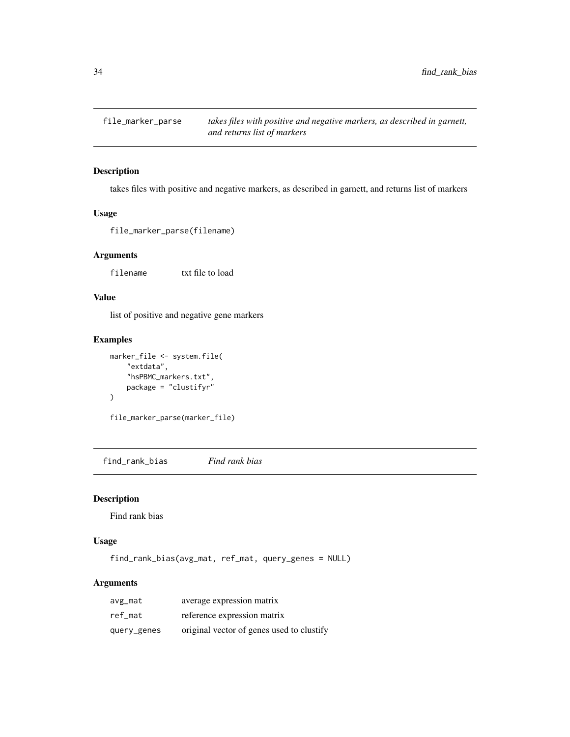## file_marker_parse    *takes files with positive and negative markers, as described in garnett, and returns list of markers*

### Description

takes files with positive and negative markers, as described in garnett, and returns list of markers

### Usage

```
file_marker_parse(filename)
```

### Arguments

| | |
|---|---|
| filename | txt file to load |

### Value

list of positive and negative gene markers

### Examples

```
marker_file <- system.file(
    "extdata",
    "hsPBMC_markers.txt",
    package = "clustifyr"
)

file_marker_parse(marker_file)
```

## find_rank_bias    *Find rank bias*

### Description

Find rank bias

### Usage

```
find_rank_bias(avg_mat, ref_mat, query_genes = NULL)
```

### Arguments

| | |
|---|---|
| avg_mat | average expression matrix |
| ref_mat | reference expression matrix |
| query_genes | original vector of genes used to clustify |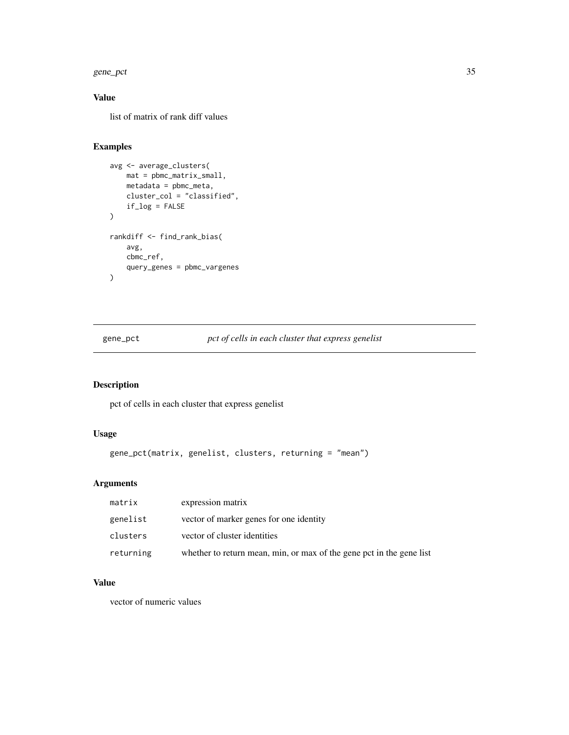### Value

list of matrix of rank diff values

### Examples

```
avg <- average_clusters(
    mat = pbmc_matrix_small,
    metadata = pbmc_meta,
    cluster_col = "classified",
    if_log = FALSE
)

rankdiff <- find_rank_bias(
    avg,
    cbmc_ref,
    query_genes = pbmc_vargenes
)
```

---

## gene_pct — *pct of cells in each cluster that express genelist*

---

### Description

pct of cells in each cluster that express genelist

### Usage

```
gene_pct(matrix, genelist, clusters, returning = "mean")
```

### Arguments

| | |
|---|---|
| `matrix` | expression matrix |
| `genelist` | vector of marker genes for one identity |
| `clusters` | vector of cluster identities |
| `returning` | whether to return mean, min, or max of the gene pct in the gene list |

### Value

vector of numeric values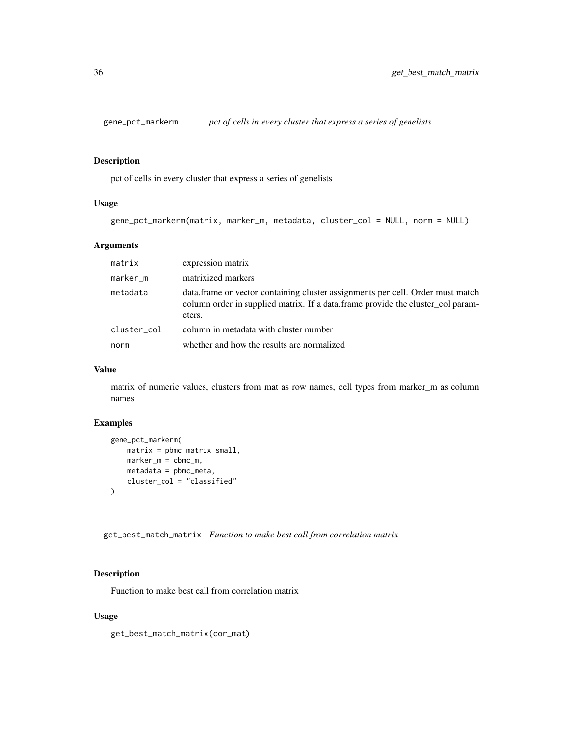## gene_pct_markerm — *pct of cells in every cluster that express a series of genelists*

### Description

pct of cells in every cluster that express a series of genelists

### Usage

```
gene_pct_markerm(matrix, marker_m, metadata, cluster_col = NULL, norm = NULL)
```

### Arguments

| | |
|---|---|
| matrix | expression matrix |
| marker_m | matrixized markers |
| metadata | data.frame or vector containing cluster assignments per cell. Order must match column order in supplied matrix. If a data.frame provide the cluster_col parameters. |
| cluster_col | column in metadata with cluster number |
| norm | whether and how the results are normalized |

### Value

matrix of numeric values, clusters from mat as row names, cell types from marker_m as column names

### Examples

```
gene_pct_markerm(
    matrix = pbmc_matrix_small,
    marker_m = cbmc_m,
    metadata = pbmc_meta,
    cluster_col = "classified"
)
```

## get_best_match_matrix — *Function to make best call from correlation matrix*

### Description

Function to make best call from correlation matrix

### Usage

```
get_best_match_matrix(cor_mat)
```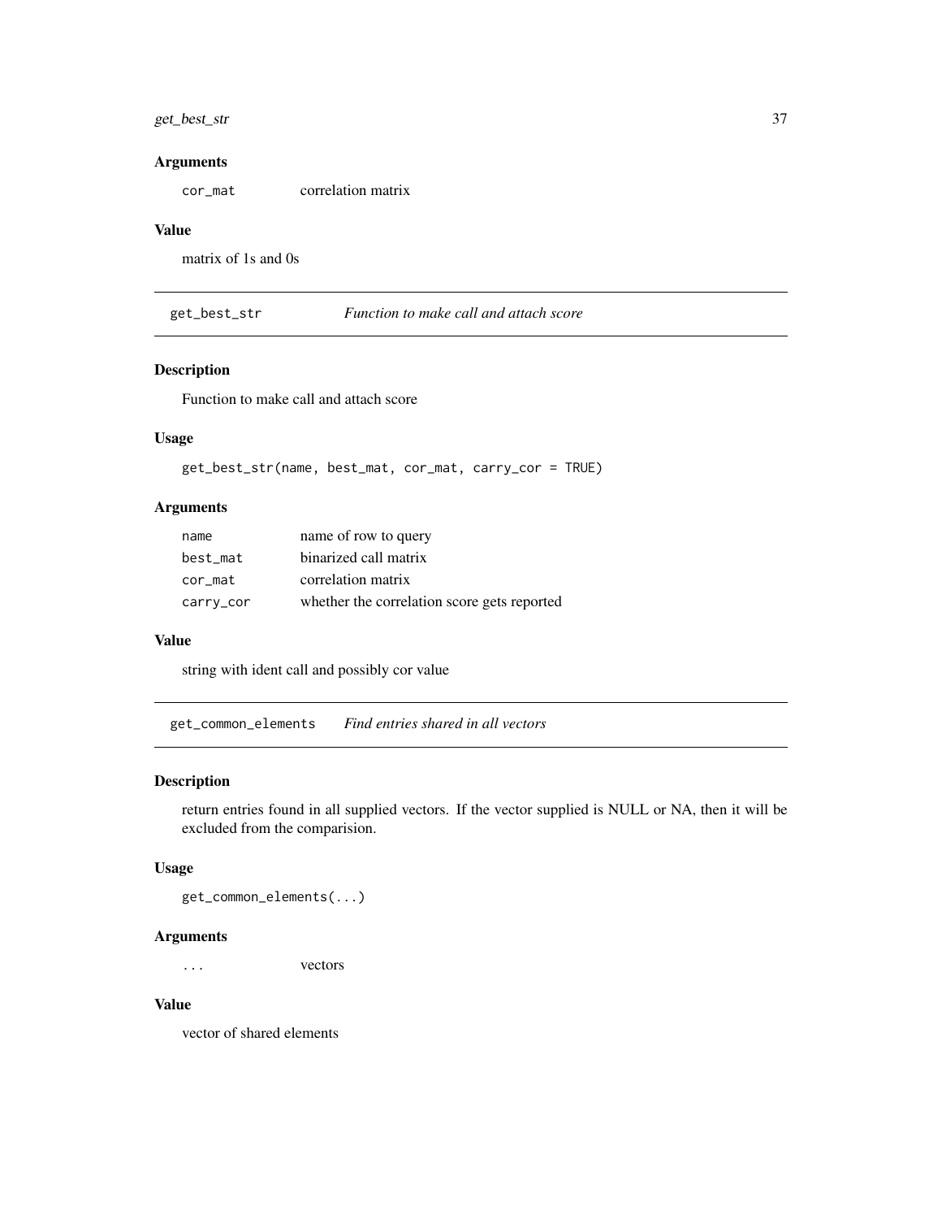## Arguments

| | |
|---|---|
| `cor_mat` | correlation matrix |

## Value

matrix of 1s and 0s

---

# `get_best_str` *Function to make call and attach score*

## Description

Function to make call and attach score

## Usage

```
get_best_str(name, best_mat, cor_mat, carry_cor = TRUE)
```

## Arguments

| | |
|---|---|
| `name` | name of row to query |
| `best_mat` | binarized call matrix |
| `cor_mat` | correlation matrix |
| `carry_cor` | whether the correlation score gets reported |

## Value

string with ident call and possibly cor value

---

# `get_common_elements` *Find entries shared in all vectors*

## Description

return entries found in all supplied vectors. If the vector supplied is NULL or NA, then it will be excluded from the comparision.

## Usage

```
get_common_elements(...)
```

## Arguments

| | |
|---|---|
| `...` | vectors |

## Value

vector of shared elements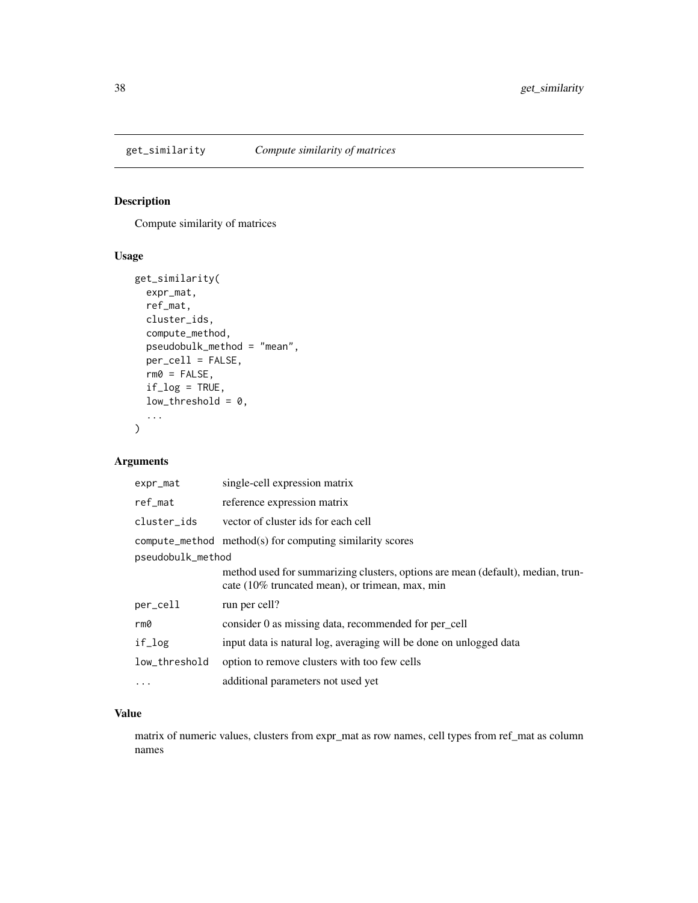## get_similarity — *Compute similarity of matrices*

### Description

Compute similarity of matrices

### Usage

```
get_similarity(
  expr_mat,
  ref_mat,
  cluster_ids,
  compute_method,
  pseudobulk_method = "mean",
  per_cell = FALSE,
  rm0 = FALSE,
  if_log = TRUE,
  low_threshold = 0,
  ...
)
```

### Arguments

| Argument | Description |
|---|---|
| `expr_mat` | single-cell expression matrix |
| `ref_mat` | reference expression matrix |
| `cluster_ids` | vector of cluster ids for each cell |
| `compute_method` | method(s) for computing similarity scores |
| `pseudobulk_method` | method used for summarizing clusters, options are mean (default), median, truncate (10% truncated mean), or trimean, max, min |
| `per_cell` | run per cell? |
| `rm0` | consider 0 as missing data, recommended for per_cell |
| `if_log` | input data is natural log, averaging will be done on unlogged data |
| `low_threshold` | option to remove clusters with too few cells |
| `...` | additional parameters not used yet |

### Value

matrix of numeric values, clusters from expr_mat as row names, cell types from ref_mat as column names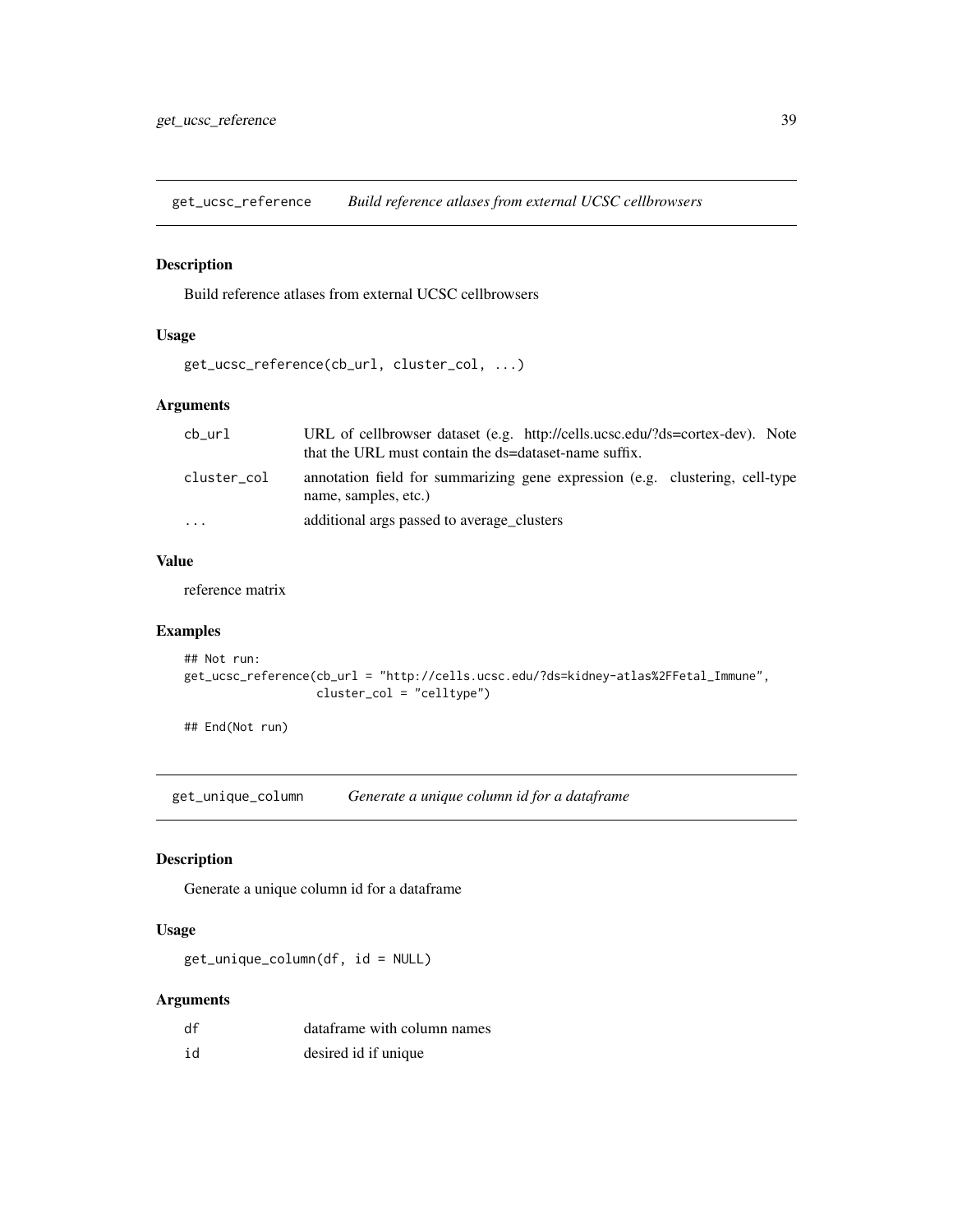## get_ucsc_reference *Build reference atlases from external UCSC cellbrowsers*

### Description

Build reference atlases from external UCSC cellbrowsers

### Usage

```
get_ucsc_reference(cb_url, cluster_col, ...)
```

### Arguments

| | |
|---|---|
| cb_url | URL of cellbrowser dataset (e.g. http://cells.ucsc.edu/?ds=cortex-dev). Note that the URL must contain the ds=dataset-name suffix. |
| cluster_col | annotation field for summarizing gene expression (e.g. clustering, cell-type name, samples, etc.) |
| ... | additional args passed to average_clusters |

### Value

reference matrix

### Examples

```
## Not run:
get_ucsc_reference(cb_url = "http://cells.ucsc.edu/?ds=kidney-atlas%2FFetal_Immune",
                   cluster_col = "celltype")

## End(Not run)
```

## get_unique_column *Generate a unique column id for a dataframe*

### Description

Generate a unique column id for a dataframe

### Usage

```
get_unique_column(df, id = NULL)
```

### Arguments

| | |
|---|---|
| df | dataframe with column names |
| id | desired id if unique |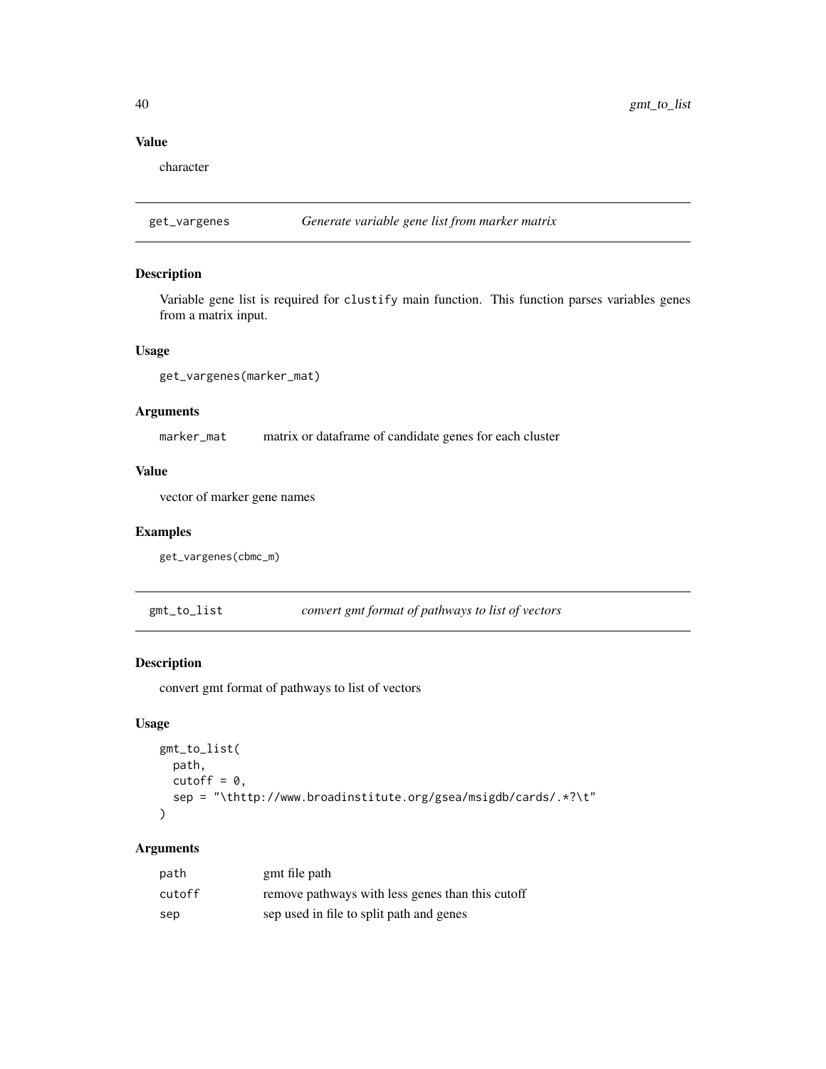### Value

character

## get_vargenes — *Generate variable gene list from marker matrix*

### Description

Variable gene list is required for `clustify` main function. This function parses variables genes from a matrix input.

### Usage

```
get_vargenes(marker_mat)
```

### Arguments

| | |
|---|---|
| `marker_mat` | matrix or dataframe of candidate genes for each cluster |

### Value

vector of marker gene names

### Examples

```
get_vargenes(cbmc_m)
```

## gmt_to_list — *convert gmt format of pathways to list of vectors*

### Description

convert gmt format of pathways to list of vectors

### Usage

```
gmt_to_list(
  path,
  cutoff = 0,
  sep = "\thttp://www.broadinstitute.org/gsea/msigdb/cards/.*?\t"
)
```

### Arguments

| | |
|---|---|
| `path` | gmt file path |
| `cutoff` | remove pathways with less genes than this cutoff |
| `sep` | sep used in file to split path and genes |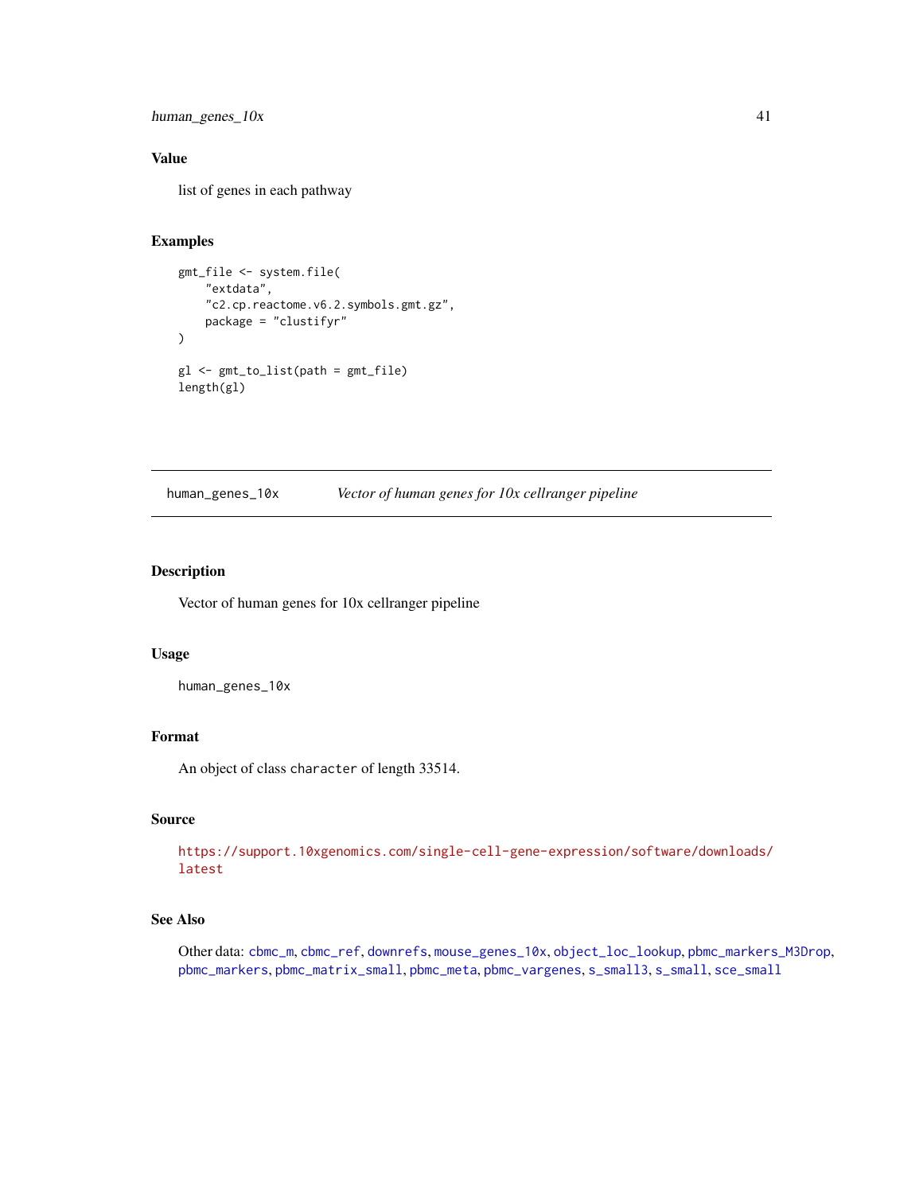## Value

list of genes in each pathway

## Examples

```
gmt_file <- system.file(
    "extdata",
    "c2.cp.reactome.v6.2.symbols.gmt.gz",
    package = "clustifyr"
)

gl <- gmt_to_list(path = gmt_file)
length(gl)
```

---

# human_genes_10x — *Vector of human genes for 10x cellranger pipeline*

---

## Description

Vector of human genes for 10x cellranger pipeline

## Usage

```
human_genes_10x
```

## Format

An object of class `character` of length 33514.

## Source

https://support.10xgenomics.com/single-cell-gene-expression/software/downloads/latest

## See Also

Other data: `cbmc_m`, `cbmc_ref`, `downrefs`, `mouse_genes_10x`, `object_loc_lookup`, `pbmc_markers_M3Drop`, `pbmc_markers`, `pbmc_matrix_small`, `pbmc_meta`, `pbmc_vargenes`, `s_small3`, `s_small`, `sce_small`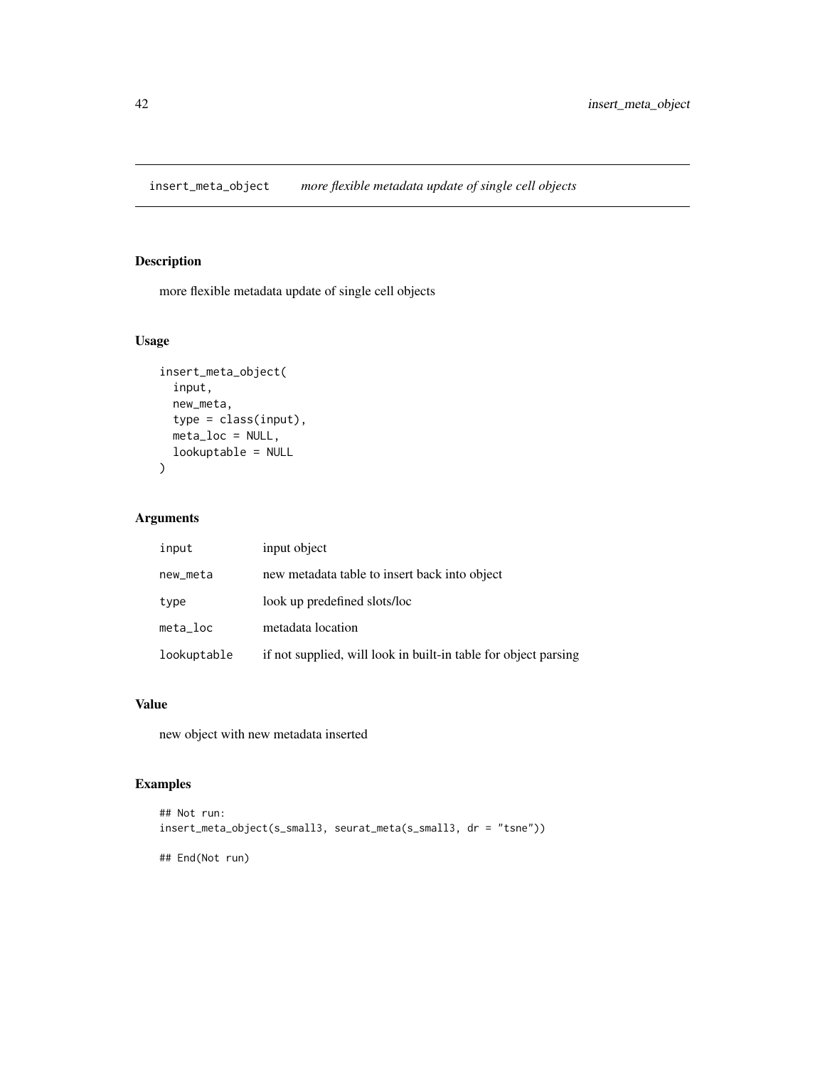## insert_meta_object *more flexible metadata update of single cell objects*

### Description

more flexible metadata update of single cell objects

### Usage

```
insert_meta_object(
  input,
  new_meta,
  type = class(input),
  meta_loc = NULL,
  lookuptable = NULL
)
```

### Arguments

| | |
|---|---|
| `input` | input object |
| `new_meta` | new metadata table to insert back into object |
| `type` | look up predefined slots/loc |
| `meta_loc` | metadata location |
| `lookuptable` | if not supplied, will look in built-in table for object parsing |

### Value

new object with new metadata inserted

### Examples

```
## Not run:
insert_meta_object(s_small3, seurat_meta(s_small3, dr = "tsne"))

## End(Not run)
```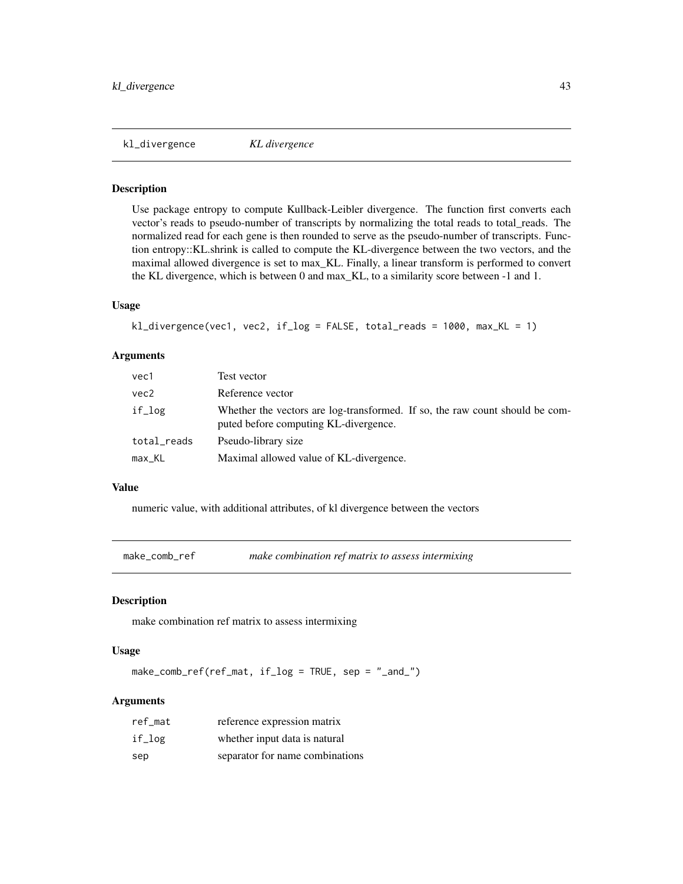## kl_divergence *KL divergence*

### Description

Use package entropy to compute Kullback-Leibler divergence. The function first converts each vector's reads to pseudo-number of transcripts by normalizing the total reads to total_reads. The normalized read for each gene is then rounded to serve as the pseudo-number of transcripts. Function entropy::KL.shrink is called to compute the KL-divergence between the two vectors, and the maximal allowed divergence is set to max_KL. Finally, a linear transform is performed to convert the KL divergence, which is between 0 and max_KL, to a similarity score between -1 and 1.

### Usage

```
kl_divergence(vec1, vec2, if_log = FALSE, total_reads = 1000, max_KL = 1)
```

### Arguments

| | |
|---|---|
| vec1 | Test vector |
| vec2 | Reference vector |
| if_log | Whether the vectors are log-transformed. If so, the raw count should be computed before computing KL-divergence. |
| total_reads | Pseudo-library size |
| max_KL | Maximal allowed value of KL-divergence. |

### Value

numeric value, with additional attributes, of kl divergence between the vectors

## make_comb_ref *make combination ref matrix to assess intermixing*

### Description

make combination ref matrix to assess intermixing

### Usage

```
make_comb_ref(ref_mat, if_log = TRUE, sep = "_and_")
```

### Arguments

| | |
|---|---|
| ref_mat | reference expression matrix |
| if_log | whether input data is natural |
| sep | separator for name combinations |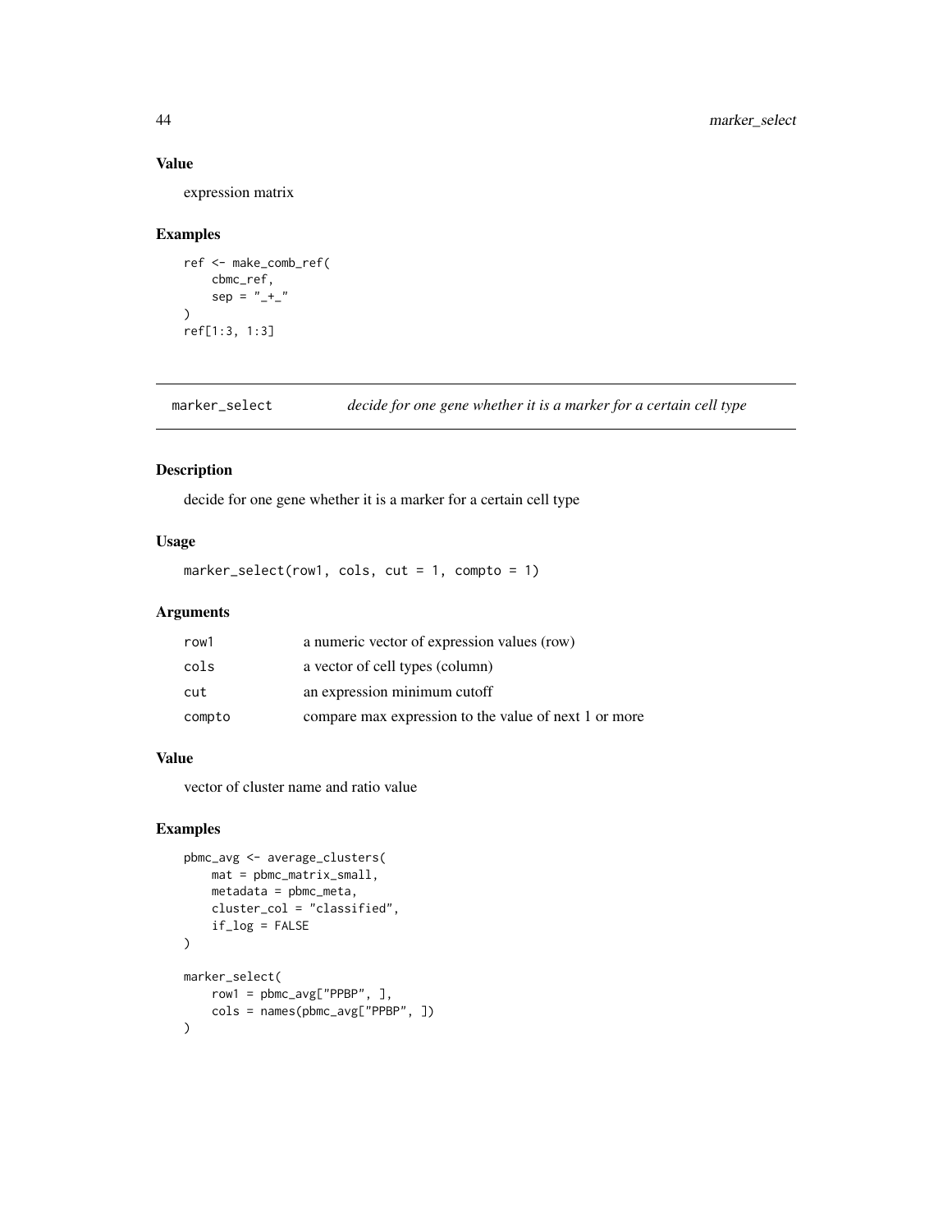## Value

expression matrix

## Examples

```
ref <- make_comb_ref(
    cbmc_ref,
    sep = "_+_"
)
ref[1:3, 1:3]
```

---

# marker_select *decide for one gene whether it is a marker for a certain cell type*

---

## Description

decide for one gene whether it is a marker for a certain cell type

## Usage

```
marker_select(row1, cols, cut = 1, compto = 1)
```

## Arguments

| | |
|---|---|
| row1 | a numeric vector of expression values (row) |
| cols | a vector of cell types (column) |
| cut | an expression minimum cutoff |
| compto | compare max expression to the value of next 1 or more |

## Value

vector of cluster name and ratio value

## Examples

```
pbmc_avg <- average_clusters(
    mat = pbmc_matrix_small,
    metadata = pbmc_meta,
    cluster_col = "classified",
    if_log = FALSE
)

marker_select(
    row1 = pbmc_avg["PPBP", ],
    cols = names(pbmc_avg["PPBP", ])
)
```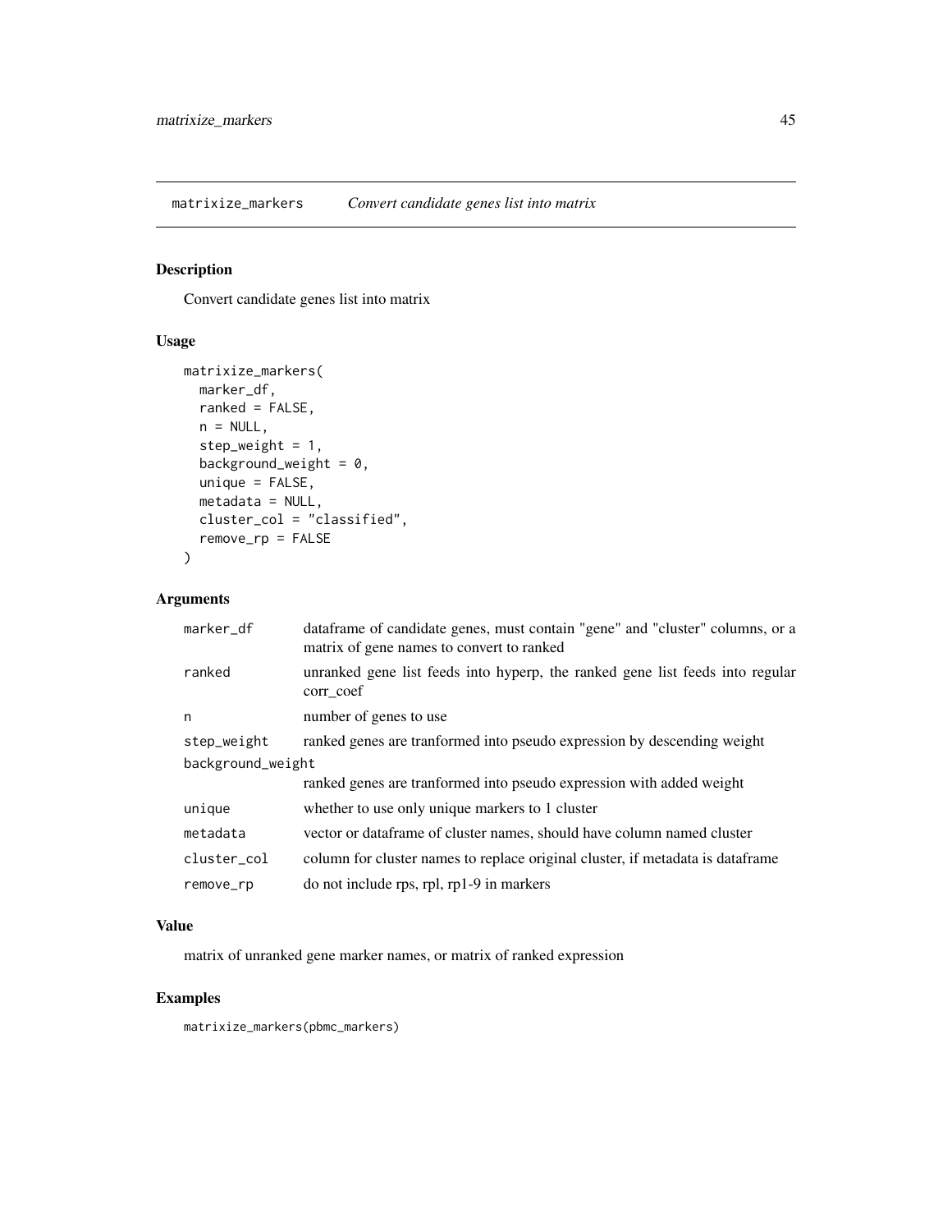## matrixize_markers — *Convert candidate genes list into matrix*

### Description

Convert candidate genes list into matrix

### Usage

```
matrixize_markers(
  marker_df,
  ranked = FALSE,
  n = NULL,
  step_weight = 1,
  background_weight = 0,
  unique = FALSE,
  metadata = NULL,
  cluster_col = "classified",
  remove_rp = FALSE
)
```

### Arguments

| | |
|---|---|
| `marker_df` | dataframe of candidate genes, must contain "gene" and "cluster" columns, or a matrix of gene names to convert to ranked |
| `ranked` | unranked gene list feeds into hyperp, the ranked gene list feeds into regular corr_coef |
| `n` | number of genes to use |
| `step_weight` | ranked genes are tranformed into pseudo expression by descending weight |
| `background_weight` | ranked genes are tranformed into pseudo expression with added weight |
| `unique` | whether to use only unique markers to 1 cluster |
| `metadata` | vector or dataframe of cluster names, should have column named cluster |
| `cluster_col` | column for cluster names to replace original cluster, if metadata is dataframe |
| `remove_rp` | do not include rps, rpl, rp1-9 in markers |

### Value

matrix of unranked gene marker names, or matrix of ranked expression

### Examples

```
matrixize_markers(pbmc_markers)
```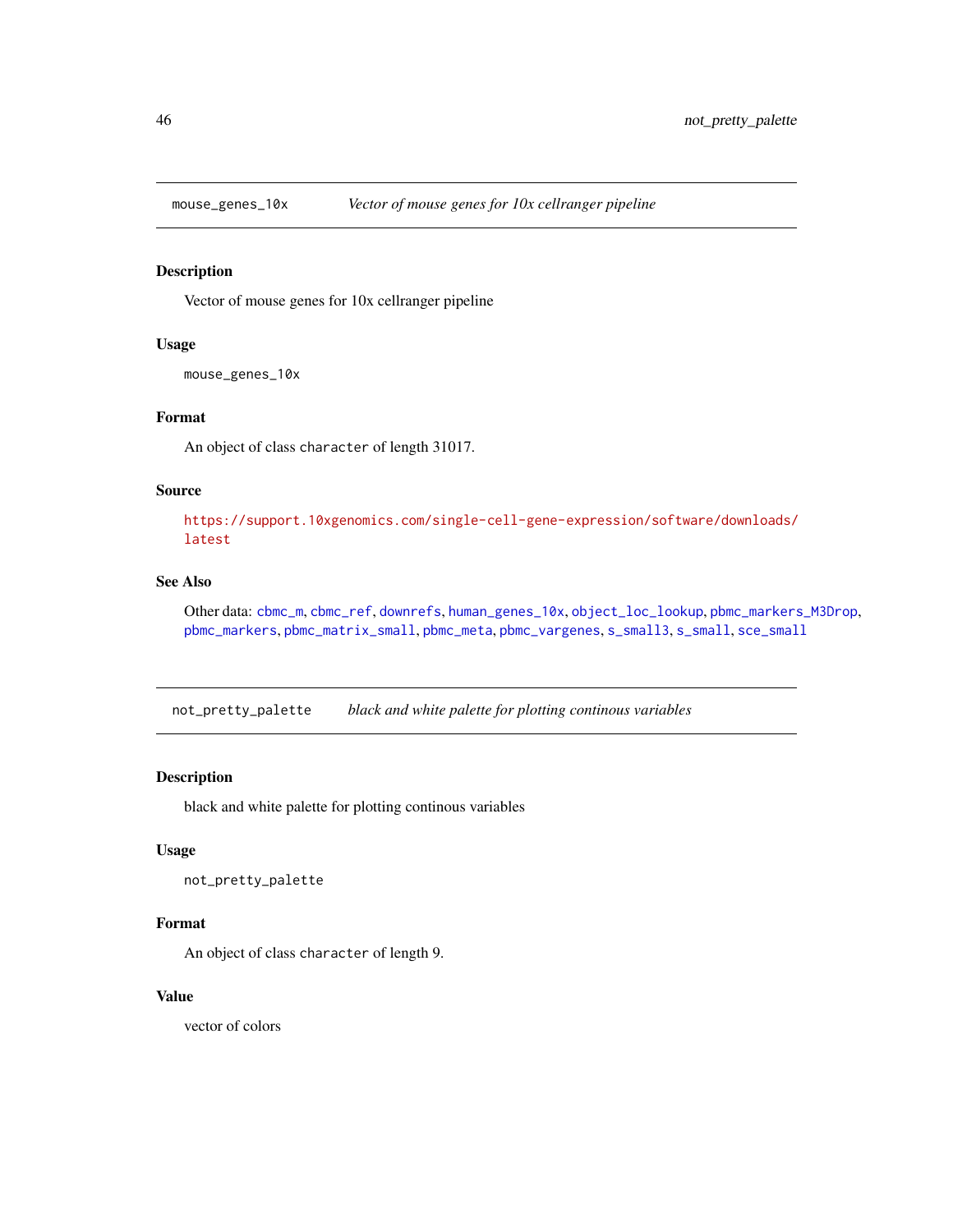## mouse_genes_10x — *Vector of mouse genes for 10x cellranger pipeline*

### Description

Vector of mouse genes for 10x cellranger pipeline

### Usage

```
mouse_genes_10x
```

### Format

An object of class `character` of length 31017.

### Source

https://support.10xgenomics.com/single-cell-gene-expression/software/downloads/latest

### See Also

Other data: `cbmc_m`, `cbmc_ref`, `downrefs`, `human_genes_10x`, `object_loc_lookup`, `pbmc_markers_M3Drop`, `pbmc_markers`, `pbmc_matrix_small`, `pbmc_meta`, `pbmc_vargenes`, `s_small3`, `s_small`, `sce_small`

## not_pretty_palette — *black and white palette for plotting continous variables*

### Description

black and white palette for plotting continous variables

### Usage

```
not_pretty_palette
```

### Format

An object of class `character` of length 9.

### Value

vector of colors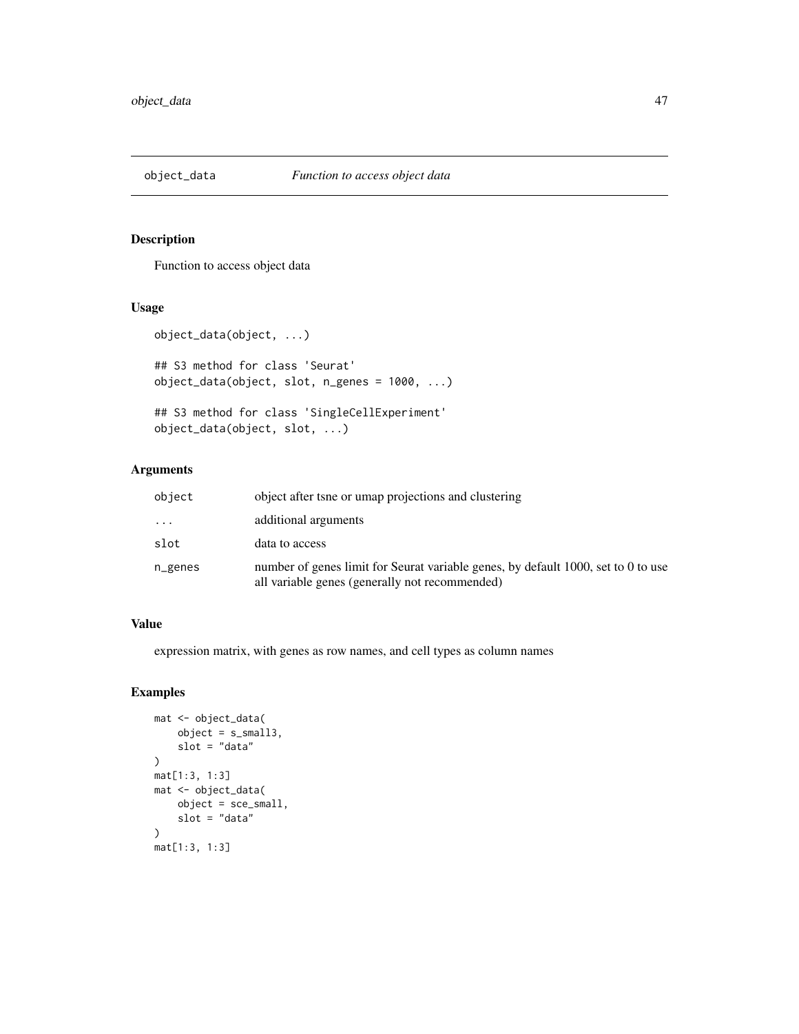## object_data — *Function to access object data*

### Description

Function to access object data

### Usage

```
object_data(object, ...)

## S3 method for class 'Seurat'
object_data(object, slot, n_genes = 1000, ...)

## S3 method for class 'SingleCellExperiment'
object_data(object, slot, ...)
```

### Arguments

| | |
|---|---|
| `object` | object after tsne or umap projections and clustering |
| `...` | additional arguments |
| `slot` | data to access |
| `n_genes` | number of genes limit for Seurat variable genes, by default 1000, set to 0 to use all variable genes (generally not recommended) |

### Value

expression matrix, with genes as row names, and cell types as column names

### Examples

```
mat <- object_data(
    object = s_small3,
    slot = "data"
)
mat[1:3, 1:3]
mat <- object_data(
    object = sce_small,
    slot = "data"
)
mat[1:3, 1:3]
```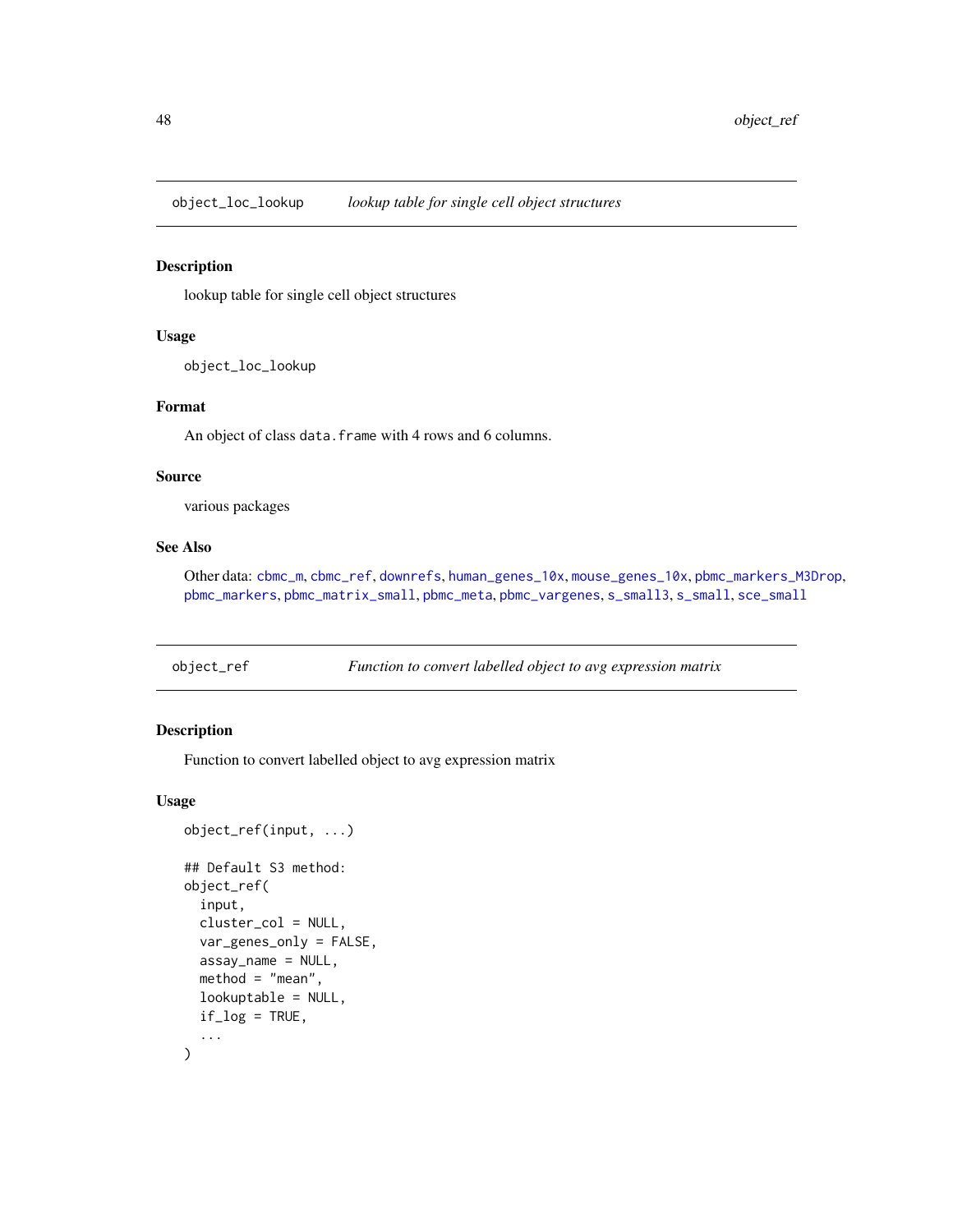## object_loc_lookup *lookup table for single cell object structures*

### Description

lookup table for single cell object structures

### Usage

```
object_loc_lookup
```

### Format

An object of class `data.frame` with 4 rows and 6 columns.

### Source

various packages

### See Also

Other data: `cbmc_m`, `cbmc_ref`, `downrefs`, `human_genes_10x`, `mouse_genes_10x`, `pbmc_markers_M3Drop`, `pbmc_markers`, `pbmc_matrix_small`, `pbmc_meta`, `pbmc_vargenes`, `s_small3`, `s_small`, `sce_small`

## object_ref *Function to convert labelled object to avg expression matrix*

### Description

Function to convert labelled object to avg expression matrix

### Usage

```
object_ref(input, ...)

## Default S3 method:
object_ref(
  input,
  cluster_col = NULL,
  var_genes_only = FALSE,
  assay_name = NULL,
  method = "mean",
  lookuptable = NULL,
  if_log = TRUE,
  ...
)
```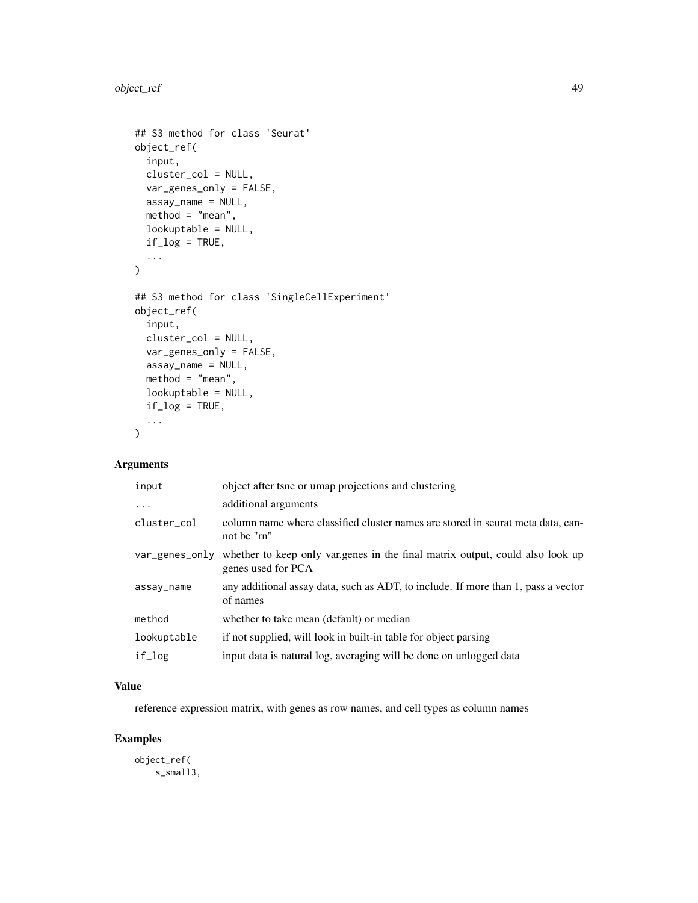```
## S3 method for class 'Seurat'
object_ref(
  input,
  cluster_col = NULL,
  var_genes_only = FALSE,
  assay_name = NULL,
  method = "mean",
  lookuptable = NULL,
  if_log = TRUE,
  ...
)

## S3 method for class 'SingleCellExperiment'
object_ref(
  input,
  cluster_col = NULL,
  var_genes_only = FALSE,
  assay_name = NULL,
  method = "mean",
  lookuptable = NULL,
  if_log = TRUE,
  ...
)
```

## Arguments

| | |
|---|---|
| input | object after tsne or umap projections and clustering |
| ... | additional arguments |
| cluster_col | column name where classified cluster names are stored in seurat meta data, cannot be "rn" |
| var_genes_only | whether to keep only var.genes in the final matrix output, could also look up genes used for PCA |
| assay_name | any additional assay data, such as ADT, to include. If more than 1, pass a vector of names |
| method | whether to take mean (default) or median |
| lookuptable | if not supplied, will look in built-in table for object parsing |
| if_log | input data is natural log, averaging will be done on unlogged data |

## Value

reference expression matrix, with genes as row names, and cell types as column names

## Examples

```
object_ref(
    s_small3,
```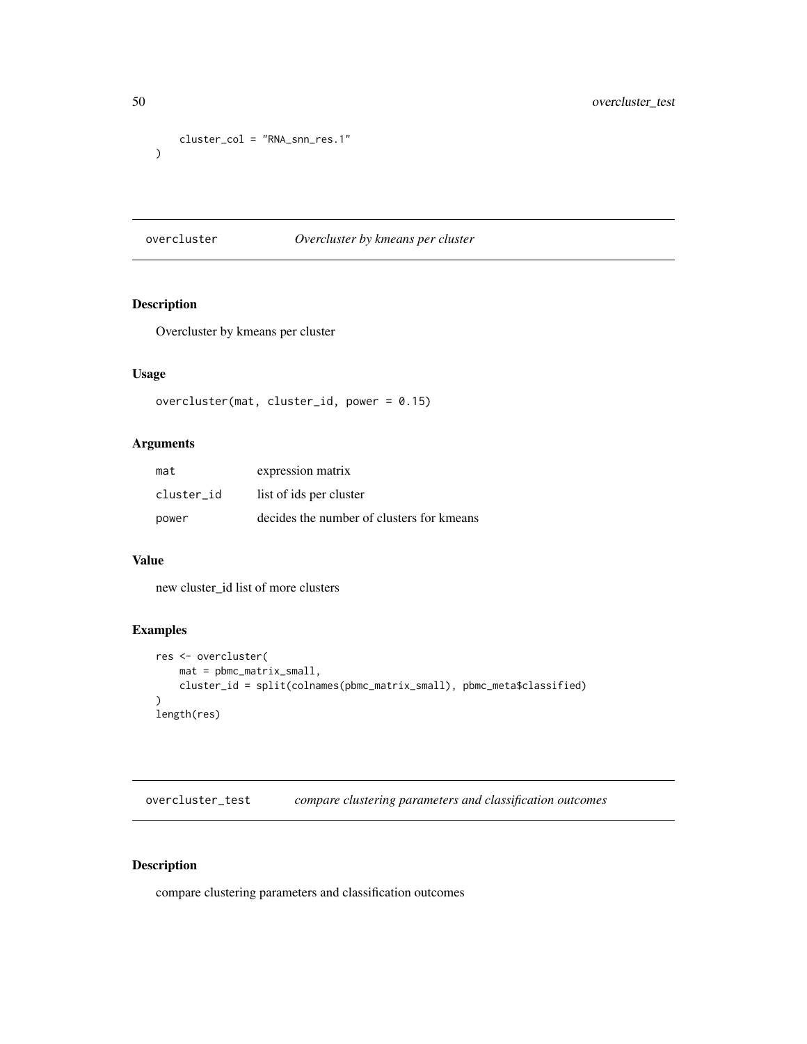```
    cluster_col = "RNA_snn_res.1"
)
```

## overcluster — *Overcluster by kmeans per cluster*

### Description

Overcluster by kmeans per cluster

### Usage

```
overcluster(mat, cluster_id, power = 0.15)
```

### Arguments

| | |
|---|---|
| mat | expression matrix |
| cluster_id | list of ids per cluster |
| power | decides the number of clusters for kmeans |

### Value

new cluster_id list of more clusters

### Examples

```
res <- overcluster(
    mat = pbmc_matrix_small,
    cluster_id = split(colnames(pbmc_matrix_small), pbmc_meta$classified)
)
length(res)
```

## overcluster_test — *compare clustering parameters and classification outcomes*

### Description

compare clustering parameters and classification outcomes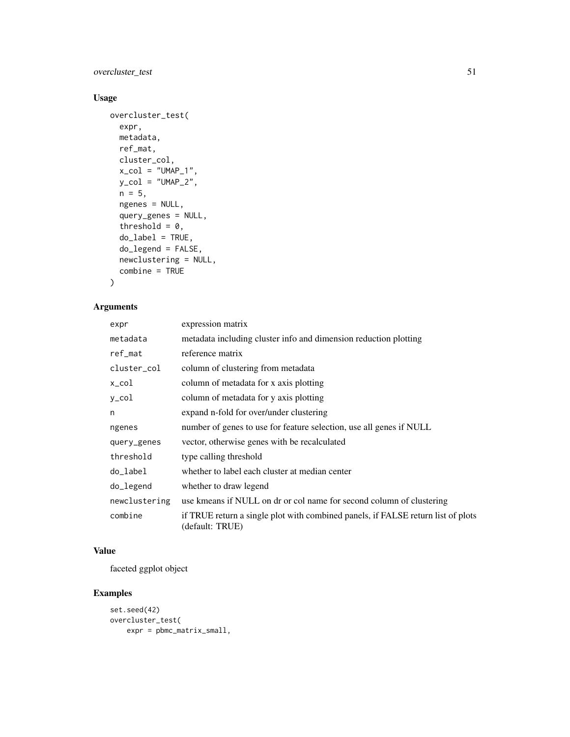## Usage

```
overcluster_test(
  expr,
  metadata,
  ref_mat,
  cluster_col,
  x_col = "UMAP_1",
  y_col = "UMAP_2",
  n = 5,
  ngenes = NULL,
  query_genes = NULL,
  threshold = 0,
  do_label = TRUE,
  do_legend = FALSE,
  newclustering = NULL,
  combine = TRUE
)
```

## Arguments

| | |
|---|---|
| `expr` | expression matrix |
| `metadata` | metadata including cluster info and dimension reduction plotting |
| `ref_mat` | reference matrix |
| `cluster_col` | column of clustering from metadata |
| `x_col` | column of metadata for x axis plotting |
| `y_col` | column of metadata for y axis plotting |
| `n` | expand n-fold for over/under clustering |
| `ngenes` | number of genes to use for feature selection, use all genes if NULL |
| `query_genes` | vector, otherwise genes with be recalculated |
| `threshold` | type calling threshold |
| `do_label` | whether to label each cluster at median center |
| `do_legend` | whether to draw legend |
| `newclustering` | use kmeans if NULL on dr or col name for second column of clustering |
| `combine` | if TRUE return a single plot with combined panels, if FALSE return list of plots (default: TRUE) |

## Value

faceted ggplot object

## Examples

```
set.seed(42)
overcluster_test(
    expr = pbmc_matrix_small,
```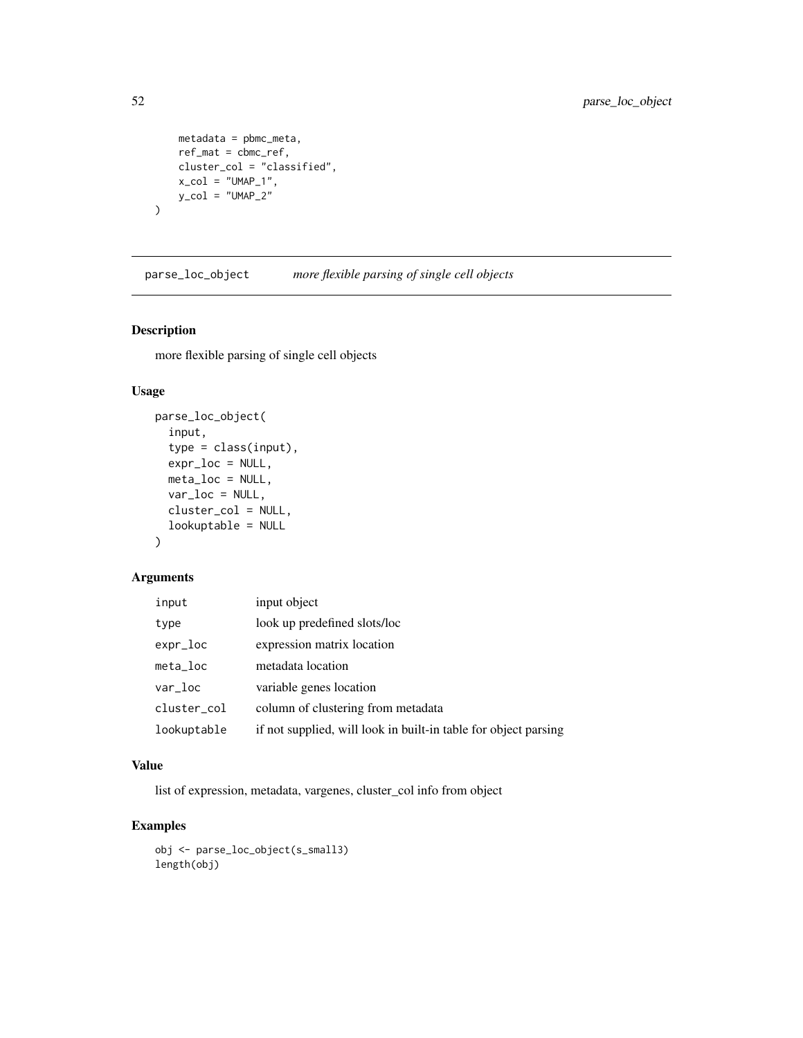```
    metadata = pbmc_meta,
    ref_mat = cbmc_ref,
    cluster_col = "classified",
    x_col = "UMAP_1",
    y_col = "UMAP_2"
)
```

## parse_loc_object — *more flexible parsing of single cell objects*

### Description

more flexible parsing of single cell objects

### Usage

```
parse_loc_object(
  input,
  type = class(input),
  expr_loc = NULL,
  meta_loc = NULL,
  var_loc = NULL,
  cluster_col = NULL,
  lookuptable = NULL
)
```

### Arguments

| | |
|---|---|
| input | input object |
| type | look up predefined slots/loc |
| expr_loc | expression matrix location |
| meta_loc | metadata location |
| var_loc | variable genes location |
| cluster_col | column of clustering from metadata |
| lookuptable | if not supplied, will look in built-in table for object parsing |

### Value

list of expression, metadata, vargenes, cluster_col info from object

### Examples

```
obj <- parse_loc_object(s_small3)
length(obj)
```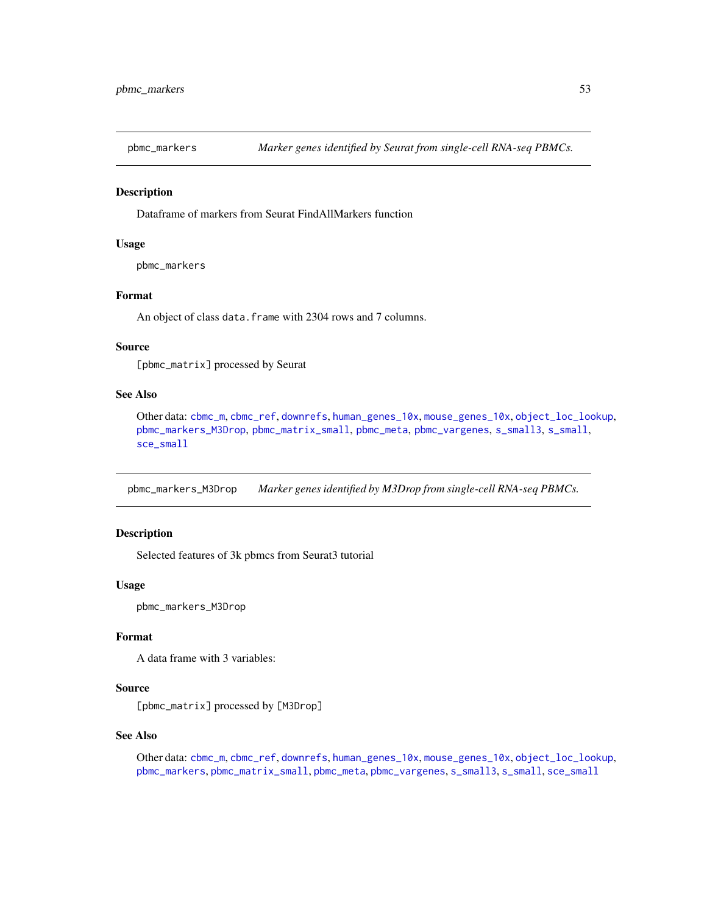## pbmc_markers — *Marker genes identified by Seurat from single-cell RNA-seq PBMCs.*

### Description

Dataframe of markers from Seurat FindAllMarkers function

### Usage

```
pbmc_markers
```

### Format

An object of class `data.frame` with 2304 rows and 7 columns.

### Source

[pbmc_matrix] processed by Seurat

### See Also

Other data: cbmc_m, cbmc_ref, downrefs, human_genes_10x, mouse_genes_10x, object_loc_lookup, pbmc_markers_M3Drop, pbmc_matrix_small, pbmc_meta, pbmc_vargenes, s_small3, s_small, sce_small

## pbmc_markers_M3Drop — *Marker genes identified by M3Drop from single-cell RNA-seq PBMCs.*

### Description

Selected features of 3k pbmcs from Seurat3 tutorial

### Usage

```
pbmc_markers_M3Drop
```

### Format

A data frame with 3 variables:

### Source

[pbmc_matrix] processed by [M3Drop]

### See Also

Other data: cbmc_m, cbmc_ref, downrefs, human_genes_10x, mouse_genes_10x, object_loc_lookup, pbmc_markers, pbmc_matrix_small, pbmc_meta, pbmc_vargenes, s_small3, s_small, sce_small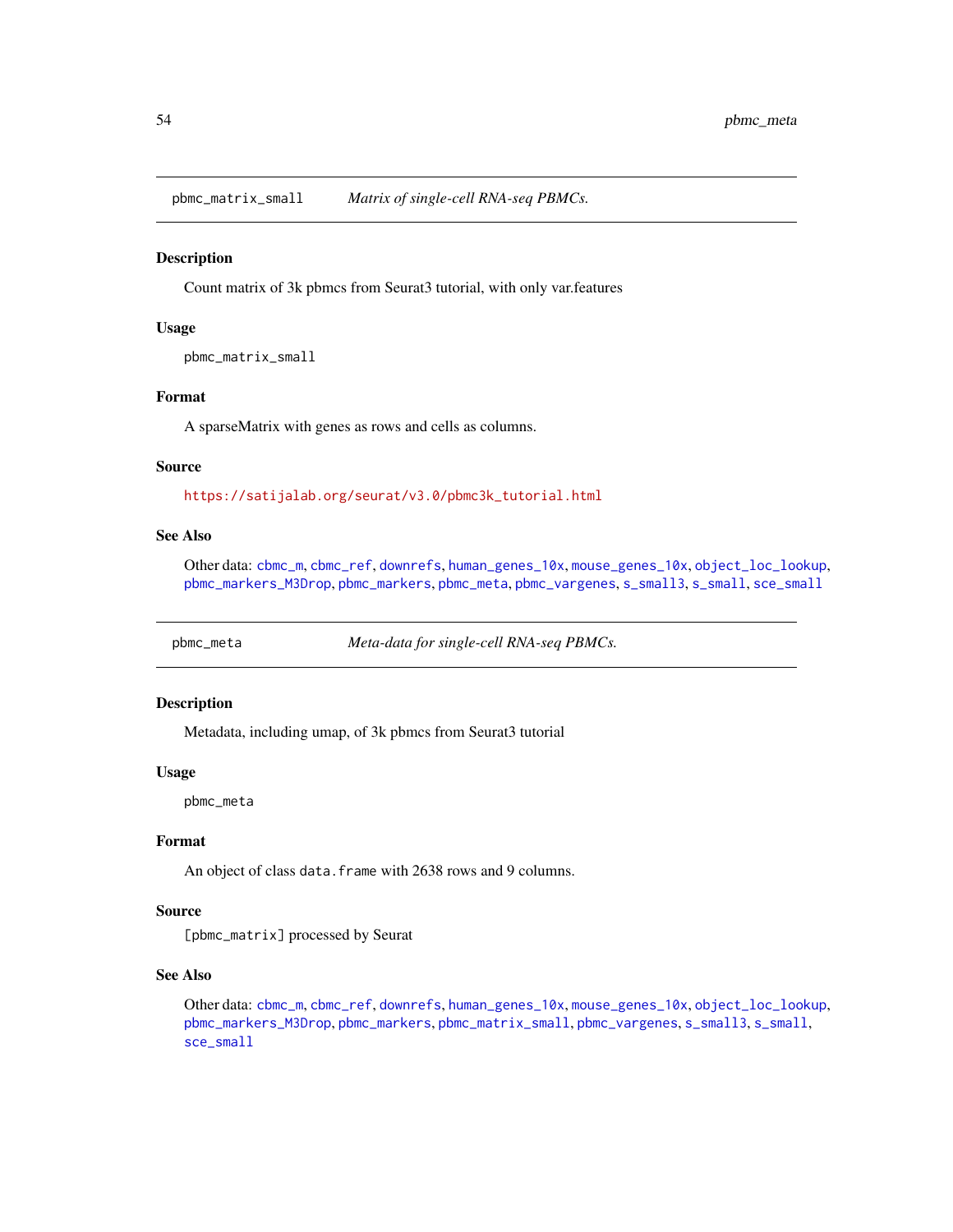## pbmc_matrix_small — *Matrix of single-cell RNA-seq PBMCs.*

### Description

Count matrix of 3k pbmcs from Seurat3 tutorial, with only var.features

### Usage

```
pbmc_matrix_small
```

### Format

A sparseMatrix with genes as rows and cells as columns.

### Source

https://satijalab.org/seurat/v3.0/pbmc3k_tutorial.html

### See Also

Other data: cbmc_m, cbmc_ref, downrefs, human_genes_10x, mouse_genes_10x, object_loc_lookup, pbmc_markers_M3Drop, pbmc_markers, pbmc_meta, pbmc_vargenes, s_small3, s_small, sce_small

## pbmc_meta — *Meta-data for single-cell RNA-seq PBMCs.*

### Description

Metadata, including umap, of 3k pbmcs from Seurat3 tutorial

### Usage

```
pbmc_meta
```

### Format

An object of class `data.frame` with 2638 rows and 9 columns.

### Source

[pbmc_matrix] processed by Seurat

### See Also

Other data: cbmc_m, cbmc_ref, downrefs, human_genes_10x, mouse_genes_10x, object_loc_lookup, pbmc_markers_M3Drop, pbmc_markers, pbmc_matrix_small, pbmc_vargenes, s_small3, s_small, sce_small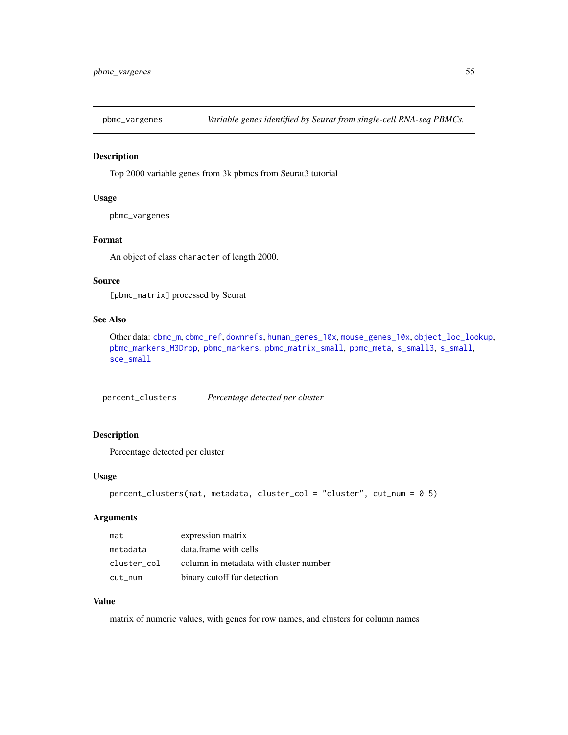## pbmc_vargenes — *Variable genes identified by Seurat from single-cell RNA-seq PBMCs.*

### Description

Top 2000 variable genes from 3k pbmcs from Seurat3 tutorial

### Usage

```
pbmc_vargenes
```

### Format

An object of class `character` of length 2000.

### Source

`[pbmc_matrix]` processed by Seurat

### See Also

Other data: `cbmc_m`, `cbmc_ref`, `downrefs`, `human_genes_10x`, `mouse_genes_10x`, `object_loc_lookup`, `pbmc_markers_M3Drop`, `pbmc_markers`, `pbmc_matrix_small`, `pbmc_meta`, `s_small3`, `s_small`, `sce_small`

## percent_clusters — *Percentage detected per cluster*

### Description

Percentage detected per cluster

### Usage

```
percent_clusters(mat, metadata, cluster_col = "cluster", cut_num = 0.5)
```

### Arguments

| | |
|---|---|
| `mat` | expression matrix |
| `metadata` | data.frame with cells |
| `cluster_col` | column in metadata with cluster number |
| `cut_num` | binary cutoff for detection |

### Value

matrix of numeric values, with genes for row names, and clusters for column names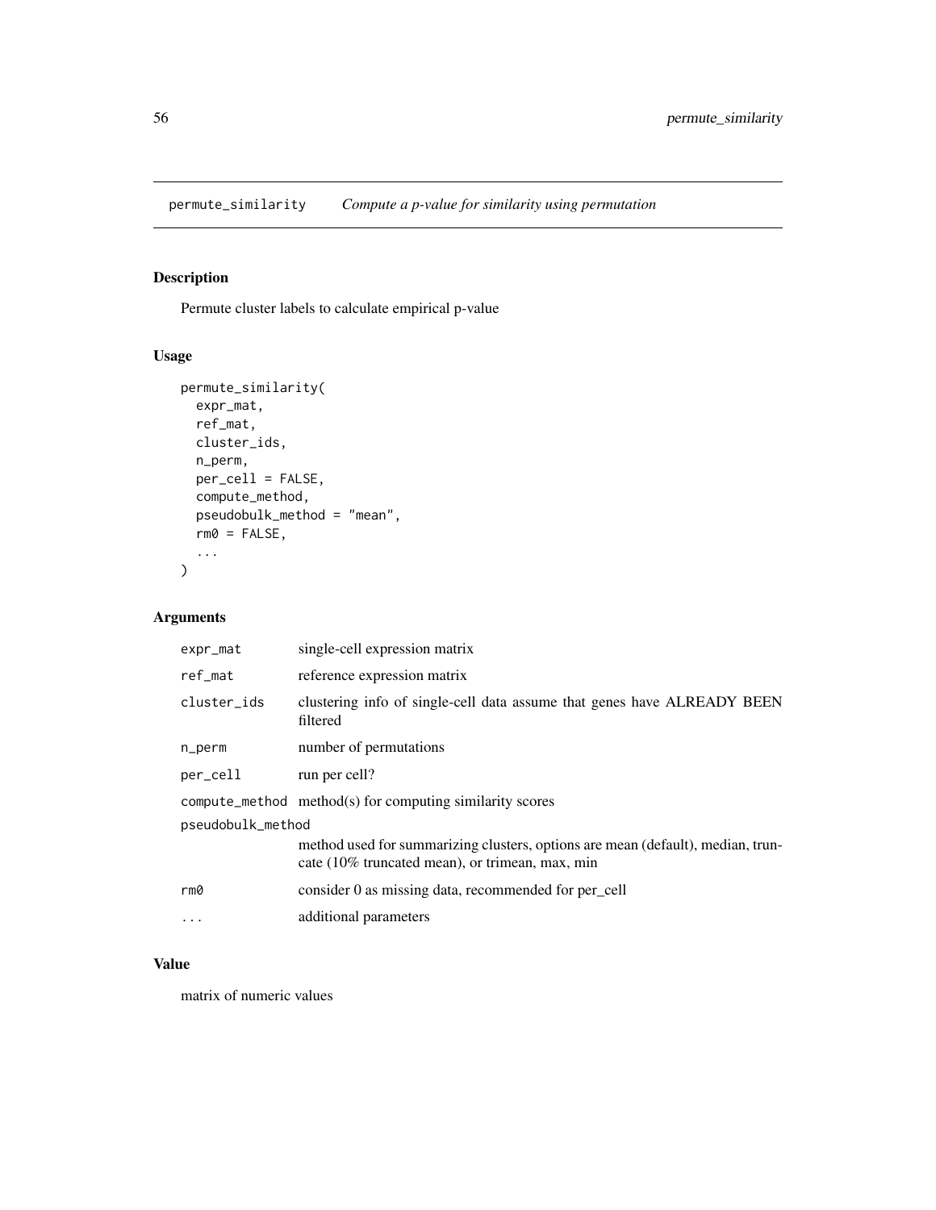permute_similarity *Compute a p-value for similarity using permutation*

## Description

Permute cluster labels to calculate empirical p-value

## Usage

```
permute_similarity(
  expr_mat,
  ref_mat,
  cluster_ids,
  n_perm,
  per_cell = FALSE,
  compute_method,
  pseudobulk_method = "mean",
  rm0 = FALSE,
  ...
)
```

## Arguments

| | |
|---|---|
| expr_mat | single-cell expression matrix |
| ref_mat | reference expression matrix |
| cluster_ids | clustering info of single-cell data assume that genes have ALREADY BEEN filtered |
| n_perm | number of permutations |
| per_cell | run per cell? |
| compute_method | method(s) for computing similarity scores |
| pseudobulk_method | method used for summarizing clusters, options are mean (default), median, truncate (10% truncated mean), or trimean, max, min |
| rm0 | consider 0 as missing data, recommended for per_cell |
| ... | additional parameters |

## Value

matrix of numeric values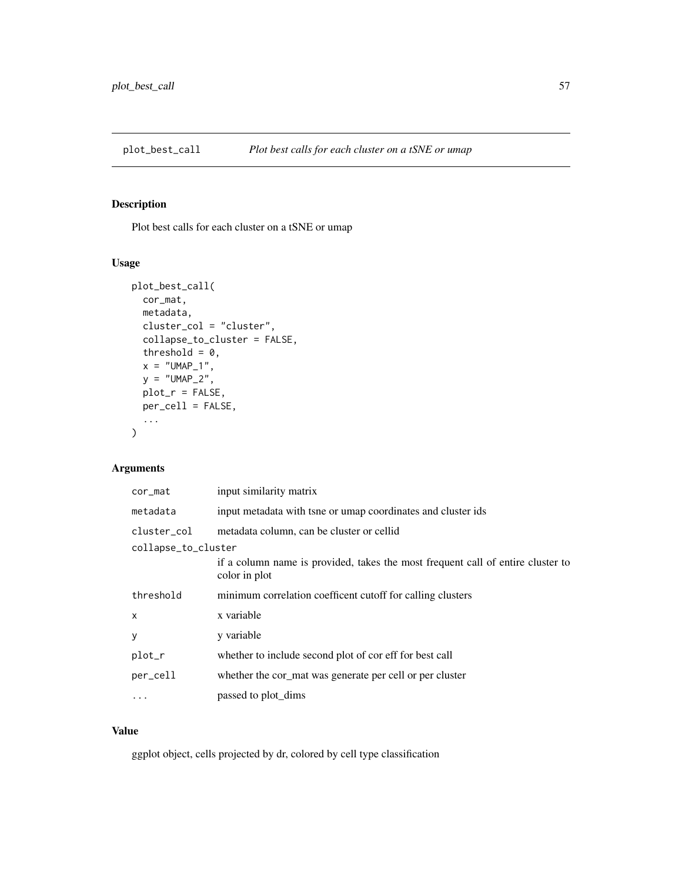# plot_best_call — *Plot best calls for each cluster on a tSNE or umap*

## Description

Plot best calls for each cluster on a tSNE or umap

## Usage

```
plot_best_call(
  cor_mat,
  metadata,
  cluster_col = "cluster",
  collapse_to_cluster = FALSE,
  threshold = 0,
  x = "UMAP_1",
  y = "UMAP_2",
  plot_r = FALSE,
  per_cell = FALSE,
  ...
)
```

## Arguments

| Argument | Description |
| --- | --- |
| cor_mat | input similarity matrix |
| metadata | input metadata with tsne or umap coordinates and cluster ids |
| cluster_col | metadata column, can be cluster or cellid |
| collapse_to_cluster | if a column name is provided, takes the most frequent call of entire cluster to color in plot |
| threshold | minimum correlation coefficent cutoff for calling clusters |
| x | x variable |
| y | y variable |
| plot_r | whether to include second plot of cor eff for best call |
| per_cell | whether the cor_mat was generate per cell or per cluster |
| ... | passed to plot_dims |

## Value

ggplot object, cells projected by dr, colored by cell type classification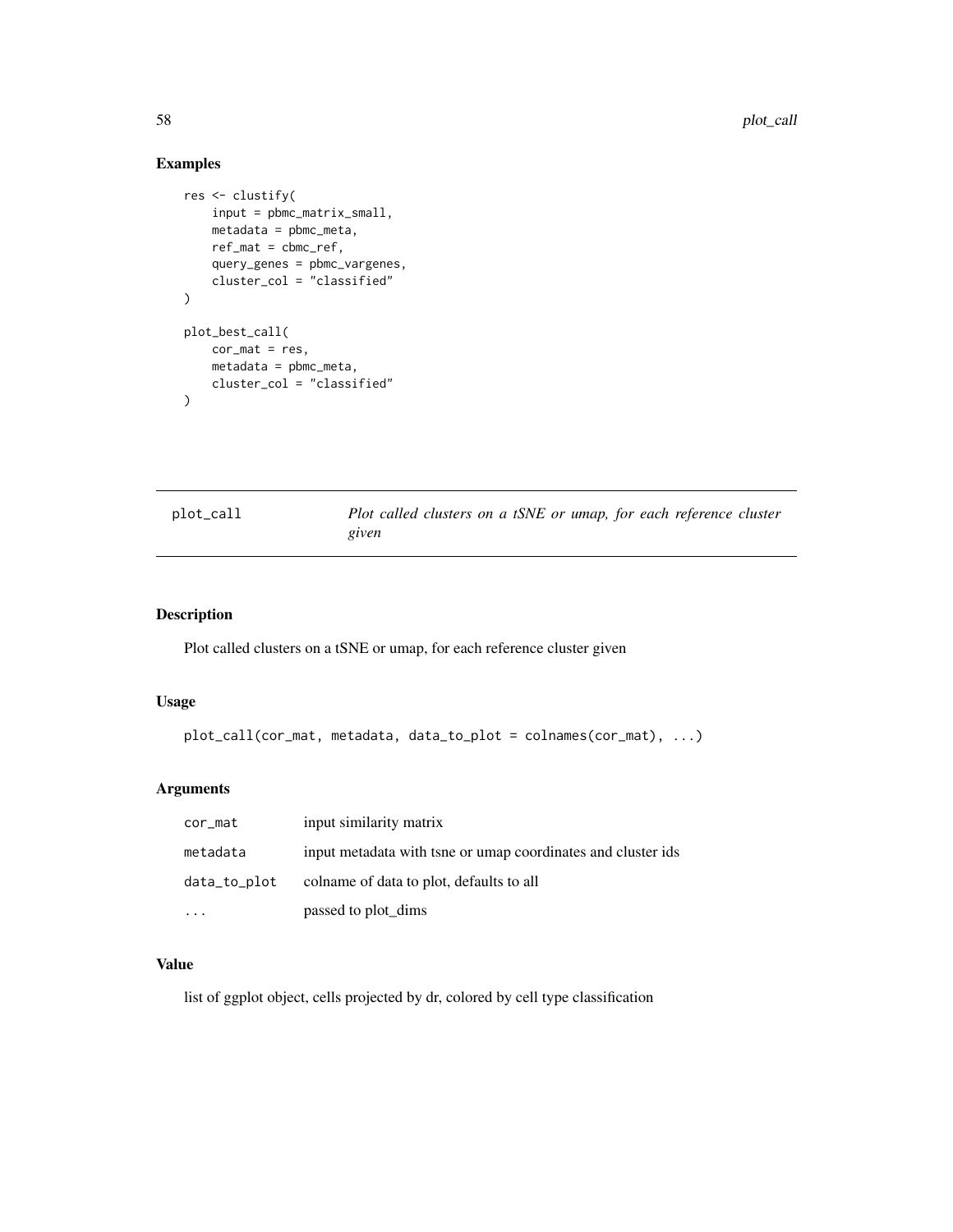## Examples

```
res <- clustify(
    input = pbmc_matrix_small,
    metadata = pbmc_meta,
    ref_mat = cbmc_ref,
    query_genes = pbmc_vargenes,
    cluster_col = "classified"
)

plot_best_call(
    cor_mat = res,
    metadata = pbmc_meta,
    cluster_col = "classified"
)
```

---

# plot_call — *Plot called clusters on a tSNE or umap, for each reference cluster given*

---

## Description

Plot called clusters on a tSNE or umap, for each reference cluster given

## Usage

```
plot_call(cor_mat, metadata, data_to_plot = colnames(cor_mat), ...)
```

## Arguments

| | |
|---|---|
| cor_mat | input similarity matrix |
| metadata | input metadata with tsne or umap coordinates and cluster ids |
| data_to_plot | colname of data to plot, defaults to all |
| ... | passed to plot_dims |

## Value

list of ggplot object, cells projected by dr, colored by cell type classification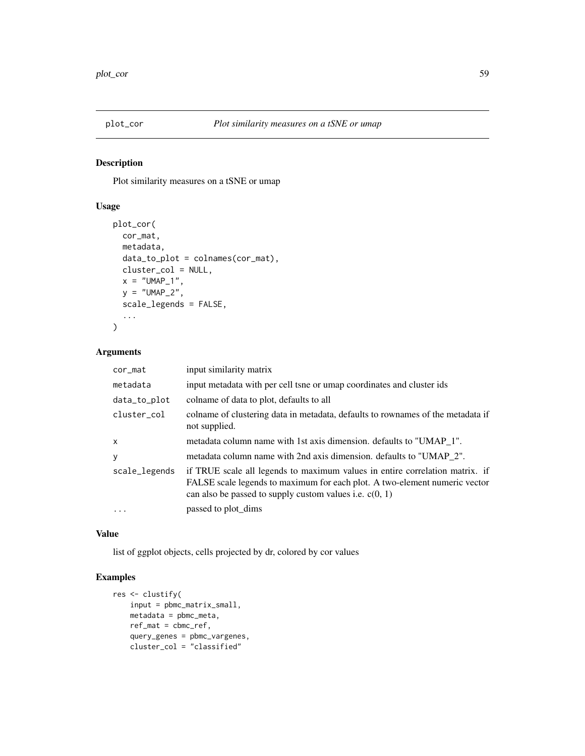# plot_cor

*Plot similarity measures on a tSNE or umap*

## Description

Plot similarity measures on a tSNE or umap

## Usage

```
plot_cor(
  cor_mat,
  metadata,
  data_to_plot = colnames(cor_mat),
  cluster_col = NULL,
  x = "UMAP_1",
  y = "UMAP_2",
  scale_legends = FALSE,
  ...
)
```

## Arguments

| | |
|---|---|
| `cor_mat` | input similarity matrix |
| `metadata` | input metadata with per cell tsne or umap coordinates and cluster ids |
| `data_to_plot` | colname of data to plot, defaults to all |
| `cluster_col` | colname of clustering data in metadata, defaults to rownames of the metadata if not supplied. |
| `x` | metadata column name with 1st axis dimension. defaults to "UMAP_1". |
| `y` | metadata column name with 2nd axis dimension. defaults to "UMAP_2". |
| `scale_legends` | if TRUE scale all legends to maximum values in entire correlation matrix. if FALSE scale legends to maximum for each plot. A two-element numeric vector can also be passed to supply custom values i.e. c(0, 1) |
| `...` | passed to plot_dims |

## Value

list of ggplot objects, cells projected by dr, colored by cor values

## Examples

```
res <- clustify(
    input = pbmc_matrix_small,
    metadata = pbmc_meta,
    ref_mat = cbmc_ref,
    query_genes = pbmc_vargenes,
    cluster_col = "classified"
```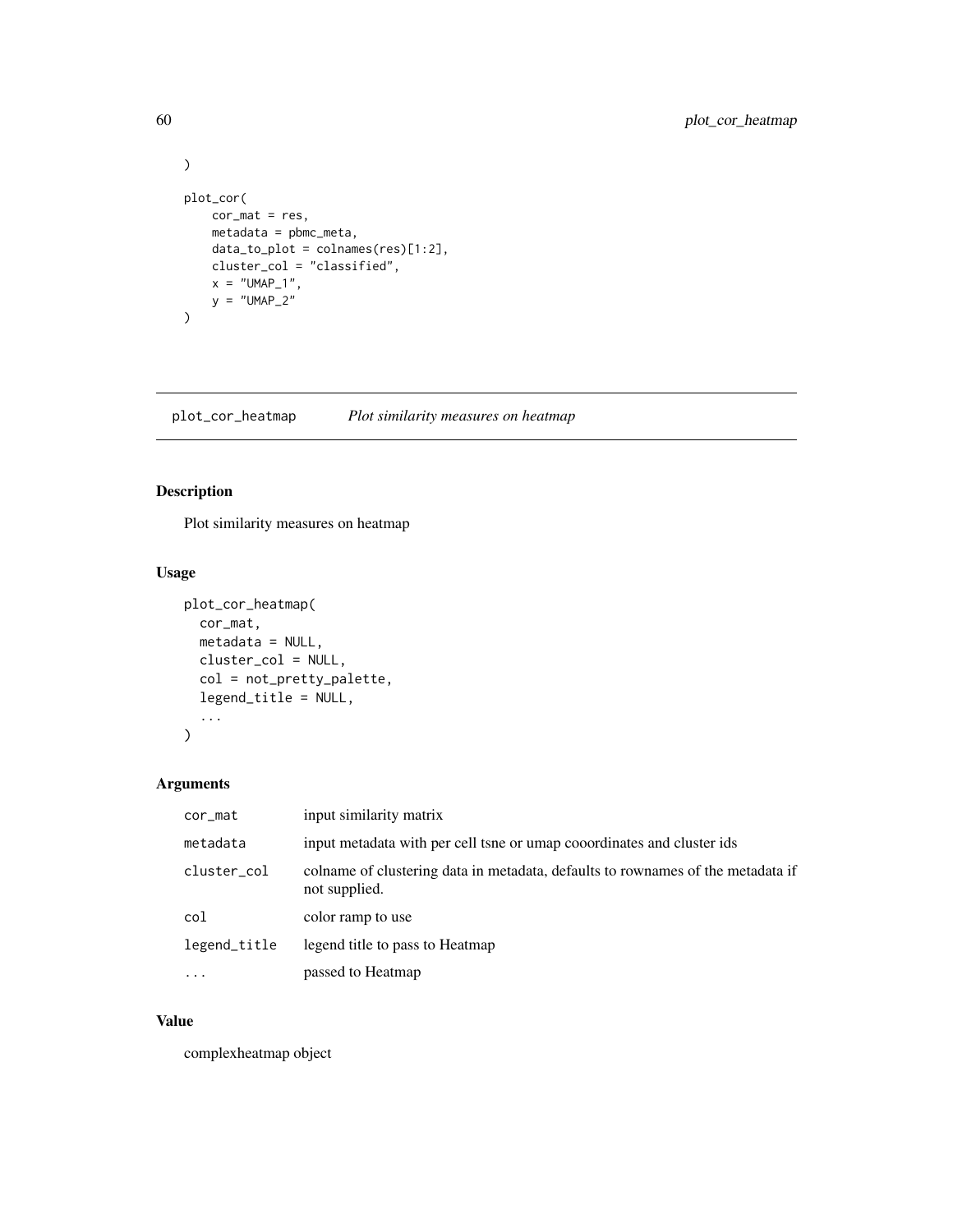```
)

plot_cor(
    cor_mat = res,
    metadata = pbmc_meta,
    data_to_plot = colnames(res)[1:2],
    cluster_col = "classified",
    x = "UMAP_1",
    y = "UMAP_2"
)
```

## plot_cor_heatmap — *Plot similarity measures on heatmap*

### Description

Plot similarity measures on heatmap

### Usage

```
plot_cor_heatmap(
  cor_mat,
  metadata = NULL,
  cluster_col = NULL,
  col = not_pretty_palette,
  legend_title = NULL,
  ...
)
```

### Arguments

| | |
|---|---|
| `cor_mat` | input similarity matrix |
| `metadata` | input metadata with per cell tsne or umap cooordinates and cluster ids |
| `cluster_col` | colname of clustering data in metadata, defaults to rownames of the metadata if not supplied. |
| `col` | color ramp to use |
| `legend_title` | legend title to pass to Heatmap |
| `...` | passed to Heatmap |

### Value

complexheatmap object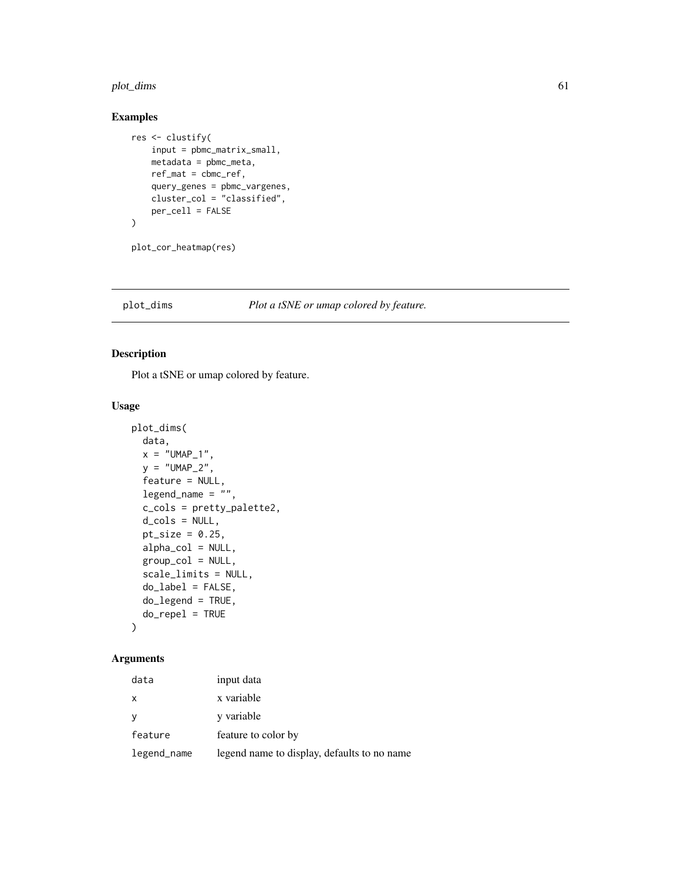## Examples

```
res <- clustify(
    input = pbmc_matrix_small,
    metadata = pbmc_meta,
    ref_mat = cbmc_ref,
    query_genes = pbmc_vargenes,
    cluster_col = "classified",
    per_cell = FALSE
)

plot_cor_heatmap(res)
```

---

# plot_dims — *Plot a tSNE or umap colored by feature.*

---

## Description

Plot a tSNE or umap colored by feature.

## Usage

```
plot_dims(
  data,
  x = "UMAP_1",
  y = "UMAP_2",
  feature = NULL,
  legend_name = "",
  c_cols = pretty_palette2,
  d_cols = NULL,
  pt_size = 0.25,
  alpha_col = NULL,
  group_col = NULL,
  scale_limits = NULL,
  do_label = FALSE,
  do_legend = TRUE,
  do_repel = TRUE
)
```

## Arguments

| | |
|---|---|
| `data` | input data |
| `x` | x variable |
| `y` | y variable |
| `feature` | feature to color by |
| `legend_name` | legend name to display, defaults to no name |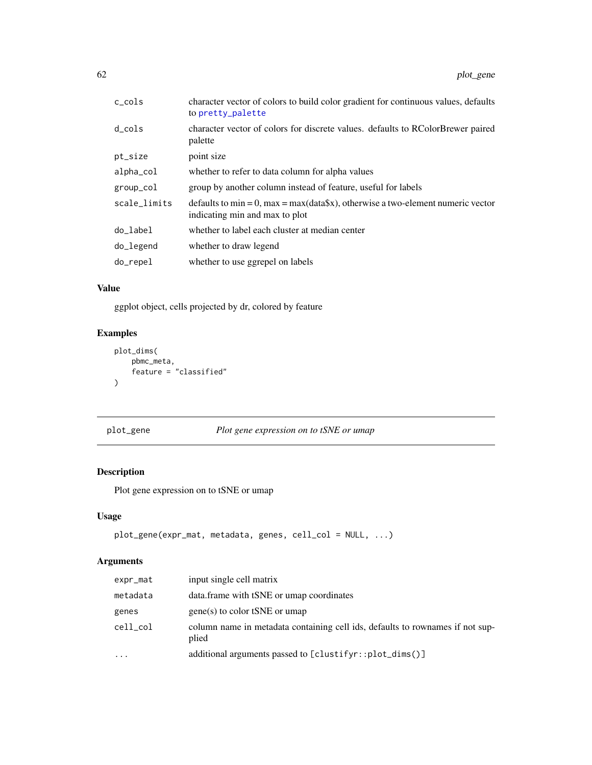| | |
|---|---|
| c_cols | character vector of colors to build color gradient for continuous values, defaults to pretty_palette |
| d_cols | character vector of colors for discrete values. defaults to RColorBrewer paired palette |
| pt_size | point size |
| alpha_col | whether to refer to data column for alpha values |
| group_col | group by another column instead of feature, useful for labels |
| scale_limits | defaults to min = 0, max = max(data$x), otherwise a two-element numeric vector indicating min and max to plot |
| do_label | whether to label each cluster at median center |
| do_legend | whether to draw legend |
| do_repel | whether to use ggrepel on labels |

### Value

ggplot object, cells projected by dr, colored by feature

### Examples

```
plot_dims(
    pbmc_meta,
    feature = "classified"
)
```

---

## plot_gene — *Plot gene expression on to tSNE or umap*

### Description

Plot gene expression on to tSNE or umap

### Usage

```
plot_gene(expr_mat, metadata, genes, cell_col = NULL, ...)
```

### Arguments

| | |
|---|---|
| expr_mat | input single cell matrix |
| metadata | data.frame with tSNE or umap coordinates |
| genes | gene(s) to color tSNE or umap |
| cell_col | column name in metadata containing cell ids, defaults to rownames if not supplied |
| ... | additional arguments passed to [clustifyr::plot_dims()] |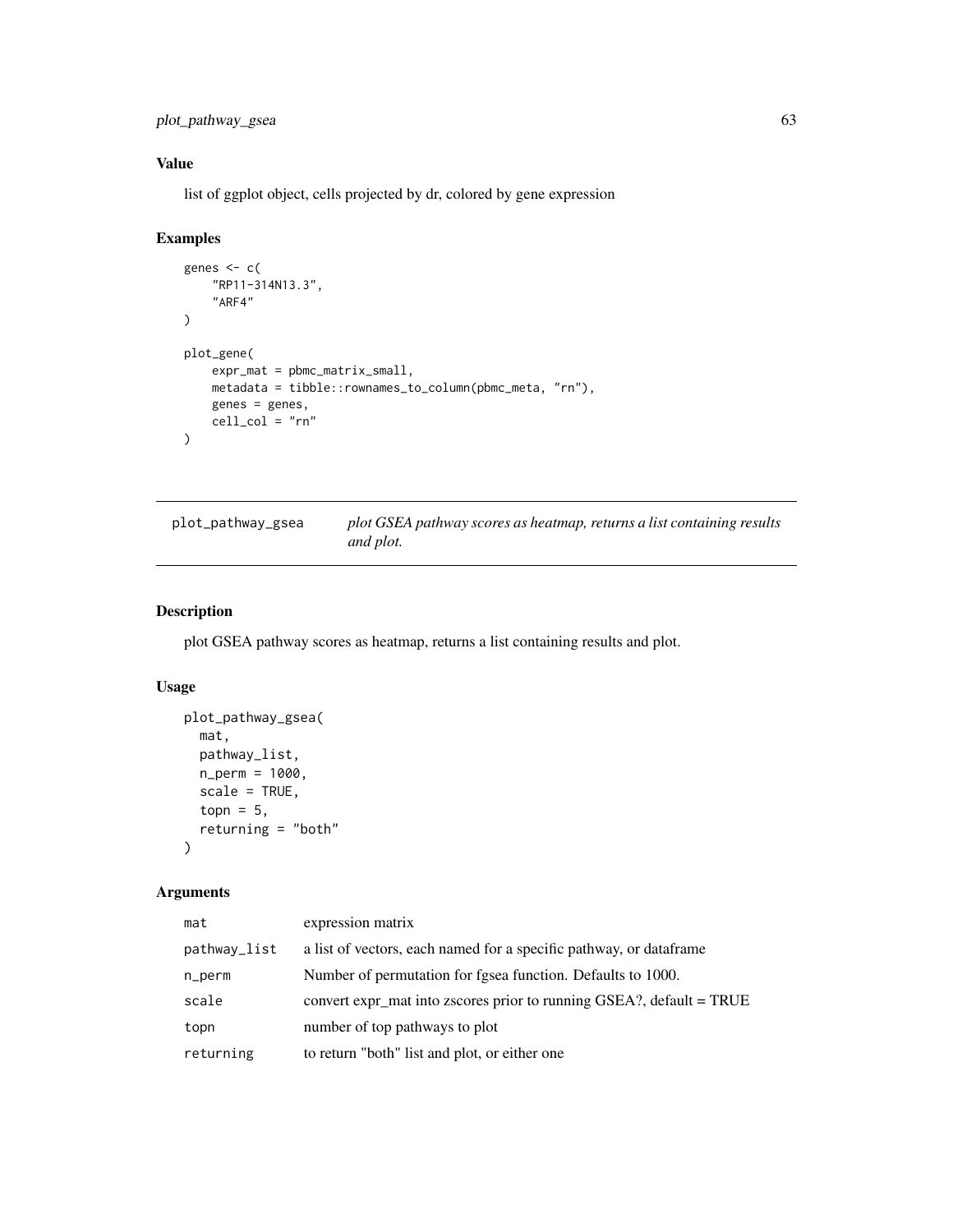## Value

list of ggplot object, cells projected by dr, colored by gene expression

## Examples

```
genes <- c(
    "RP11-314N13.3",
    "ARF4"
)

plot_gene(
    expr_mat = pbmc_matrix_small,
    metadata = tibble::rownames_to_column(pbmc_meta, "rn"),
    genes = genes,
    cell_col = "rn"
)
```

---

# plot_pathway_gsea

*plot GSEA pathway scores as heatmap, returns a list containing results and plot.*

## Description

plot GSEA pathway scores as heatmap, returns a list containing results and plot.

## Usage

```
plot_pathway_gsea(
  mat,
  pathway_list,
  n_perm = 1000,
  scale = TRUE,
  topn = 5,
  returning = "both"
)
```

## Arguments

| | |
|---|---|
| mat | expression matrix |
| pathway_list | a list of vectors, each named for a specific pathway, or dataframe |
| n_perm | Number of permutation for fgsea function. Defaults to 1000. |
| scale | convert expr_mat into zscores prior to running GSEA?, default = TRUE |
| topn | number of top pathways to plot |
| returning | to return "both" list and plot, or either one |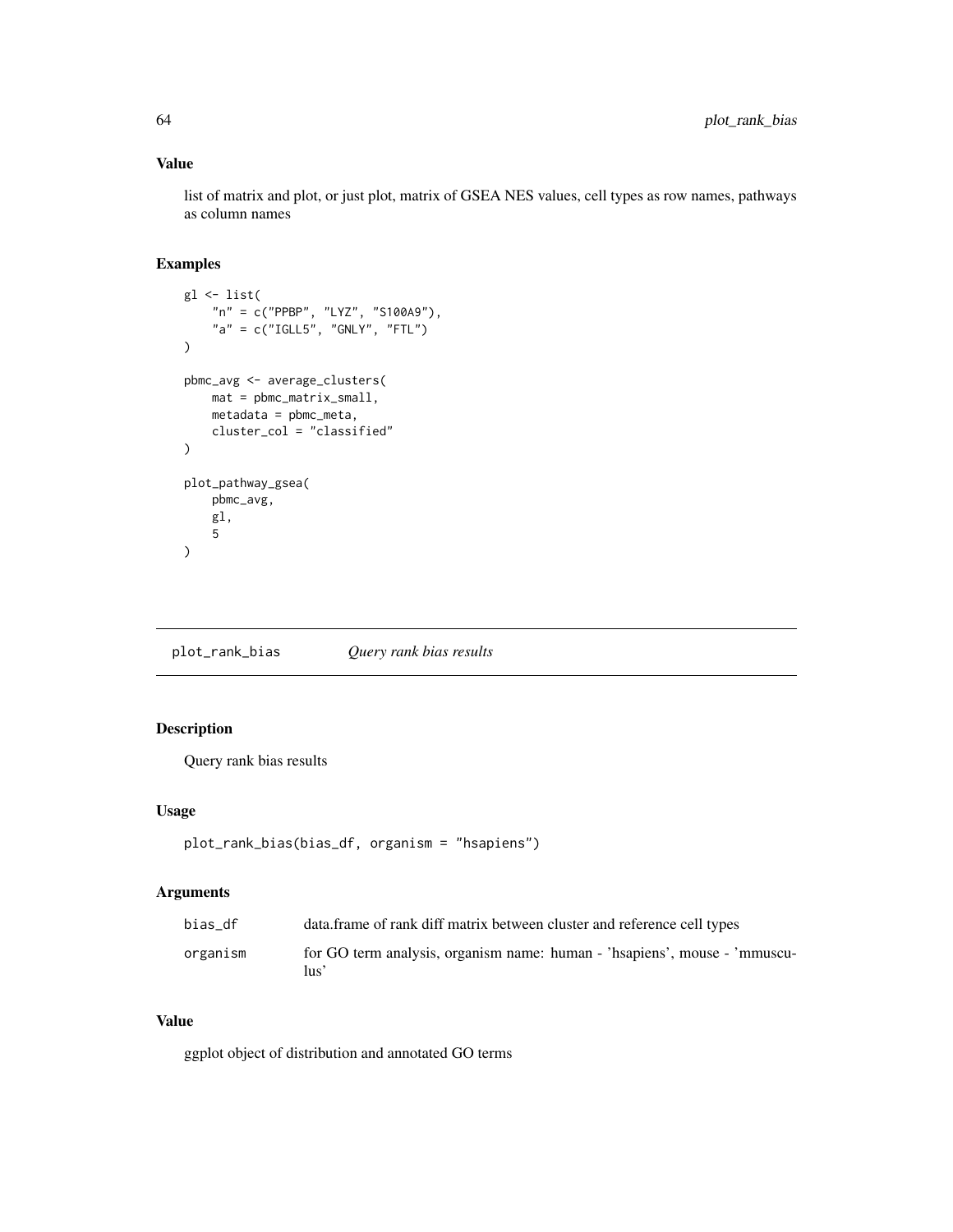## Value

list of matrix and plot, or just plot, matrix of GSEA NES values, cell types as row names, pathways as column names

## Examples

```
gl <- list(
    "n" = c("PPBP", "LYZ", "S100A9"),
    "a" = c("IGLL5", "GNLY", "FTL")
)

pbmc_avg <- average_clusters(
    mat = pbmc_matrix_small,
    metadata = pbmc_meta,
    cluster_col = "classified"
)

plot_pathway_gsea(
    pbmc_avg,
    gl,
    5
)
```

---

# plot_rank_bias *Query rank bias results*

## Description

Query rank bias results

## Usage

```
plot_rank_bias(bias_df, organism = "hsapiens")
```

## Arguments

| | |
|---|---|
| bias_df | data.frame of rank diff matrix between cluster and reference cell types |
| organism | for GO term analysis, organism name: human - 'hsapiens', mouse - 'mmusculus' |

## Value

ggplot object of distribution and annotated GO terms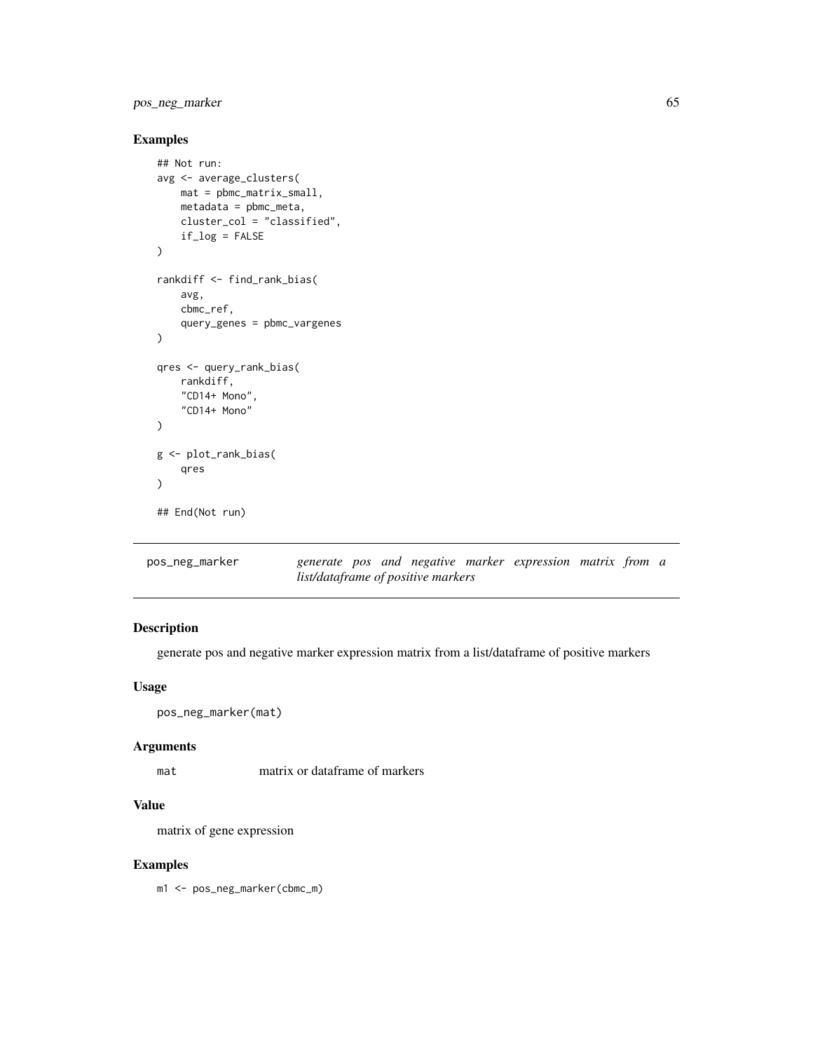## Examples

```
## Not run:
avg <- average_clusters(
    mat = pbmc_matrix_small,
    metadata = pbmc_meta,
    cluster_col = "classified",
    if_log = FALSE
)

rankdiff <- find_rank_bias(
    avg,
    cbmc_ref,
    query_genes = pbmc_vargenes
)

qres <- query_rank_bias(
    rankdiff,
    "CD14+ Mono",
    "CD14+ Mono"
)

g <- plot_rank_bias(
    qres
)

## End(Not run)
```

---

`pos_neg_marker` *generate pos and negative marker expression matrix from a list/dataframe of positive markers*

---

## Description

generate pos and negative marker expression matrix from a list/dataframe of positive markers

## Usage

```
pos_neg_marker(mat)
```

## Arguments

| | |
|---|---|
| `mat` | matrix or dataframe of markers |

## Value

matrix of gene expression

## Examples

```
m1 <- pos_neg_marker(cbmc_m)
```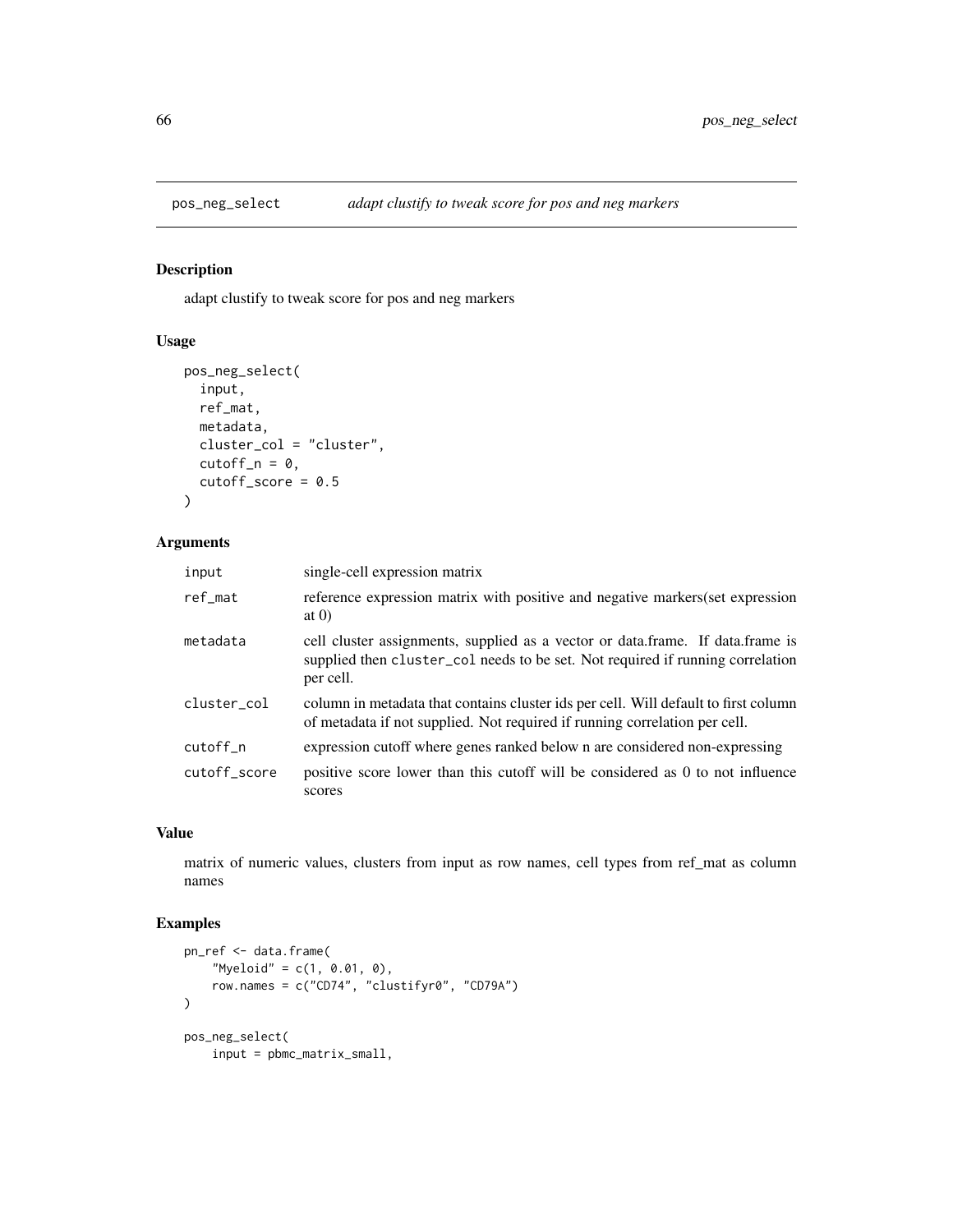## pos_neg_select *adapt clustify to tweak score for pos and neg markers*

### Description

adapt clustify to tweak score for pos and neg markers

### Usage

```
pos_neg_select(
  input,
  ref_mat,
  metadata,
  cluster_col = "cluster",
  cutoff_n = 0,
  cutoff_score = 0.5
)
```

### Arguments

| | |
|---|---|
| input | single-cell expression matrix |
| ref_mat | reference expression matrix with positive and negative markers(set expression at 0) |
| metadata | cell cluster assignments, supplied as a vector or data.frame. If data.frame is supplied then cluster_col needs to be set. Not required if running correlation per cell. |
| cluster_col | column in metadata that contains cluster ids per cell. Will default to first column of metadata if not supplied. Not required if running correlation per cell. |
| cutoff_n | expression cutoff where genes ranked below n are considered non-expressing |
| cutoff_score | positive score lower than this cutoff will be considered as 0 to not influence scores |

### Value

matrix of numeric values, clusters from input as row names, cell types from ref_mat as column names

### Examples

```
pn_ref <- data.frame(
    "Myeloid" = c(1, 0.01, 0),
    row.names = c("CD74", "clustifyr0", "CD79A")
)

pos_neg_select(
    input = pbmc_matrix_small,
```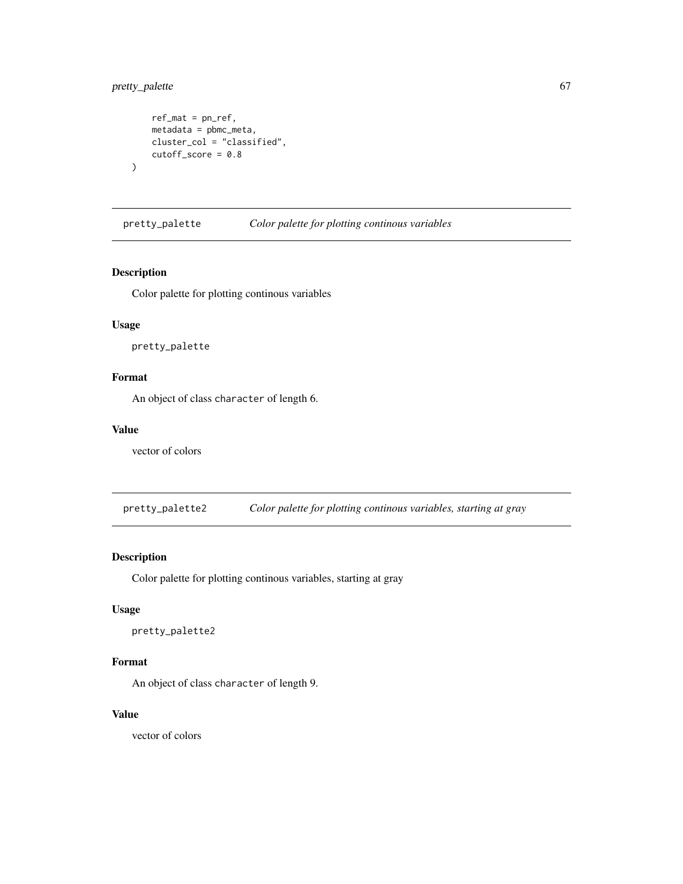```
    ref_mat = pn_ref,
    metadata = pbmc_meta,
    cluster_col = "classified",
    cutoff_score = 0.8
)
```

## pretty_palette — *Color palette for plotting continous variables*

### Description

Color palette for plotting continous variables

### Usage

```
pretty_palette
```

### Format

An object of class `character` of length 6.

### Value

vector of colors

## pretty_palette2 — *Color palette for plotting continous variables, starting at gray*

### Description

Color palette for plotting continous variables, starting at gray

### Usage

```
pretty_palette2
```

### Format

An object of class `character` of length 9.

### Value

vector of colors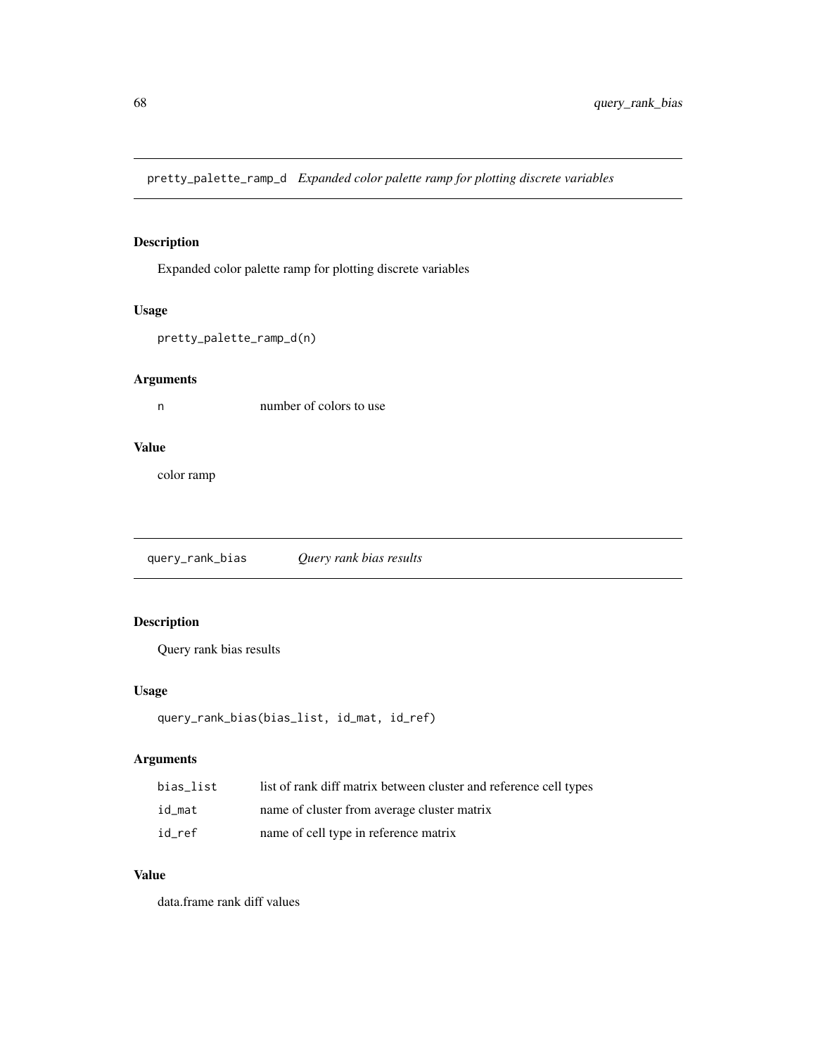## pretty_palette_ramp_d *Expanded color palette ramp for plotting discrete variables*

### Description

Expanded color palette ramp for plotting discrete variables

### Usage

```
pretty_palette_ramp_d(n)
```

### Arguments

| | |
|---|---|
| n | number of colors to use |

### Value

color ramp

## query_rank_bias *Query rank bias results*

### Description

Query rank bias results

### Usage

```
query_rank_bias(bias_list, id_mat, id_ref)
```

### Arguments

| | |
|---|---|
| bias_list | list of rank diff matrix between cluster and reference cell types |
| id_mat | name of cluster from average cluster matrix |
| id_ref | name of cell type in reference matrix |

### Value

data.frame rank diff values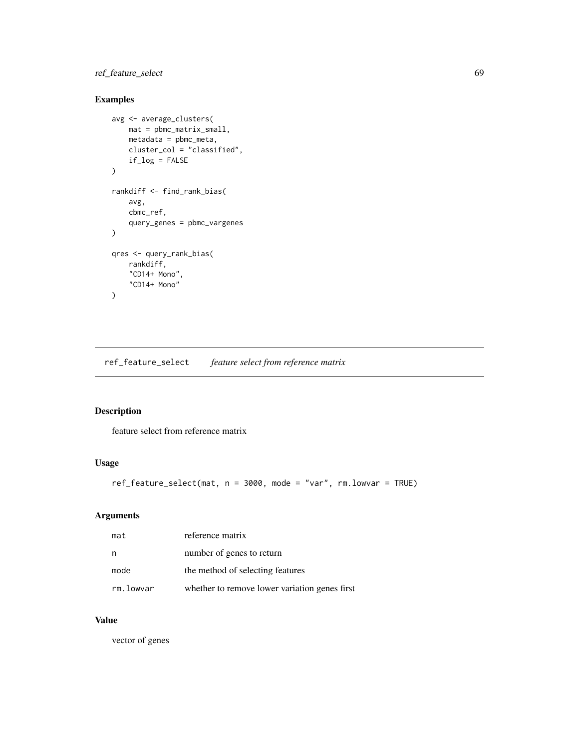## Examples

```
avg <- average_clusters(
    mat = pbmc_matrix_small,
    metadata = pbmc_meta,
    cluster_col = "classified",
    if_log = FALSE
)

rankdiff <- find_rank_bias(
    avg,
    cbmc_ref,
    query_genes = pbmc_vargenes
)

qres <- query_rank_bias(
    rankdiff,
    "CD14+ Mono",
    "CD14+ Mono"
)
```

---

# ref_feature_select *feature select from reference matrix*

---

## Description

feature select from reference matrix

## Usage

```
ref_feature_select(mat, n = 3000, mode = "var", rm.lowvar = TRUE)
```

## Arguments

| | |
|---|---|
| mat | reference matrix |
| n | number of genes to return |
| mode | the method of selecting features |
| rm.lowvar | whether to remove lower variation genes first |

## Value

vector of genes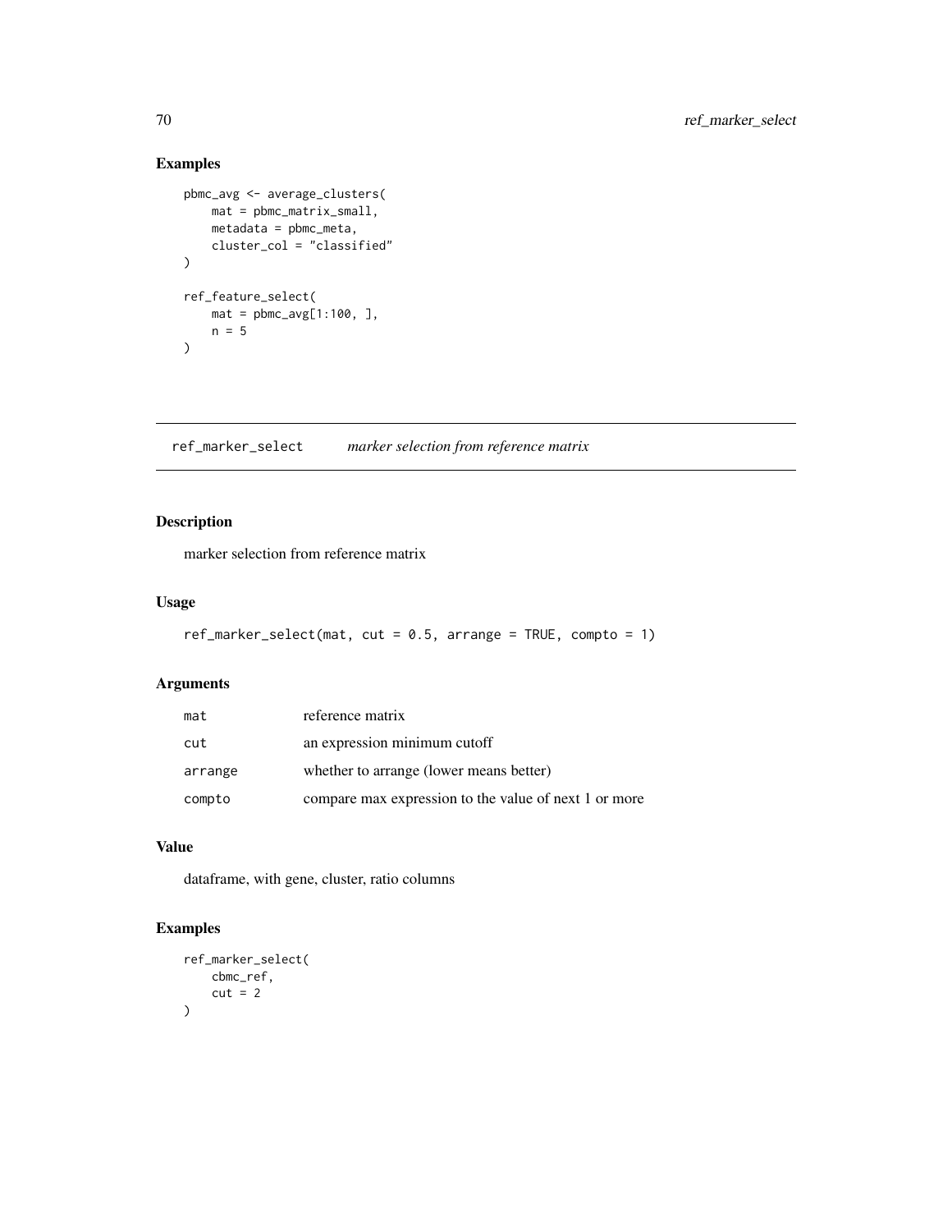## Examples

```
pbmc_avg <- average_clusters(
    mat = pbmc_matrix_small,
    metadata = pbmc_meta,
    cluster_col = "classified"
)

ref_feature_select(
    mat = pbmc_avg[1:100, ],
    n = 5
)
```

---

## ref_marker_select — *marker selection from reference matrix*

---

### Description

marker selection from reference matrix

### Usage

```
ref_marker_select(mat, cut = 0.5, arrange = TRUE, compto = 1)
```

### Arguments

| | |
|---|---|
| mat | reference matrix |
| cut | an expression minimum cutoff |
| arrange | whether to arrange (lower means better) |
| compto | compare max expression to the value of next 1 or more |

### Value

dataframe, with gene, cluster, ratio columns

### Examples

```
ref_marker_select(
    cbmc_ref,
    cut = 2
)
```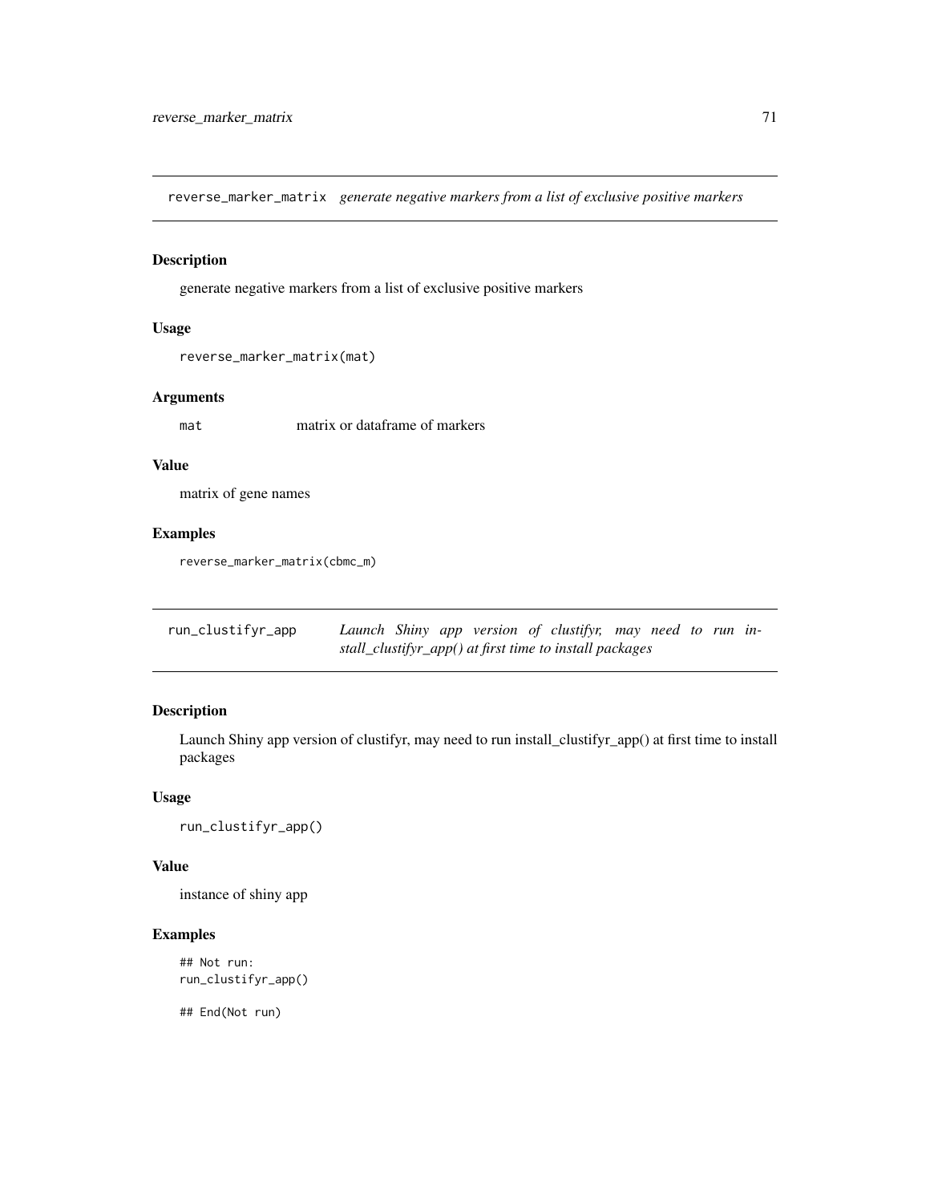## reverse_marker_matrix *generate negative markers from a list of exclusive positive markers*

### Description

generate negative markers from a list of exclusive positive markers

### Usage

```
reverse_marker_matrix(mat)
```

### Arguments

| | |
|---|---|
| mat | matrix or dataframe of markers |

### Value

matrix of gene names

### Examples

```
reverse_marker_matrix(cbmc_m)
```

## run_clustifyr_app *Launch Shiny app version of clustifyr, may need to run install_clustifyr_app() at first time to install packages*

### Description

Launch Shiny app version of clustifyr, may need to run install_clustifyr_app() at first time to install packages

### Usage

```
run_clustifyr_app()
```

### Value

instance of shiny app

### Examples

```
## Not run:
run_clustifyr_app()

## End(Not run)
```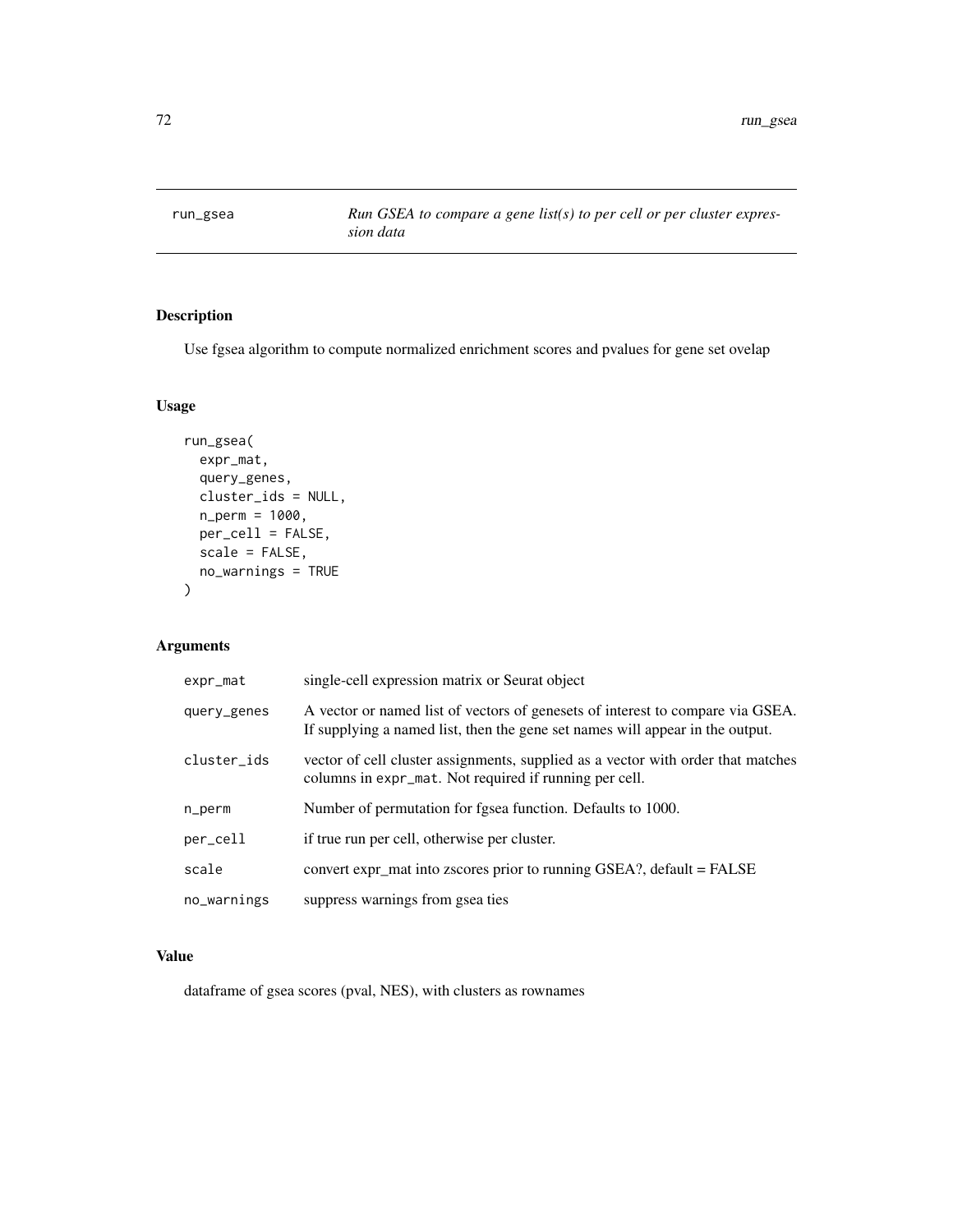run_gsea *Run GSEA to compare a gene list(s) to per cell or per cluster expression data*

## Description

Use fgsea algorithm to compute normalized enrichment scores and pvalues for gene set ovelap

## Usage

```
run_gsea(
  expr_mat,
  query_genes,
  cluster_ids = NULL,
  n_perm = 1000,
  per_cell = FALSE,
  scale = FALSE,
  no_warnings = TRUE
)
```

## Arguments

| | |
|---|---|
| `expr_mat` | single-cell expression matrix or Seurat object |
| `query_genes` | A vector or named list of vectors of genesets of interest to compare via GSEA. If supplying a named list, then the gene set names will appear in the output. |
| `cluster_ids` | vector of cell cluster assignments, supplied as a vector with order that matches columns in `expr_mat`. Not required if running per cell. |
| `n_perm` | Number of permutation for fgsea function. Defaults to 1000. |
| `per_cell` | if true run per cell, otherwise per cluster. |
| `scale` | convert expr_mat into zscores prior to running GSEA?, default = FALSE |
| `no_warnings` | suppress warnings from gsea ties |

## Value

dataframe of gsea scores (pval, NES), with clusters as rownames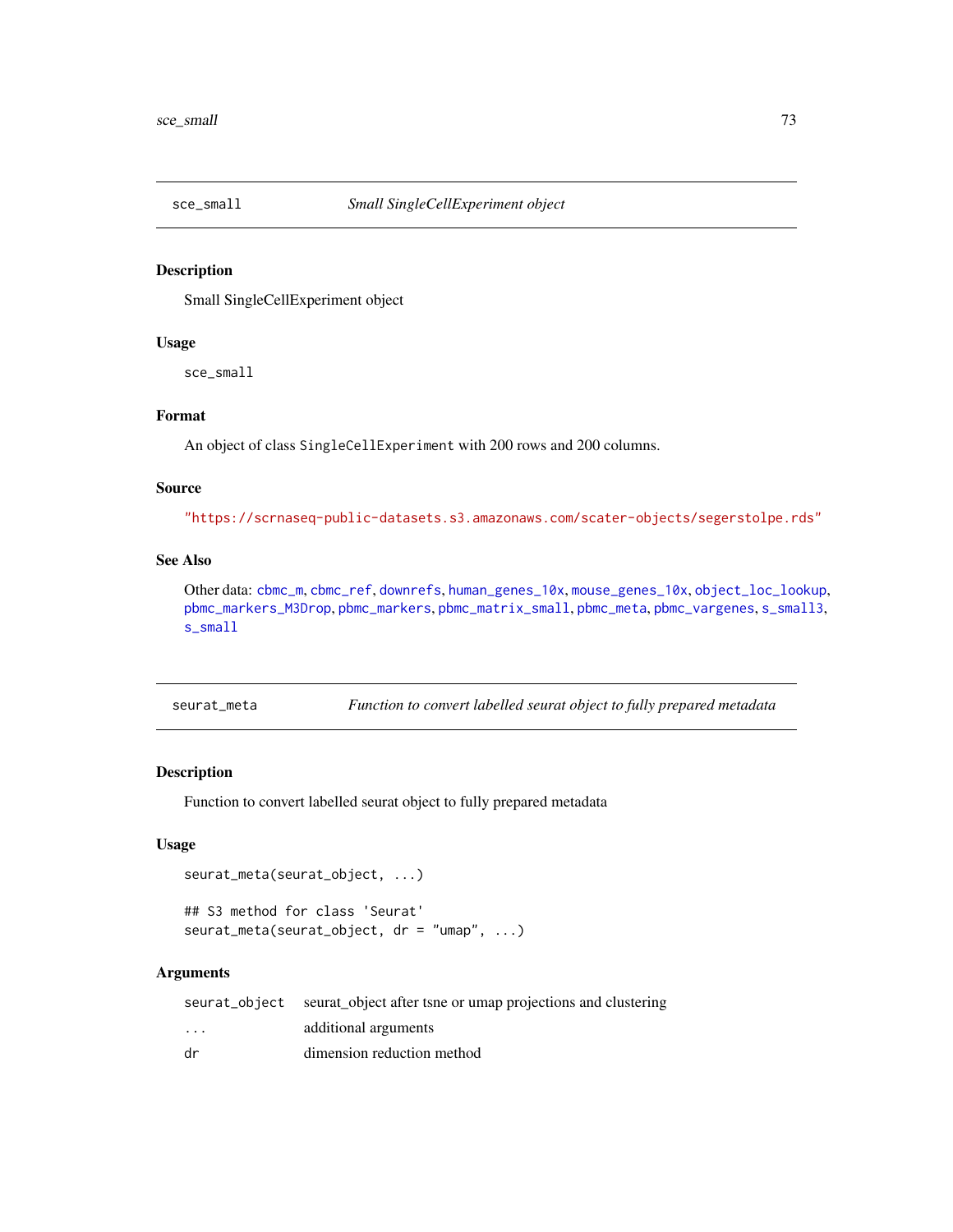## sce_small — *Small SingleCellExperiment object*

### Description

Small SingleCellExperiment object

### Usage

```
sce_small
```

### Format

An object of class `SingleCellExperiment` with 200 rows and 200 columns.

### Source

"https://scrnaseq-public-datasets.s3.amazonaws.com/scater-objects/segerstolpe.rds"

### See Also

Other data: cbmc_m, cbmc_ref, downrefs, human_genes_10x, mouse_genes_10x, object_loc_lookup, pbmc_markers_M3Drop, pbmc_markers, pbmc_matrix_small, pbmc_meta, pbmc_vargenes, s_small3, s_small

## seurat_meta — *Function to convert labelled seurat object to fully prepared metadata*

### Description

Function to convert labelled seurat object to fully prepared metadata

### Usage

```
seurat_meta(seurat_object, ...)

## S3 method for class 'Seurat'
seurat_meta(seurat_object, dr = "umap", ...)
```

### Arguments

| | |
|---|---|
| seurat_object | seurat_object after tsne or umap projections and clustering |
| ... | additional arguments |
| dr | dimension reduction method |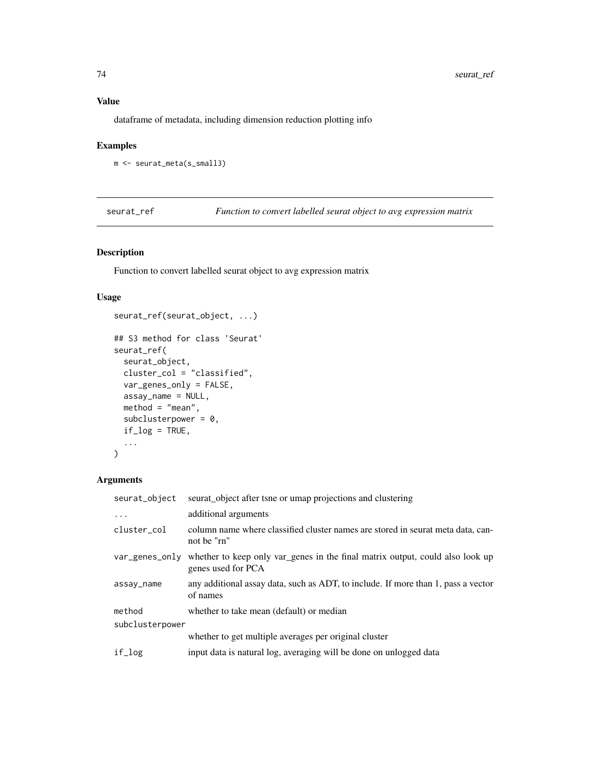## Value

dataframe of metadata, including dimension reduction plotting info

## Examples

```
m <- seurat_meta(s_small3)
```

---

`seurat_ref` — *Function to convert labelled seurat object to avg expression matrix*

---

## Description

Function to convert labelled seurat object to avg expression matrix

## Usage

```
seurat_ref(seurat_object, ...)

## S3 method for class 'Seurat'
seurat_ref(
  seurat_object,
  cluster_col = "classified",
  var_genes_only = FALSE,
  assay_name = NULL,
  method = "mean",
  subclusterpower = 0,
  if_log = TRUE,
  ...
)
```

## Arguments

| | |
|---|---|
| `seurat_object` | seurat_object after tsne or umap projections and clustering |
| `...` | additional arguments |
| `cluster_col` | column name where classified cluster names are stored in seurat meta data, cannot be "rn" |
| `var_genes_only` | whether to keep only var_genes in the final matrix output, could also look up genes used for PCA |
| `assay_name` | any additional assay data, such as ADT, to include. If more than 1, pass a vector of names |
| `method` | whether to take mean (default) or median |
| `subclusterpower` | whether to get multiple averages per original cluster |
| `if_log` | input data is natural log, averaging will be done on unlogged data |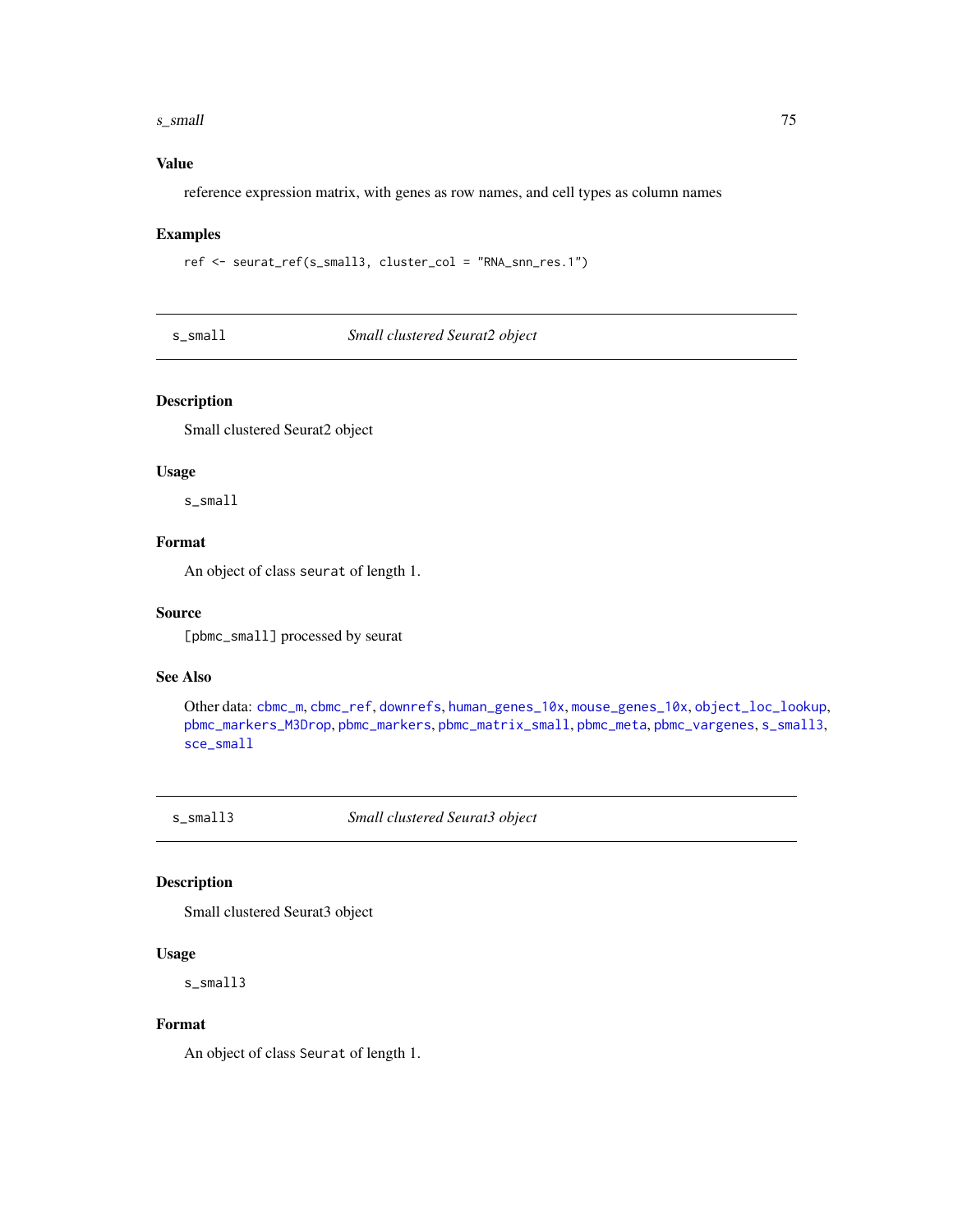## Value

reference expression matrix, with genes as row names, and cell types as column names

## Examples

```
ref <- seurat_ref(s_small3, cluster_col = "RNA_snn_res.1")
```

---

# s_small — *Small clustered Seurat2 object*

## Description

Small clustered Seurat2 object

## Usage

```
s_small
```

## Format

An object of class `seurat` of length 1.

## Source

[pbmc_small] processed by seurat

## See Also

Other data: `cbmc_m`, `cbmc_ref`, `downrefs`, `human_genes_10x`, `mouse_genes_10x`, `object_loc_lookup`, `pbmc_markers_M3Drop`, `pbmc_markers`, `pbmc_matrix_small`, `pbmc_meta`, `pbmc_vargenes`, `s_small3`, `sce_small`

---

# s_small3 — *Small clustered Seurat3 object*

## Description

Small clustered Seurat3 object

## Usage

```
s_small3
```

## Format

An object of class `Seurat` of length 1.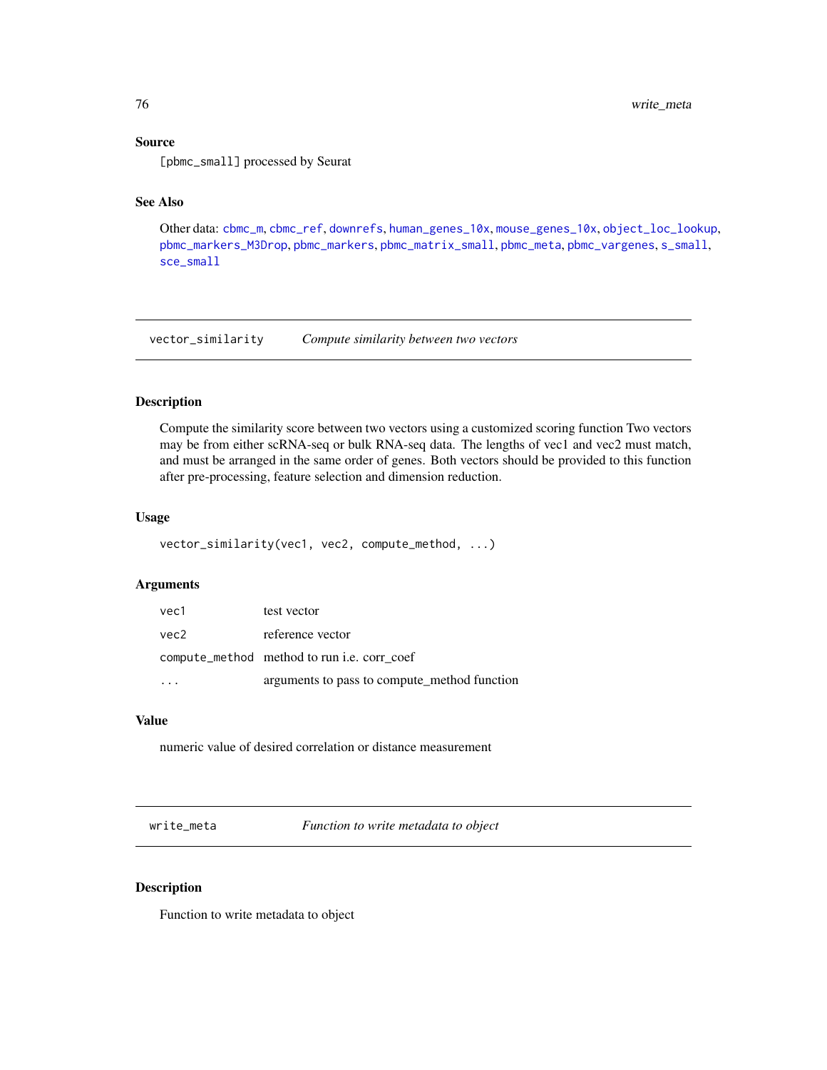### Source

[pbmc_small] processed by Seurat

### See Also

Other data: cbmc_m, cbmc_ref, downrefs, human_genes_10x, mouse_genes_10x, object_loc_lookup, pbmc_markers_M3Drop, pbmc_markers, pbmc_matrix_small, pbmc_meta, pbmc_vargenes, s_small, sce_small

---

## vector_similarity — *Compute similarity between two vectors*

### Description

Compute the similarity score between two vectors using a customized scoring function Two vectors may be from either scRNA-seq or bulk RNA-seq data. The lengths of vec1 and vec2 must match, and must be arranged in the same order of genes. Both vectors should be provided to this function after pre-processing, feature selection and dimension reduction.

### Usage

```
vector_similarity(vec1, vec2, compute_method, ...)
```

### Arguments

| | |
|---|---|
| vec1 | test vector |
| vec2 | reference vector |
| compute_method | method to run i.e. corr_coef |
| ... | arguments to pass to compute_method function |

### Value

numeric value of desired correlation or distance measurement

---

## write_meta — *Function to write metadata to object*

### Description

Function to write metadata to object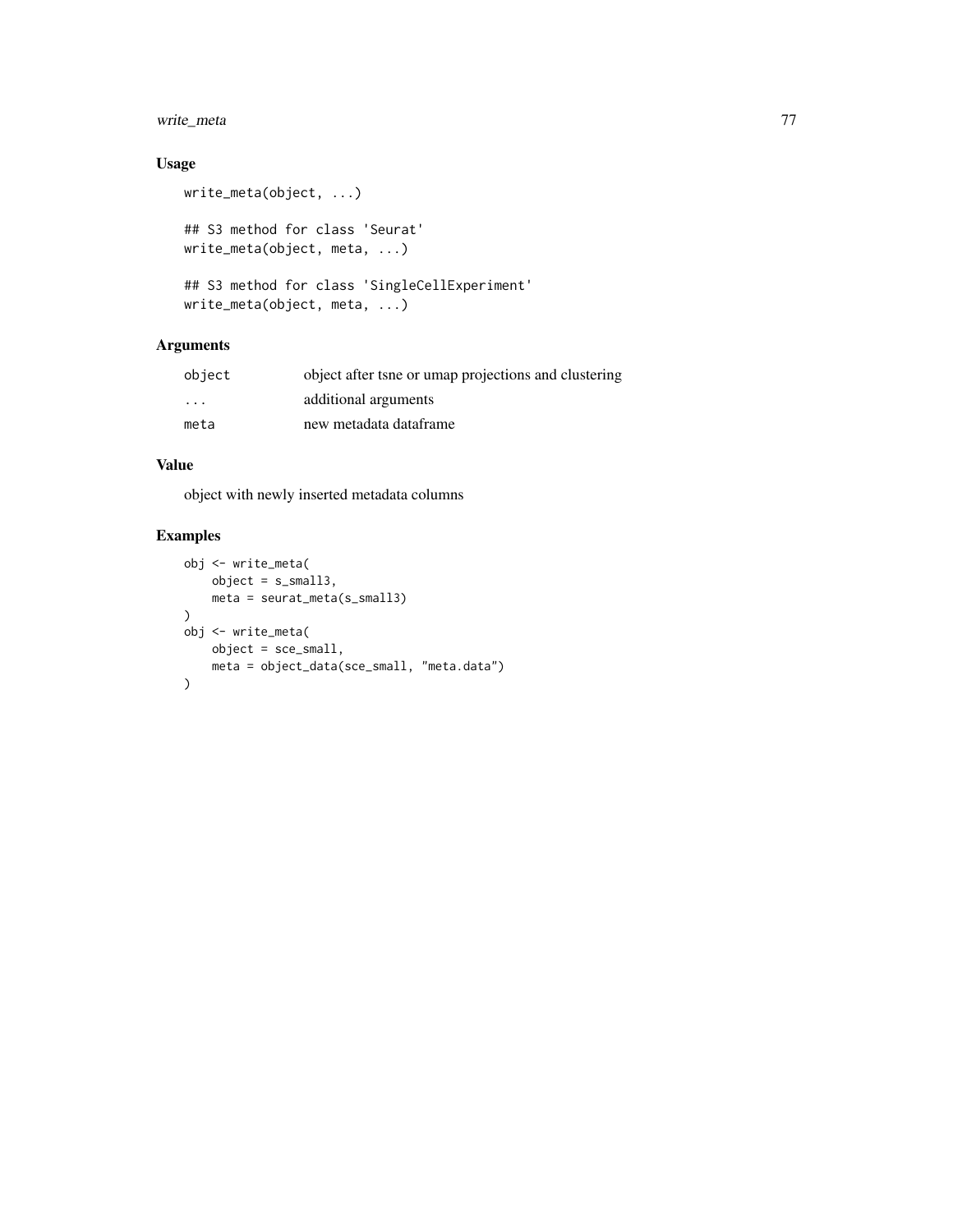## Usage

```
write_meta(object, ...)

## S3 method for class 'Seurat'
write_meta(object, meta, ...)

## S3 method for class 'SingleCellExperiment'
write_meta(object, meta, ...)
```

## Arguments

| | |
|---|---|
| `object` | object after tsne or umap projections and clustering |
| `...` | additional arguments |
| `meta` | new metadata dataframe |

## Value

object with newly inserted metadata columns

## Examples

```
obj <- write_meta(
    object = s_small3,
    meta = seurat_meta(s_small3)
)
obj <- write_meta(
    object = sce_small,
    meta = object_data(sce_small, "meta.data")
)
```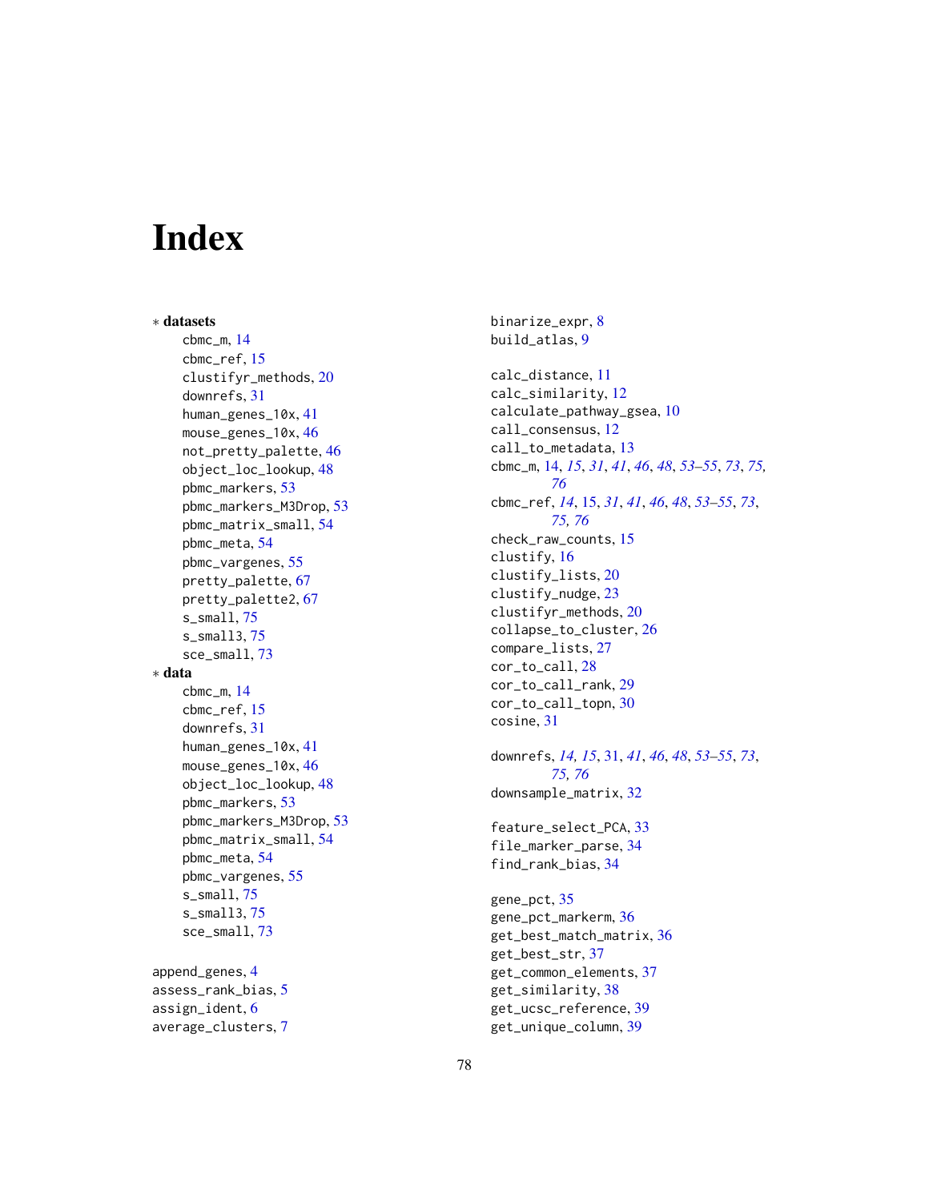# Index

∗ **datasets**

cbmc_m, 14
cbmc_ref, 15
clustifyr_methods, 20
downrefs, 31
human_genes_10x, 41
mouse_genes_10x, 46
not_pretty_palette, 46
object_loc_lookup, 48
pbmc_markers, 53
pbmc_markers_M3Drop, 53
pbmc_matrix_small, 54
pbmc_meta, 54
pbmc_vargenes, 55
pretty_palette, 67
pretty_palette2, 67
s_small, 75
s_small3, 75
sce_small, 73

∗ **data**

cbmc_m, 14
cbmc_ref, 15
downrefs, 31
human_genes_10x, 41
mouse_genes_10x, 46
object_loc_lookup, 48
pbmc_markers, 53
pbmc_markers_M3Drop, 53
pbmc_matrix_small, 54
pbmc_meta, 54
pbmc_vargenes, 55
s_small, 75
s_small3, 75
sce_small, 73

append_genes, 4
assess_rank_bias, 5
assign_ident, 6
average_clusters, 7

binarize_expr, 8
build_atlas, 9

calc_distance, 11
calc_similarity, 12
calculate_pathway_gsea, 10
call_consensus, 12
call_to_metadata, 13
cbmc_m, 14, *15*, *31*, *41*, *46*, *48*, *53–55*, *73*, *75*, *76*
cbmc_ref, *14*, 15, *31*, *41*, *46*, *48*, *53–55*, *73*, *75*, *76*
check_raw_counts, 15
clustify, 16
clustify_lists, 20
clustify_nudge, 23
clustifyr_methods, 20
collapse_to_cluster, 26
compare_lists, 27
cor_to_call, 28
cor_to_call_rank, 29
cor_to_call_topn, 30
cosine, 31

downrefs, *14*, *15*, 31, *41*, *46*, *48*, *53–55*, *73*, *75*, *76*
downsample_matrix, 32

feature_select_PCA, 33
file_marker_parse, 34
find_rank_bias, 34

gene_pct, 35
gene_pct_markerm, 36
get_best_match_matrix, 36
get_best_str, 37
get_common_elements, 37
get_similarity, 38
get_ucsc_reference, 39
get_unique_column, 39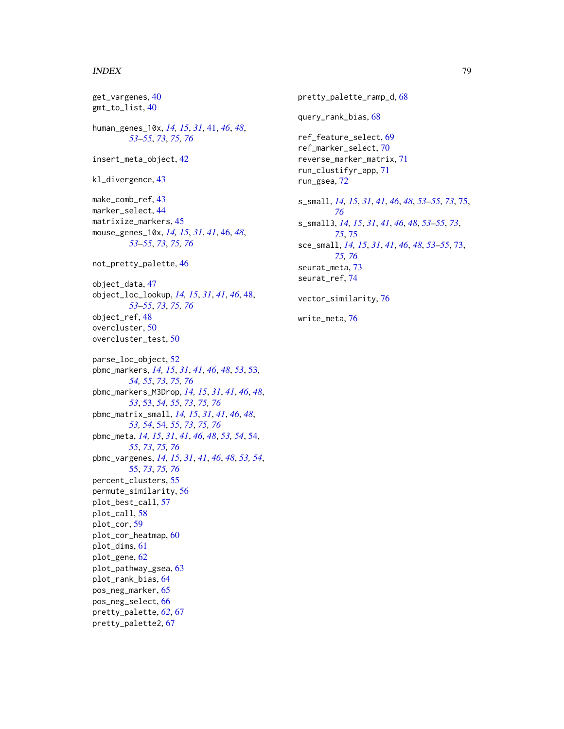get_vargenes, 40
gmt_to_list, 40

human_genes_10x, *14, 15*, *31*, 41, *46*, *48*, *53–55*, *73*, *75, 76*

insert_meta_object, 42

kl_divergence, 43

make_comb_ref, 43
marker_select, 44
matrixize_markers, 45
mouse_genes_10x, *14, 15*, *31*, *41*, 46, *48*, *53–55*, *73*, *75, 76*

not_pretty_palette, 46

object_data, 47
object_loc_lookup, *14, 15*, *31*, *41*, *46*, 48, *53–55*, *73*, *75, 76*
object_ref, 48
overcluster, 50
overcluster_test, 50

parse_loc_object, 52
pbmc_markers, *14, 15*, *31*, *41*, *46*, *48*, *53*, 53, *54, 55*, *73*, *75, 76*
pbmc_markers_M3Drop, *14, 15*, *31*, *41*, *46*, *48*, *53*, 53, *54, 55*, *73*, *75, 76*
pbmc_matrix_small, *14, 15*, *31*, *41*, *46*, *48*, *53, 54*, 54, *55*, *73*, *75, 76*
pbmc_meta, *14, 15*, *31*, *41*, *46*, *48*, *53, 54*, 54, *55*, *73*, *75, 76*
pbmc_vargenes, *14, 15*, *31*, *41*, *46*, *48*, *53, 54*, 55, *73*, *75, 76*
percent_clusters, 55
permute_similarity, 56
plot_best_call, 57
plot_call, 58
plot_cor, 59
plot_cor_heatmap, 60
plot_dims, 61
plot_gene, 62
plot_pathway_gsea, 63
plot_rank_bias, 64
pos_neg_marker, 65
pos_neg_select, 66
pretty_palette, *62*, 67
pretty_palette2, 67
pretty_palette_ramp_d, 68

query_rank_bias, 68

ref_feature_select, 69
ref_marker_select, 70
reverse_marker_matrix, 71
run_clustifyr_app, 71
run_gsea, 72

s_small, *14, 15*, *31*, *41*, *46*, *48*, *53–55*, *73*, 75, *76*
s_small3, *14, 15*, *31*, *41*, *46*, *48*, *53–55*, *73*, *75*, 75
sce_small, *14, 15*, *31*, *41*, *46*, *48*, *53–55*, 73, *75, 76*
seurat_meta, 73
seurat_ref, 74

vector_similarity, 76

write_meta, 76